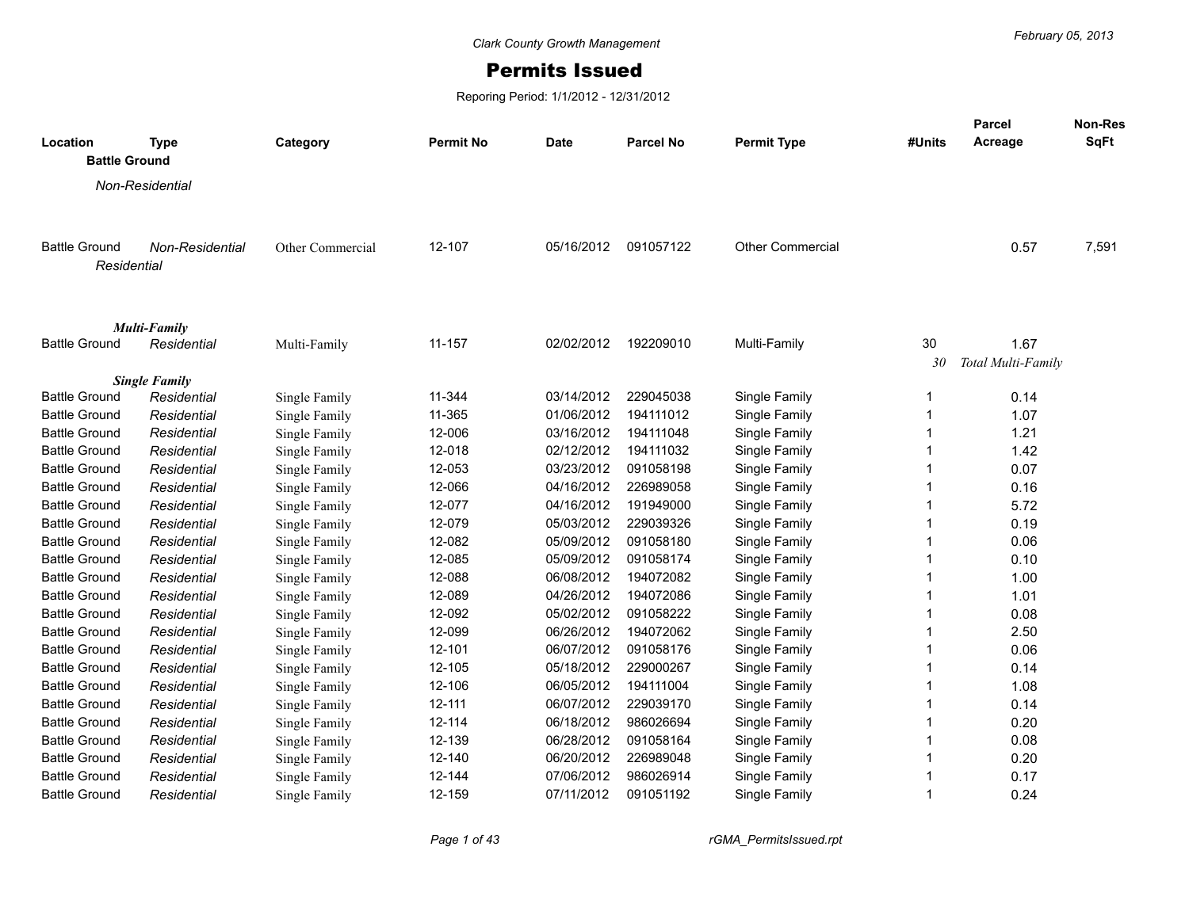Clark County Growth Management

# Permits Issued

Reporing Period: 1/1/2012 - 12/31/2012

February 05, 2013

| Location | Type | Category | Permit No | Date | Parcel No | Permit Type | #Units | Parcel Acreage | Non-Res SqFt |
|---|---|---|---|---|---|---|---|---|---|
| **Battle Ground** | | | | | | | | | |
| *Non-Residential* | | | | | | | | | |
| Battle Ground | *Non-Residential* | Other Commercial | 12-107 | 05/16/2012 | 091057122 | Other Commercial | | 0.57 | 7,591 |
| *Residential* | | | | | | | | | |
| ***Multi-Family*** | | | | | | | | | |
| Battle Ground | *Residential* | Multi-Family | 11-157 | 02/02/2012 | 192209010 | Multi-Family | 30 | 1.67 | |
| | | | | | | | *30* | *Total Multi-Family* | |
| ***Single Family*** | | | | | | | | | |
| Battle Ground | *Residential* | Single Family | 11-344 | 03/14/2012 | 229045038 | Single Family | 1 | 0.14 | |
| Battle Ground | *Residential* | Single Family | 11-365 | 01/06/2012 | 194111012 | Single Family | 1 | 1.07 | |
| Battle Ground | *Residential* | Single Family | 12-006 | 03/16/2012 | 194111048 | Single Family | 1 | 1.21 | |
| Battle Ground | *Residential* | Single Family | 12-018 | 02/12/2012 | 194111032 | Single Family | 1 | 1.42 | |
| Battle Ground | *Residential* | Single Family | 12-053 | 03/23/2012 | 091058198 | Single Family | 1 | 0.07 | |
| Battle Ground | *Residential* | Single Family | 12-066 | 04/16/2012 | 226989058 | Single Family | 1 | 0.16 | |
| Battle Ground | *Residential* | Single Family | 12-077 | 04/16/2012 | 191949000 | Single Family | 1 | 5.72 | |
| Battle Ground | *Residential* | Single Family | 12-079 | 05/03/2012 | 229039326 | Single Family | 1 | 0.19 | |
| Battle Ground | *Residential* | Single Family | 12-082 | 05/09/2012 | 091058180 | Single Family | 1 | 0.06 | |
| Battle Ground | *Residential* | Single Family | 12-085 | 05/09/2012 | 091058174 | Single Family | 1 | 0.10 | |
| Battle Ground | *Residential* | Single Family | 12-088 | 06/08/2012 | 194072082 | Single Family | 1 | 1.00 | |
| Battle Ground | *Residential* | Single Family | 12-089 | 04/26/2012 | 194072086 | Single Family | 1 | 1.01 | |
| Battle Ground | *Residential* | Single Family | 12-092 | 05/02/2012 | 091058222 | Single Family | 1 | 0.08 | |
| Battle Ground | *Residential* | Single Family | 12-099 | 06/26/2012 | 194072062 | Single Family | 1 | 2.50 | |
| Battle Ground | *Residential* | Single Family | 12-101 | 06/07/2012 | 091058176 | Single Family | 1 | 0.06 | |
| Battle Ground | *Residential* | Single Family | 12-105 | 05/18/2012 | 229000267 | Single Family | 1 | 0.14 | |
| Battle Ground | *Residential* | Single Family | 12-106 | 06/05/2012 | 194111004 | Single Family | 1 | 1.08 | |
| Battle Ground | *Residential* | Single Family | 12-111 | 06/07/2012 | 229039170 | Single Family | 1 | 0.14 | |
| Battle Ground | *Residential* | Single Family | 12-114 | 06/18/2012 | 986026694 | Single Family | 1 | 0.20 | |
| Battle Ground | *Residential* | Single Family | 12-139 | 06/28/2012 | 091058164 | Single Family | 1 | 0.08 | |
| Battle Ground | *Residential* | Single Family | 12-140 | 06/20/2012 | 226989048 | Single Family | 1 | 0.20 | |
| Battle Ground | *Residential* | Single Family | 12-144 | 07/06/2012 | 986026914 | Single Family | 1 | 0.17 | |
| Battle Ground | *Residential* | Single Family | 12-159 | 07/11/2012 | 091051192 | Single Family | 1 | 0.24 | |

rGMA_PermitsIssued.rpt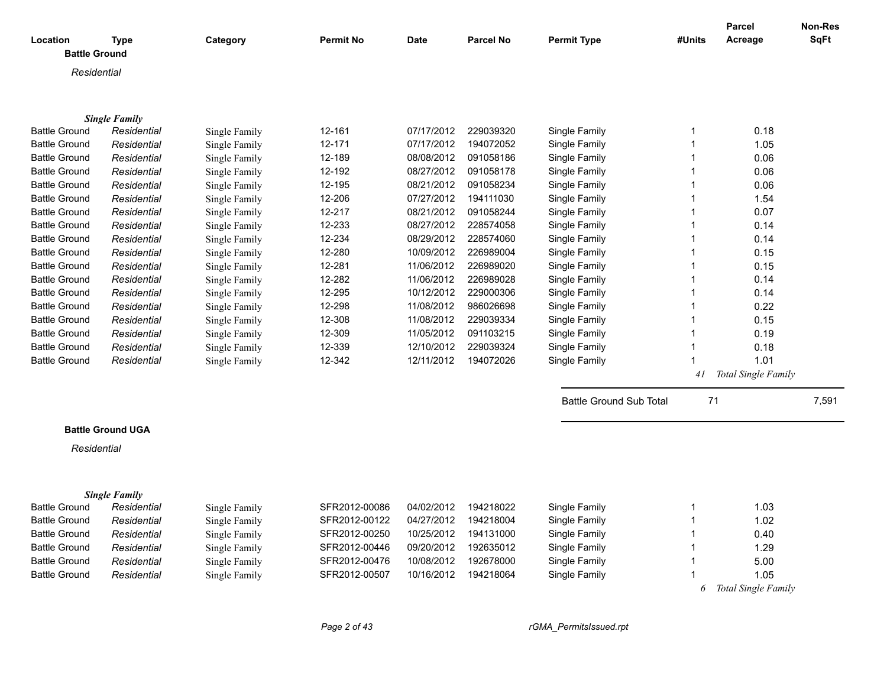| Location | Type | Category | Permit No | Date | Parcel No | Permit Type | #Units | Parcel Acreage | Non-Res SqFt |
|---|---|---|---|---|---|---|---|---|---|

## Battle Ground

*Residential*

***Single Family***

| Location | Type | Category | Permit No | Date | Parcel No | Permit Type | #Units | Parcel Acreage | Non-Res SqFt |
|---|---|---|---|---|---|---|---|---|---|
| Battle Ground | *Residential* | Single Family | 12-161 | 07/17/2012 | 229039320 | Single Family | 1 | 0.18 | |
| Battle Ground | *Residential* | Single Family | 12-171 | 07/17/2012 | 194072052 | Single Family | 1 | 1.05 | |
| Battle Ground | *Residential* | Single Family | 12-189 | 08/08/2012 | 091058186 | Single Family | 1 | 0.06 | |
| Battle Ground | *Residential* | Single Family | 12-192 | 08/27/2012 | 091058178 | Single Family | 1 | 0.06 | |
| Battle Ground | *Residential* | Single Family | 12-195 | 08/21/2012 | 091058234 | Single Family | 1 | 0.06 | |
| Battle Ground | *Residential* | Single Family | 12-206 | 07/27/2012 | 194111030 | Single Family | 1 | 1.54 | |
| Battle Ground | *Residential* | Single Family | 12-217 | 08/21/2012 | 091058244 | Single Family | 1 | 0.07 | |
| Battle Ground | *Residential* | Single Family | 12-233 | 08/27/2012 | 228574058 | Single Family | 1 | 0.14 | |
| Battle Ground | *Residential* | Single Family | 12-234 | 08/29/2012 | 228574060 | Single Family | 1 | 0.14 | |
| Battle Ground | *Residential* | Single Family | 12-280 | 10/09/2012 | 226989004 | Single Family | 1 | 0.15 | |
| Battle Ground | *Residential* | Single Family | 12-281 | 11/06/2012 | 226989020 | Single Family | 1 | 0.15 | |
| Battle Ground | *Residential* | Single Family | 12-282 | 11/06/2012 | 226989028 | Single Family | 1 | 0.14 | |
| Battle Ground | *Residential* | Single Family | 12-295 | 10/12/2012 | 229000306 | Single Family | 1 | 0.14 | |
| Battle Ground | *Residential* | Single Family | 12-298 | 11/08/2012 | 986026698 | Single Family | 1 | 0.22 | |
| Battle Ground | *Residential* | Single Family | 12-308 | 11/08/2012 | 229039334 | Single Family | 1 | 0.15 | |
| Battle Ground | *Residential* | Single Family | 12-309 | 11/05/2012 | 091103215 | Single Family | 1 | 0.19 | |
| Battle Ground | *Residential* | Single Family | 12-339 | 12/10/2012 | 229039324 | Single Family | 1 | 0.18 | |
| Battle Ground | *Residential* | Single Family | 12-342 | 12/11/2012 | 194072026 | Single Family | 1 | 1.01 | |
| | | | | | | | *41* | *Total Single Family* | |

| | | |
|---|---|---|
| Battle Ground Sub Total | 71 | 7,591 |

## Battle Ground UGA

*Residential*

***Single Family***

| Location | Type | Category | Permit No | Date | Parcel No | Permit Type | #Units | Parcel Acreage | Non-Res SqFt |
|---|---|---|---|---|---|---|---|---|---|
| Battle Ground | *Residential* | Single Family | SFR2012-00086 | 04/02/2012 | 194218022 | Single Family | 1 | 1.03 | |
| Battle Ground | *Residential* | Single Family | SFR2012-00122 | 04/27/2012 | 194218004 | Single Family | 1 | 1.02 | |
| Battle Ground | *Residential* | Single Family | SFR2012-00250 | 10/25/2012 | 194131000 | Single Family | 1 | 0.40 | |
| Battle Ground | *Residential* | Single Family | SFR2012-00446 | 09/20/2012 | 192635012 | Single Family | 1 | 1.29 | |
| Battle Ground | *Residential* | Single Family | SFR2012-00476 | 10/08/2012 | 192678000 | Single Family | 1 | 5.00 | |
| Battle Ground | *Residential* | Single Family | SFR2012-00507 | 10/16/2012 | 194218064 | Single Family | 1 | 1.05 | |
| | | | | | | | *6* | *Total Single Family* | |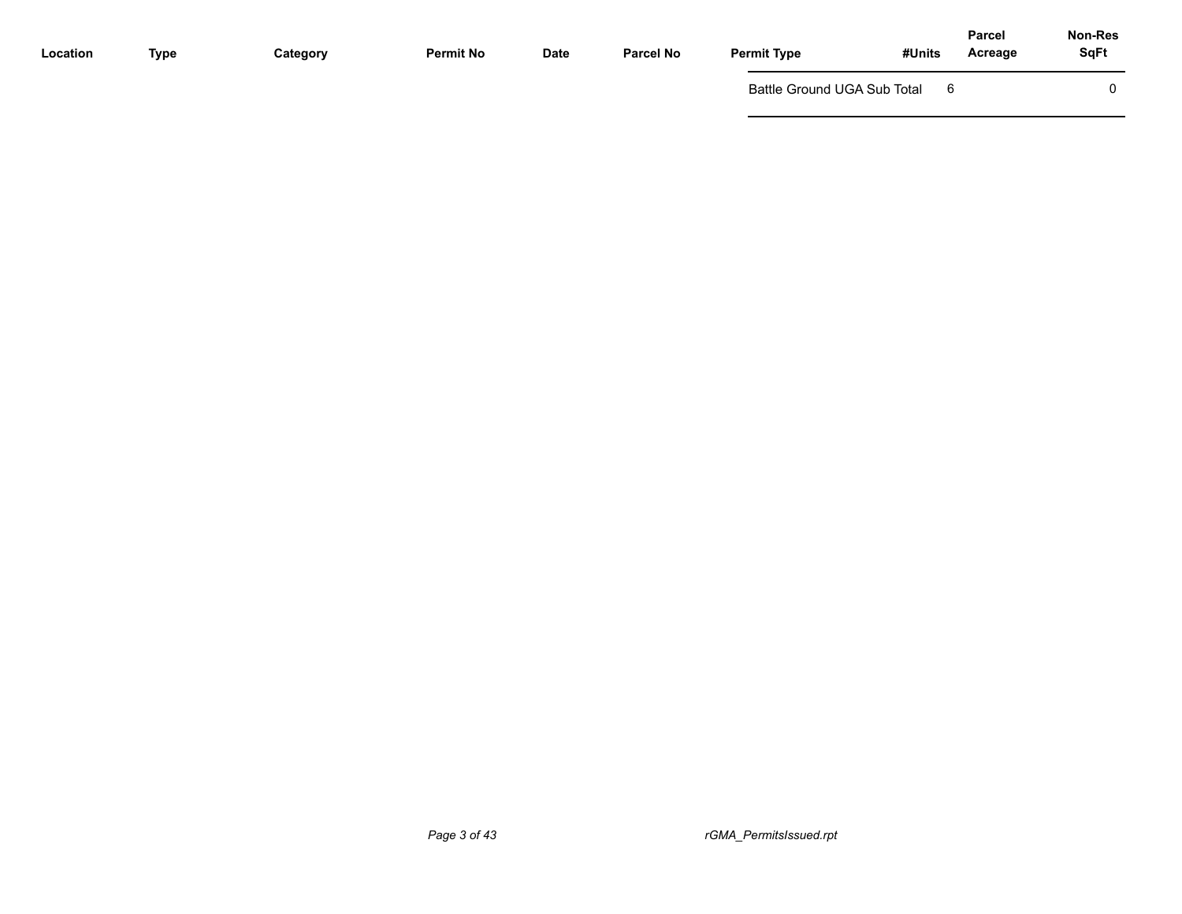| Location | Type | Category | Permit No | Date | Parcel No | Permit Type | #Units | Parcel Acreage | Non-Res SqFt |
|---|---|---|---|---|---|---|---|---|---|
| | | | | | | Battle Ground UGA Sub Total | 6 | | 0 |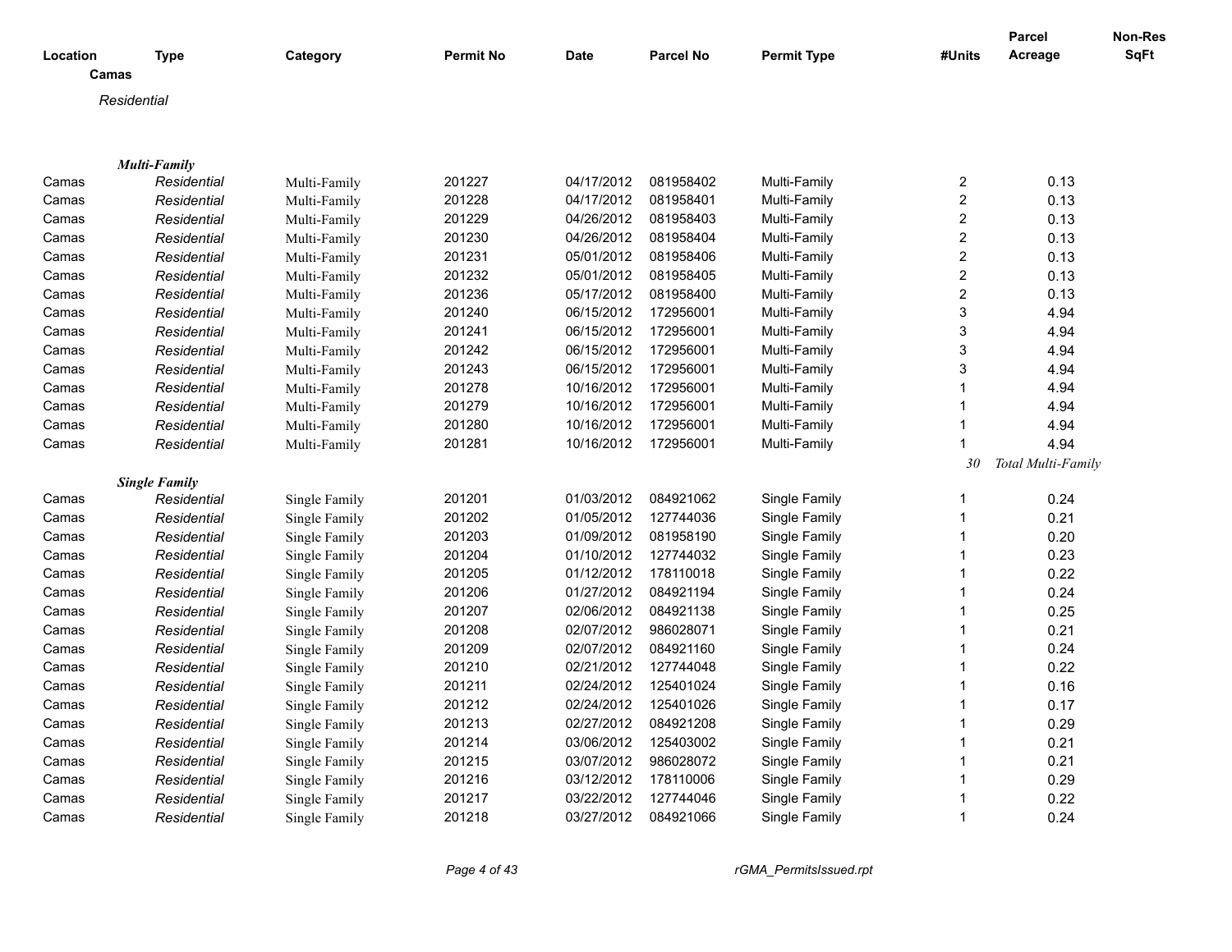| Location | Type | Category | Permit No | Date | Parcel No | Permit Type | #Units | Parcel Acreage | Non-Res SqFt |
|---|---|---|---|---|---|---|---|---|---|
| **Camas** | | | | | | | | | |
| *Residential* | | | | | | | | | |
| ***Multi-Family*** | | | | | | | | | |
| Camas | *Residential* | Multi-Family | 201227 | 04/17/2012 | 081958402 | Multi-Family | 2 | 0.13 | |
| Camas | *Residential* | Multi-Family | 201228 | 04/17/2012 | 081958401 | Multi-Family | 2 | 0.13 | |
| Camas | *Residential* | Multi-Family | 201229 | 04/26/2012 | 081958403 | Multi-Family | 2 | 0.13 | |
| Camas | *Residential* | Multi-Family | 201230 | 04/26/2012 | 081958404 | Multi-Family | 2 | 0.13 | |
| Camas | *Residential* | Multi-Family | 201231 | 05/01/2012 | 081958406 | Multi-Family | 2 | 0.13 | |
| Camas | *Residential* | Multi-Family | 201232 | 05/01/2012 | 081958405 | Multi-Family | 2 | 0.13 | |
| Camas | *Residential* | Multi-Family | 201236 | 05/17/2012 | 081958400 | Multi-Family | 2 | 0.13 | |
| Camas | *Residential* | Multi-Family | 201240 | 06/15/2012 | 172956001 | Multi-Family | 3 | 4.94 | |
| Camas | *Residential* | Multi-Family | 201241 | 06/15/2012 | 172956001 | Multi-Family | 3 | 4.94 | |
| Camas | *Residential* | Multi-Family | 201242 | 06/15/2012 | 172956001 | Multi-Family | 3 | 4.94 | |
| Camas | *Residential* | Multi-Family | 201243 | 06/15/2012 | 172956001 | Multi-Family | 3 | 4.94 | |
| Camas | *Residential* | Multi-Family | 201278 | 10/16/2012 | 172956001 | Multi-Family | 1 | 4.94 | |
| Camas | *Residential* | Multi-Family | 201279 | 10/16/2012 | 172956001 | Multi-Family | 1 | 4.94 | |
| Camas | *Residential* | Multi-Family | 201280 | 10/16/2012 | 172956001 | Multi-Family | 1 | 4.94 | |
| Camas | *Residential* | Multi-Family | 201281 | 10/16/2012 | 172956001 | Multi-Family | 1 | 4.94 | |
| | | | | | | | *30* | *Total Multi-Family* | |
| ***Single Family*** | | | | | | | | | |
| Camas | *Residential* | Single Family | 201201 | 01/03/2012 | 084921062 | Single Family | 1 | 0.24 | |
| Camas | *Residential* | Single Family | 201202 | 01/05/2012 | 127744036 | Single Family | 1 | 0.21 | |
| Camas | *Residential* | Single Family | 201203 | 01/09/2012 | 081958190 | Single Family | 1 | 0.20 | |
| Camas | *Residential* | Single Family | 201204 | 01/10/2012 | 127744032 | Single Family | 1 | 0.23 | |
| Camas | *Residential* | Single Family | 201205 | 01/12/2012 | 178110018 | Single Family | 1 | 0.22 | |
| Camas | *Residential* | Single Family | 201206 | 01/27/2012 | 084921194 | Single Family | 1 | 0.24 | |
| Camas | *Residential* | Single Family | 201207 | 02/06/2012 | 084921138 | Single Family | 1 | 0.25 | |
| Camas | *Residential* | Single Family | 201208 | 02/07/2012 | 986028071 | Single Family | 1 | 0.21 | |
| Camas | *Residential* | Single Family | 201209 | 02/07/2012 | 084921160 | Single Family | 1 | 0.24 | |
| Camas | *Residential* | Single Family | 201210 | 02/21/2012 | 127744048 | Single Family | 1 | 0.22 | |
| Camas | *Residential* | Single Family | 201211 | 02/24/2012 | 125401024 | Single Family | 1 | 0.16 | |
| Camas | *Residential* | Single Family | 201212 | 02/24/2012 | 125401026 | Single Family | 1 | 0.17 | |
| Camas | *Residential* | Single Family | 201213 | 02/27/2012 | 084921208 | Single Family | 1 | 0.29 | |
| Camas | *Residential* | Single Family | 201214 | 03/06/2012 | 125403002 | Single Family | 1 | 0.21 | |
| Camas | *Residential* | Single Family | 201215 | 03/07/2012 | 986028072 | Single Family | 1 | 0.21 | |
| Camas | *Residential* | Single Family | 201216 | 03/12/2012 | 178110006 | Single Family | 1 | 0.29 | |
| Camas | *Residential* | Single Family | 201217 | 03/22/2012 | 127744046 | Single Family | 1 | 0.22 | |
| Camas | *Residential* | Single Family | 201218 | 03/27/2012 | 084921066 | Single Family | 1 | 0.24 | |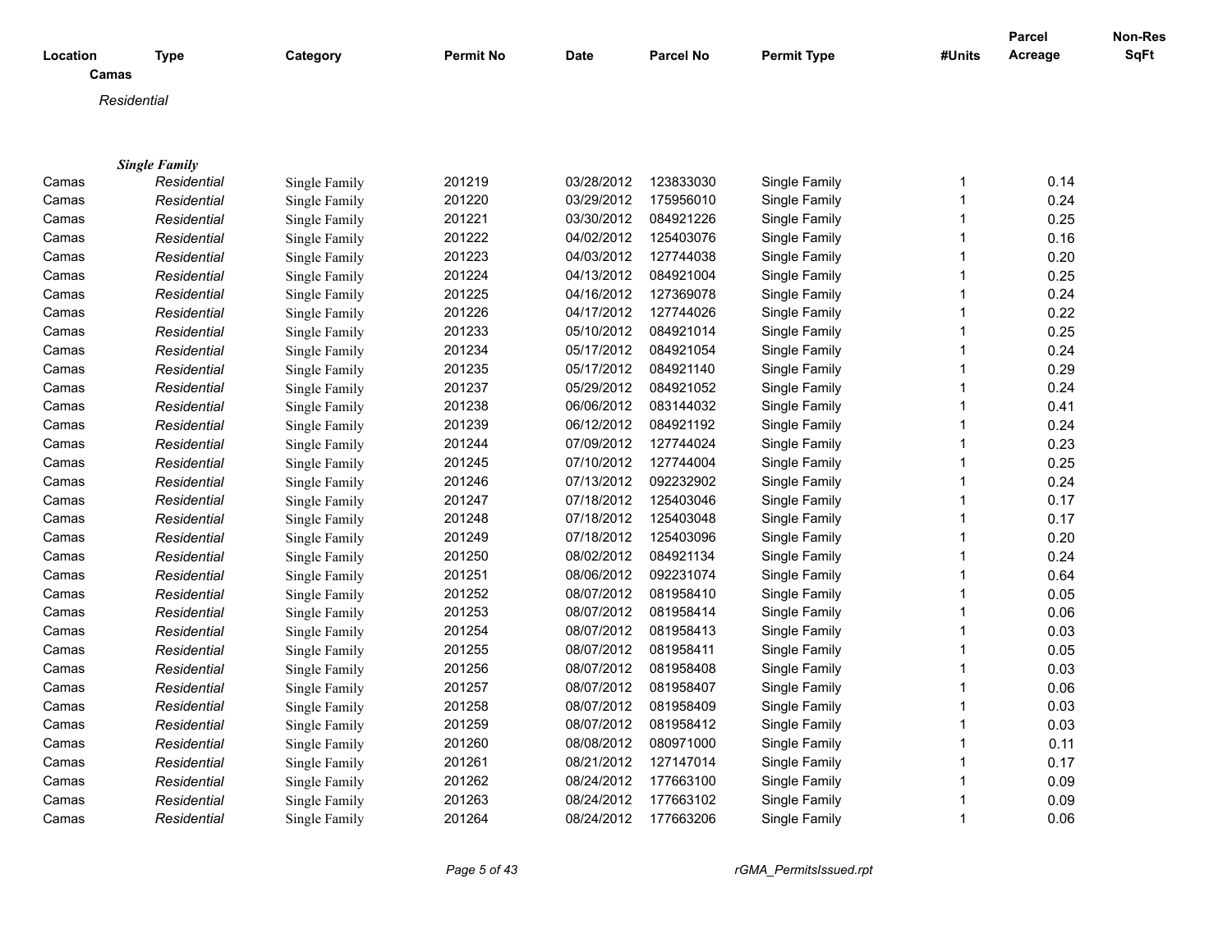| Location | Type | Category | Permit No | Date | Parcel No | Permit Type | #Units | Parcel Acreage | Non-Res SqFt |
|---|---|---|---|---|---|---|---|---|---|
| **Camas** | | | | | | | | | |
| *Residential* | | | | | | | | | |
| ***Single Family*** | | | | | | | | | |
| Camas | *Residential* | Single Family | 201219 | 03/28/2012 | 123833030 | Single Family | 1 | 0.14 | |
| Camas | *Residential* | Single Family | 201220 | 03/29/2012 | 175956010 | Single Family | 1 | 0.24 | |
| Camas | *Residential* | Single Family | 201221 | 03/30/2012 | 084921226 | Single Family | 1 | 0.25 | |
| Camas | *Residential* | Single Family | 201222 | 04/02/2012 | 125403076 | Single Family | 1 | 0.16 | |
| Camas | *Residential* | Single Family | 201223 | 04/03/2012 | 127744038 | Single Family | 1 | 0.20 | |
| Camas | *Residential* | Single Family | 201224 | 04/13/2012 | 084921004 | Single Family | 1 | 0.25 | |
| Camas | *Residential* | Single Family | 201225 | 04/16/2012 | 127369078 | Single Family | 1 | 0.24 | |
| Camas | *Residential* | Single Family | 201226 | 04/17/2012 | 127744026 | Single Family | 1 | 0.22 | |
| Camas | *Residential* | Single Family | 201233 | 05/10/2012 | 084921014 | Single Family | 1 | 0.25 | |
| Camas | *Residential* | Single Family | 201234 | 05/17/2012 | 084921054 | Single Family | 1 | 0.24 | |
| Camas | *Residential* | Single Family | 201235 | 05/17/2012 | 084921140 | Single Family | 1 | 0.29 | |
| Camas | *Residential* | Single Family | 201237 | 05/29/2012 | 084921052 | Single Family | 1 | 0.24 | |
| Camas | *Residential* | Single Family | 201238 | 06/06/2012 | 083144032 | Single Family | 1 | 0.41 | |
| Camas | *Residential* | Single Family | 201239 | 06/12/2012 | 084921192 | Single Family | 1 | 0.24 | |
| Camas | *Residential* | Single Family | 201244 | 07/09/2012 | 127744024 | Single Family | 1 | 0.23 | |
| Camas | *Residential* | Single Family | 201245 | 07/10/2012 | 127744004 | Single Family | 1 | 0.25 | |
| Camas | *Residential* | Single Family | 201246 | 07/13/2012 | 092232902 | Single Family | 1 | 0.24 | |
| Camas | *Residential* | Single Family | 201247 | 07/18/2012 | 125403046 | Single Family | 1 | 0.17 | |
| Camas | *Residential* | Single Family | 201248 | 07/18/2012 | 125403048 | Single Family | 1 | 0.17 | |
| Camas | *Residential* | Single Family | 201249 | 07/18/2012 | 125403096 | Single Family | 1 | 0.20 | |
| Camas | *Residential* | Single Family | 201250 | 08/02/2012 | 084921134 | Single Family | 1 | 0.24 | |
| Camas | *Residential* | Single Family | 201251 | 08/06/2012 | 092231074 | Single Family | 1 | 0.64 | |
| Camas | *Residential* | Single Family | 201252 | 08/07/2012 | 081958410 | Single Family | 1 | 0.05 | |
| Camas | *Residential* | Single Family | 201253 | 08/07/2012 | 081958414 | Single Family | 1 | 0.06 | |
| Camas | *Residential* | Single Family | 201254 | 08/07/2012 | 081958413 | Single Family | 1 | 0.03 | |
| Camas | *Residential* | Single Family | 201255 | 08/07/2012 | 081958411 | Single Family | 1 | 0.05 | |
| Camas | *Residential* | Single Family | 201256 | 08/07/2012 | 081958408 | Single Family | 1 | 0.03 | |
| Camas | *Residential* | Single Family | 201257 | 08/07/2012 | 081958407 | Single Family | 1 | 0.06 | |
| Camas | *Residential* | Single Family | 201258 | 08/07/2012 | 081958409 | Single Family | 1 | 0.03 | |
| Camas | *Residential* | Single Family | 201259 | 08/07/2012 | 081958412 | Single Family | 1 | 0.03 | |
| Camas | *Residential* | Single Family | 201260 | 08/08/2012 | 080971000 | Single Family | 1 | 0.11 | |
| Camas | *Residential* | Single Family | 201261 | 08/21/2012 | 127147014 | Single Family | 1 | 0.17 | |
| Camas | *Residential* | Single Family | 201262 | 08/24/2012 | 177663100 | Single Family | 1 | 0.09 | |
| Camas | *Residential* | Single Family | 201263 | 08/24/2012 | 177663102 | Single Family | 1 | 0.09 | |
| Camas | *Residential* | Single Family | 201264 | 08/24/2012 | 177663206 | Single Family | 1 | 0.06 | |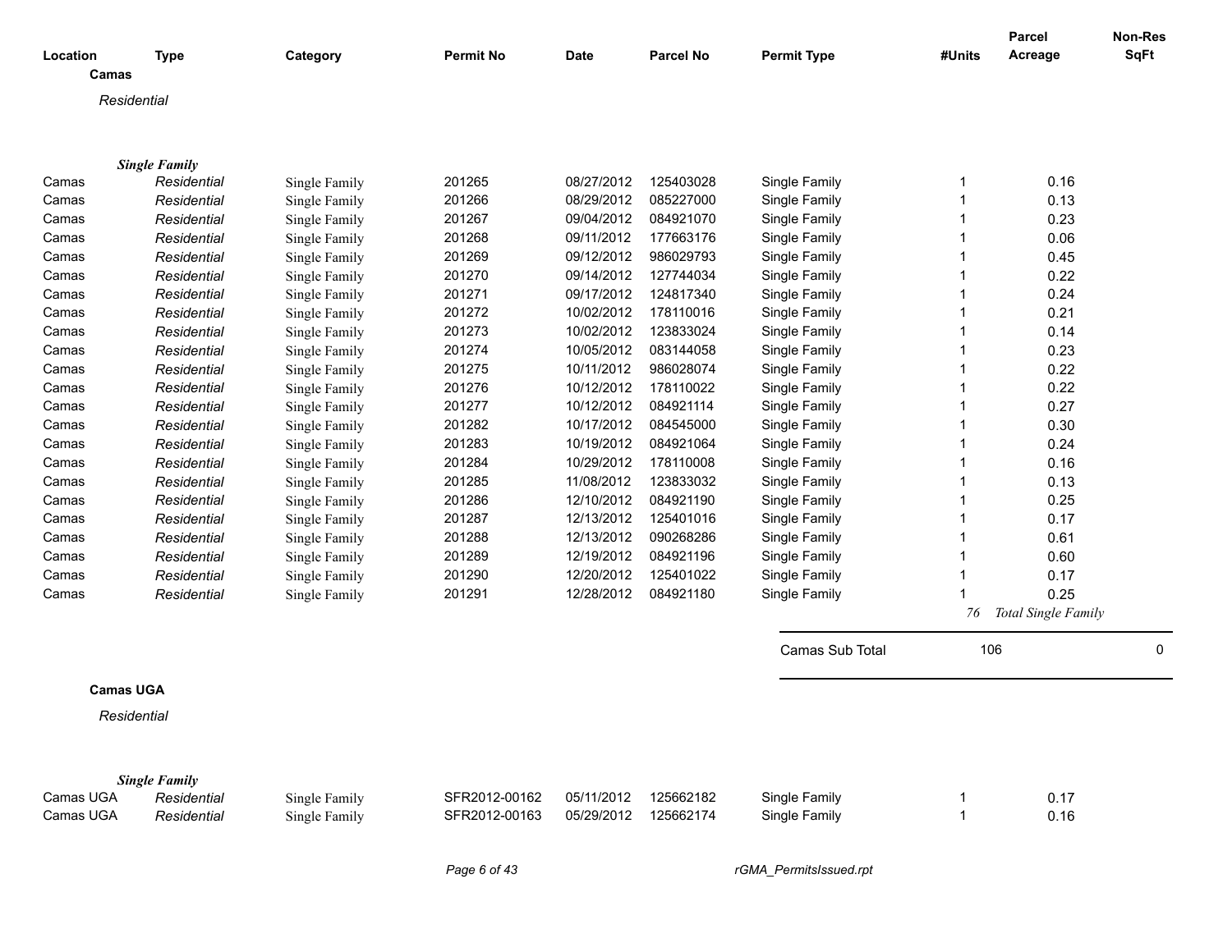| Location | Type | Category | Permit No | Date | Parcel No | Permit Type | #Units | Parcel Acreage | Non-Res SqFt |
|---|---|---|---|---|---|---|---|---|---|

**Camas**

*Residential*

***Single Family***

| Location | Type | Category | Permit No | Date | Parcel No | Permit Type | #Units | Parcel Acreage | Non-Res SqFt |
|---|---|---|---|---|---|---|---|---|---|
| Camas | *Residential* | Single Family | 201265 | 08/27/2012 | 125403028 | Single Family | 1 | 0.16 | |
| Camas | *Residential* | Single Family | 201266 | 08/29/2012 | 085227000 | Single Family | 1 | 0.13 | |
| Camas | *Residential* | Single Family | 201267 | 09/04/2012 | 084921070 | Single Family | 1 | 0.23 | |
| Camas | *Residential* | Single Family | 201268 | 09/11/2012 | 177663176 | Single Family | 1 | 0.06 | |
| Camas | *Residential* | Single Family | 201269 | 09/12/2012 | 986029793 | Single Family | 1 | 0.45 | |
| Camas | *Residential* | Single Family | 201270 | 09/14/2012 | 127744034 | Single Family | 1 | 0.22 | |
| Camas | *Residential* | Single Family | 201271 | 09/17/2012 | 124817340 | Single Family | 1 | 0.24 | |
| Camas | *Residential* | Single Family | 201272 | 10/02/2012 | 178110016 | Single Family | 1 | 0.21 | |
| Camas | *Residential* | Single Family | 201273 | 10/02/2012 | 123833024 | Single Family | 1 | 0.14 | |
| Camas | *Residential* | Single Family | 201274 | 10/05/2012 | 083144058 | Single Family | 1 | 0.23 | |
| Camas | *Residential* | Single Family | 201275 | 10/11/2012 | 986028074 | Single Family | 1 | 0.22 | |
| Camas | *Residential* | Single Family | 201276 | 10/12/2012 | 178110022 | Single Family | 1 | 0.22 | |
| Camas | *Residential* | Single Family | 201277 | 10/12/2012 | 084921114 | Single Family | 1 | 0.27 | |
| Camas | *Residential* | Single Family | 201282 | 10/17/2012 | 084545000 | Single Family | 1 | 0.30 | |
| Camas | *Residential* | Single Family | 201283 | 10/19/2012 | 084921064 | Single Family | 1 | 0.24 | |
| Camas | *Residential* | Single Family | 201284 | 10/29/2012 | 178110008 | Single Family | 1 | 0.16 | |
| Camas | *Residential* | Single Family | 201285 | 11/08/2012 | 123833032 | Single Family | 1 | 0.13 | |
| Camas | *Residential* | Single Family | 201286 | 12/10/2012 | 084921190 | Single Family | 1 | 0.25 | |
| Camas | *Residential* | Single Family | 201287 | 12/13/2012 | 125401016 | Single Family | 1 | 0.17 | |
| Camas | *Residential* | Single Family | 201288 | 12/13/2012 | 090268286 | Single Family | 1 | 0.61 | |
| Camas | *Residential* | Single Family | 201289 | 12/19/2012 | 084921196 | Single Family | 1 | 0.60 | |
| Camas | *Residential* | Single Family | 201290 | 12/20/2012 | 125401022 | Single Family | 1 | 0.17 | |
| Camas | *Residential* | Single Family | 201291 | 12/28/2012 | 084921180 | Single Family | 1 | 0.25 | |
| | | | | | | | *76* | *Total Single Family* | |
| | | | | | | Camas Sub Total | 106 | | 0 |

**Camas UGA**

*Residential*

***Single Family***

| Location | Type | Category | Permit No | Date | Parcel No | Permit Type | #Units | Parcel Acreage | Non-Res SqFt |
|---|---|---|---|---|---|---|---|---|---|
| Camas UGA | *Residential* | Single Family | SFR2012-00162 | 05/11/2012 | 125662182 | Single Family | 1 | 0.17 | |
| Camas UGA | *Residential* | Single Family | SFR2012-00163 | 05/29/2012 | 125662174 | Single Family | 1 | 0.16 | |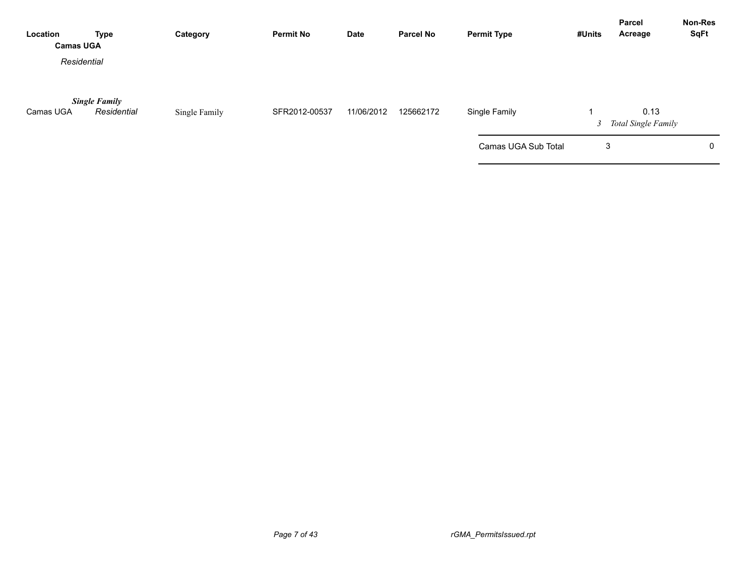| Location | Type | Category | Permit No | Date | Parcel No | Permit Type | #Units | Parcel Acreage | Non-Res SqFt |
|---|---|---|---|---|---|---|---|---|---|
| **Camas UGA** | | | | | | | | | |
| *Residential* | | | | | | | | | |
| | ***Single Family*** | | | | | | | | |
| Camas UGA | *Residential* | Single Family | SFR2012-00537 | 11/06/2012 | 125662172 | Single Family | 1 | 0.13 | |
| | | | | | | | *3* | *Total Single Family* | |
| | | | | | | Camas UGA Sub Total | 3 | | 0 |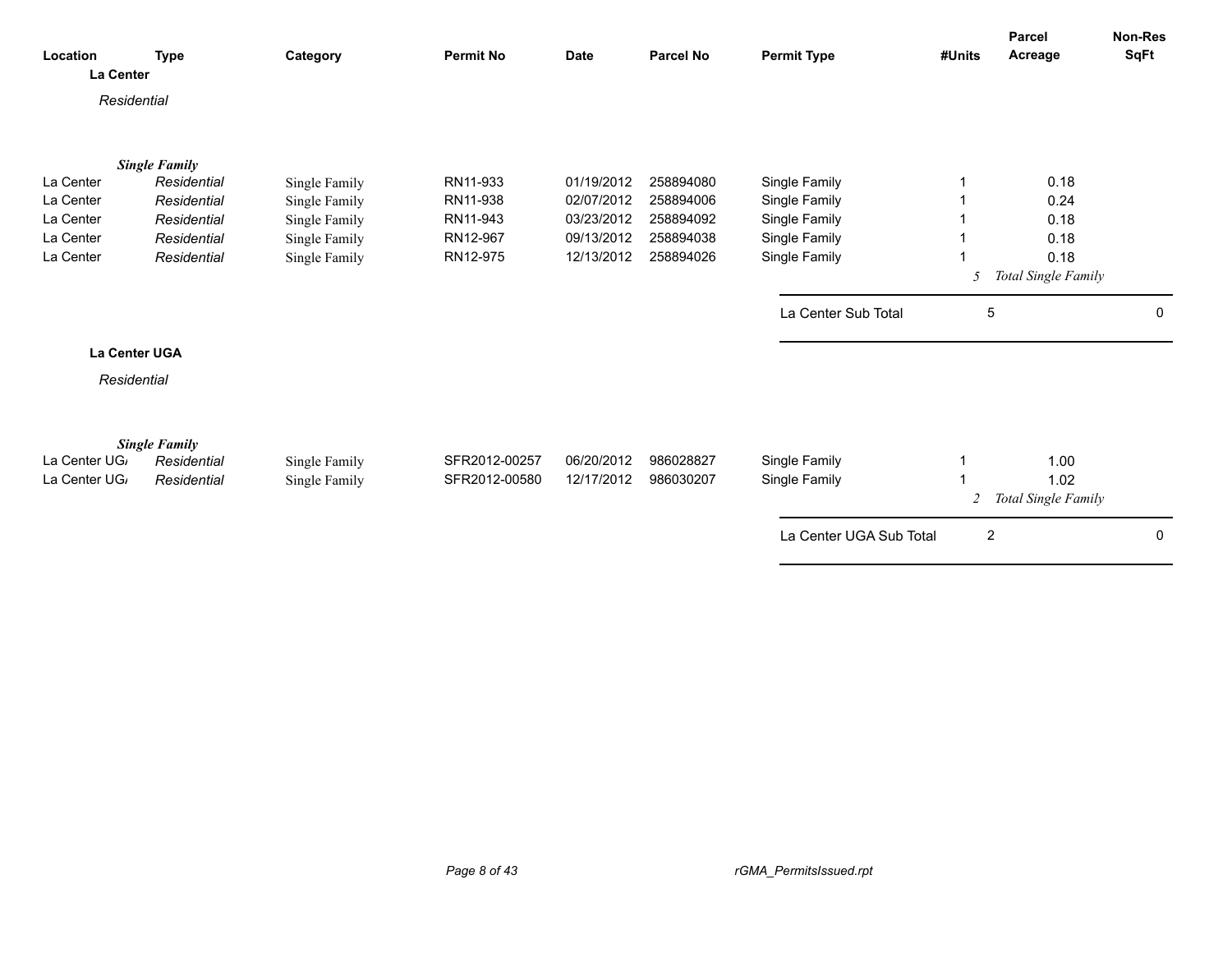| Location | Type | Category | Permit No | Date | Parcel No | Permit Type | #Units | Parcel Acreage | Non-Res SqFt |
|---|---|---|---|---|---|---|---|---|---|

**La Center**

*Residential*

***Single Family***

| Location | Type | Category | Permit No | Date | Parcel No | Permit Type | #Units | Parcel Acreage | Non-Res SqFt |
|---|---|---|---|---|---|---|---|---|---|
| La Center | *Residential* | Single Family | RN11-933 | 01/19/2012 | 258894080 | Single Family | 1 | 0.18 | |
| La Center | *Residential* | Single Family | RN11-938 | 02/07/2012 | 258894006 | Single Family | 1 | 0.24 | |
| La Center | *Residential* | Single Family | RN11-943 | 03/23/2012 | 258894092 | Single Family | 1 | 0.18 | |
| La Center | *Residential* | Single Family | RN12-967 | 09/13/2012 | 258894038 | Single Family | 1 | 0.18 | |
| La Center | *Residential* | Single Family | RN12-975 | 12/13/2012 | 258894026 | Single Family | 1 | 0.18 | |
| | | | | | | | *5* | *Total Single Family* | |
| | | | | | | La Center Sub Total | 5 | | 0 |

**La Center UGA**

*Residential*

***Single Family***

| Location | Type | Category | Permit No | Date | Parcel No | Permit Type | #Units | Parcel Acreage | Non-Res SqFt |
|---|---|---|---|---|---|---|---|---|---|
| La Center UGA | *Residential* | Single Family | SFR2012-00257 | 06/20/2012 | 986028827 | Single Family | 1 | 1.00 | |
| La Center UGA | *Residential* | Single Family | SFR2012-00580 | 12/17/2012 | 986030207 | Single Family | 1 | 1.02 | |
| | | | | | | | *2* | *Total Single Family* | |
| | | | | | | La Center UGA Sub Total | 2 | | 0 |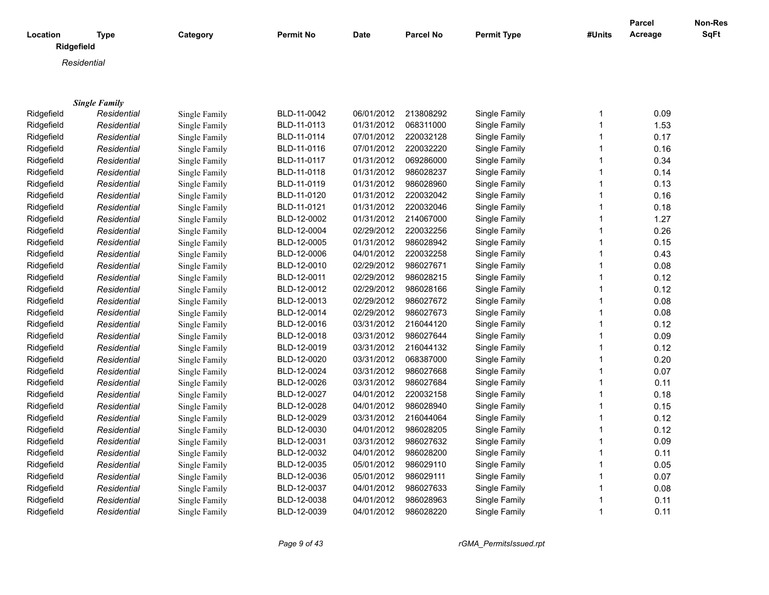| Location | Type | Category | Permit No | Date | Parcel No | Permit Type | #Units | Parcel Acreage | Non-Res SqFt |
|---|---|---|---|---|---|---|---|---|---|
| **Ridgefield** | | | | | | | | | |
| *Residential* | | | | | | | | | |
| ***Single Family*** | | | | | | | | | |
| Ridgefield | *Residential* | Single Family | BLD-11-0042 | 06/01/2012 | 213808292 | Single Family | 1 | 0.09 | |
| Ridgefield | *Residential* | Single Family | BLD-11-0113 | 01/31/2012 | 068311000 | Single Family | 1 | 1.53 | |
| Ridgefield | *Residential* | Single Family | BLD-11-0114 | 07/01/2012 | 220032128 | Single Family | 1 | 0.17 | |
| Ridgefield | *Residential* | Single Family | BLD-11-0116 | 07/01/2012 | 220032220 | Single Family | 1 | 0.16 | |
| Ridgefield | *Residential* | Single Family | BLD-11-0117 | 01/31/2012 | 069286000 | Single Family | 1 | 0.34 | |
| Ridgefield | *Residential* | Single Family | BLD-11-0118 | 01/31/2012 | 986028237 | Single Family | 1 | 0.14 | |
| Ridgefield | *Residential* | Single Family | BLD-11-0119 | 01/31/2012 | 986028960 | Single Family | 1 | 0.13 | |
| Ridgefield | *Residential* | Single Family | BLD-11-0120 | 01/31/2012 | 220032042 | Single Family | 1 | 0.16 | |
| Ridgefield | *Residential* | Single Family | BLD-11-0121 | 01/31/2012 | 220032046 | Single Family | 1 | 0.18 | |
| Ridgefield | *Residential* | Single Family | BLD-12-0002 | 01/31/2012 | 214067000 | Single Family | 1 | 1.27 | |
| Ridgefield | *Residential* | Single Family | BLD-12-0004 | 02/29/2012 | 220032256 | Single Family | 1 | 0.26 | |
| Ridgefield | *Residential* | Single Family | BLD-12-0005 | 01/31/2012 | 986028942 | Single Family | 1 | 0.15 | |
| Ridgefield | *Residential* | Single Family | BLD-12-0006 | 04/01/2012 | 220032258 | Single Family | 1 | 0.43 | |
| Ridgefield | *Residential* | Single Family | BLD-12-0010 | 02/29/2012 | 986027671 | Single Family | 1 | 0.08 | |
| Ridgefield | *Residential* | Single Family | BLD-12-0011 | 02/29/2012 | 986028215 | Single Family | 1 | 0.12 | |
| Ridgefield | *Residential* | Single Family | BLD-12-0012 | 02/29/2012 | 986028166 | Single Family | 1 | 0.12 | |
| Ridgefield | *Residential* | Single Family | BLD-12-0013 | 02/29/2012 | 986027672 | Single Family | 1 | 0.08 | |
| Ridgefield | *Residential* | Single Family | BLD-12-0014 | 02/29/2012 | 986027673 | Single Family | 1 | 0.08 | |
| Ridgefield | *Residential* | Single Family | BLD-12-0016 | 03/31/2012 | 216044120 | Single Family | 1 | 0.12 | |
| Ridgefield | *Residential* | Single Family | BLD-12-0018 | 03/31/2012 | 986027644 | Single Family | 1 | 0.09 | |
| Ridgefield | *Residential* | Single Family | BLD-12-0019 | 03/31/2012 | 216044132 | Single Family | 1 | 0.12 | |
| Ridgefield | *Residential* | Single Family | BLD-12-0020 | 03/31/2012 | 068387000 | Single Family | 1 | 0.20 | |
| Ridgefield | *Residential* | Single Family | BLD-12-0024 | 03/31/2012 | 986027668 | Single Family | 1 | 0.07 | |
| Ridgefield | *Residential* | Single Family | BLD-12-0026 | 03/31/2012 | 986027684 | Single Family | 1 | 0.11 | |
| Ridgefield | *Residential* | Single Family | BLD-12-0027 | 04/01/2012 | 220032158 | Single Family | 1 | 0.18 | |
| Ridgefield | *Residential* | Single Family | BLD-12-0028 | 04/01/2012 | 986028940 | Single Family | 1 | 0.15 | |
| Ridgefield | *Residential* | Single Family | BLD-12-0029 | 03/31/2012 | 216044064 | Single Family | 1 | 0.12 | |
| Ridgefield | *Residential* | Single Family | BLD-12-0030 | 04/01/2012 | 986028205 | Single Family | 1 | 0.12 | |
| Ridgefield | *Residential* | Single Family | BLD-12-0031 | 03/31/2012 | 986027632 | Single Family | 1 | 0.09 | |
| Ridgefield | *Residential* | Single Family | BLD-12-0032 | 04/01/2012 | 986028200 | Single Family | 1 | 0.11 | |
| Ridgefield | *Residential* | Single Family | BLD-12-0035 | 05/01/2012 | 986029110 | Single Family | 1 | 0.05 | |
| Ridgefield | *Residential* | Single Family | BLD-12-0036 | 05/01/2012 | 986029111 | Single Family | 1 | 0.07 | |
| Ridgefield | *Residential* | Single Family | BLD-12-0037 | 04/01/2012 | 986027633 | Single Family | 1 | 0.08 | |
| Ridgefield | *Residential* | Single Family | BLD-12-0038 | 04/01/2012 | 986028963 | Single Family | 1 | 0.11 | |
| Ridgefield | *Residential* | Single Family | BLD-12-0039 | 04/01/2012 | 986028220 | Single Family | 1 | 0.11 | |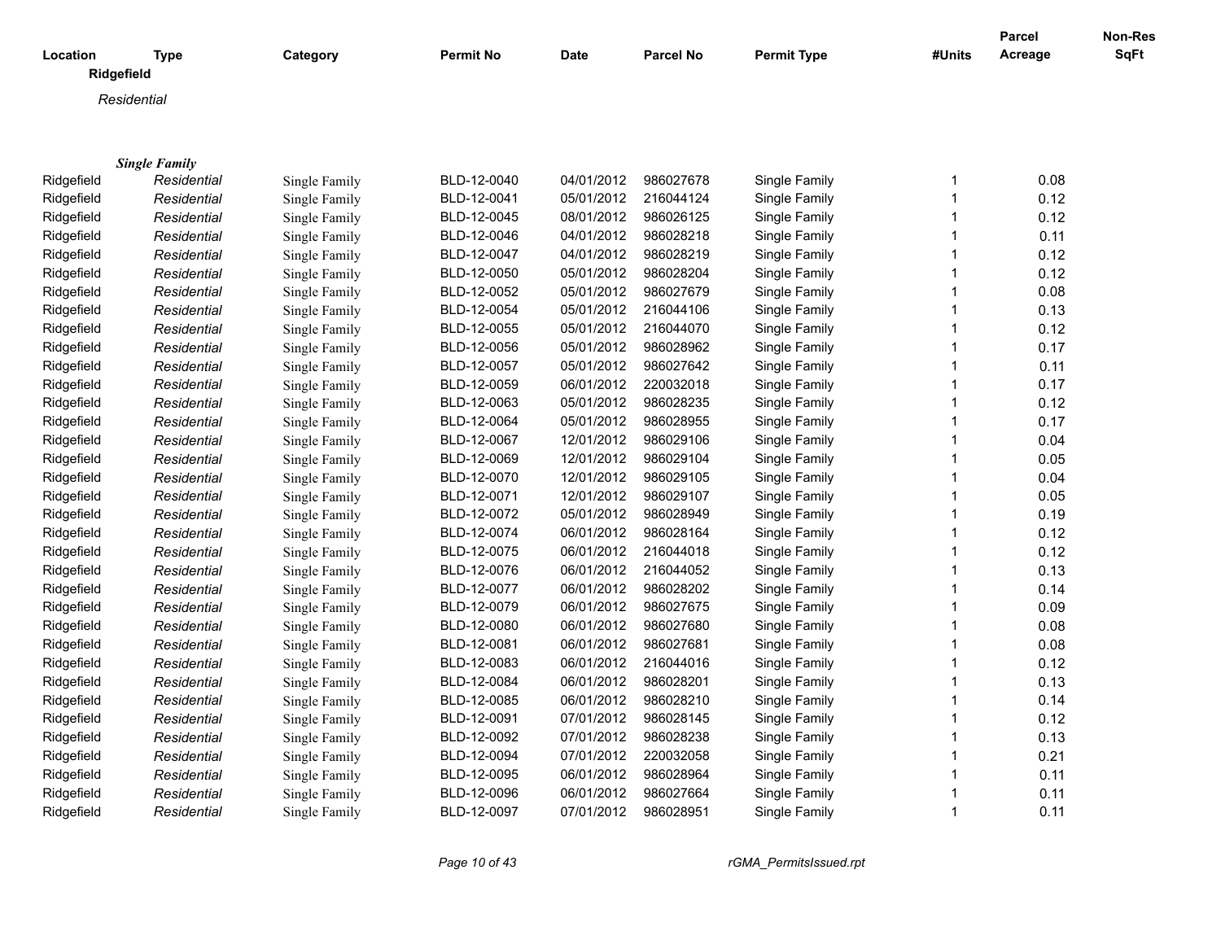| Location | Type | Category | Permit No | Date | Parcel No | Permit Type | #Units | Parcel Acreage | Non-Res SqFt |
|---|---|---|---|---|---|---|---|---|---|

**Ridgefield**

*Residential*

***Single Family***

| Location | Type | Category | Permit No | Date | Parcel No | Permit Type | #Units | Parcel Acreage | Non-Res SqFt |
|---|---|---|---|---|---|---|---|---|---|
| Ridgefield | *Residential* | Single Family | BLD-12-0040 | 04/01/2012 | 986027678 | Single Family | 1 | 0.08 | |
| Ridgefield | *Residential* | Single Family | BLD-12-0041 | 05/01/2012 | 216044124 | Single Family | 1 | 0.12 | |
| Ridgefield | *Residential* | Single Family | BLD-12-0045 | 08/01/2012 | 986026125 | Single Family | 1 | 0.12 | |
| Ridgefield | *Residential* | Single Family | BLD-12-0046 | 04/01/2012 | 986028218 | Single Family | 1 | 0.11 | |
| Ridgefield | *Residential* | Single Family | BLD-12-0047 | 04/01/2012 | 986028219 | Single Family | 1 | 0.12 | |
| Ridgefield | *Residential* | Single Family | BLD-12-0050 | 05/01/2012 | 986028204 | Single Family | 1 | 0.12 | |
| Ridgefield | *Residential* | Single Family | BLD-12-0052 | 05/01/2012 | 986027679 | Single Family | 1 | 0.08 | |
| Ridgefield | *Residential* | Single Family | BLD-12-0054 | 05/01/2012 | 216044106 | Single Family | 1 | 0.13 | |
| Ridgefield | *Residential* | Single Family | BLD-12-0055 | 05/01/2012 | 216044070 | Single Family | 1 | 0.12 | |
| Ridgefield | *Residential* | Single Family | BLD-12-0056 | 05/01/2012 | 986028962 | Single Family | 1 | 0.17 | |
| Ridgefield | *Residential* | Single Family | BLD-12-0057 | 05/01/2012 | 986027642 | Single Family | 1 | 0.11 | |
| Ridgefield | *Residential* | Single Family | BLD-12-0059 | 06/01/2012 | 220032018 | Single Family | 1 | 0.17 | |
| Ridgefield | *Residential* | Single Family | BLD-12-0063 | 05/01/2012 | 986028235 | Single Family | 1 | 0.12 | |
| Ridgefield | *Residential* | Single Family | BLD-12-0064 | 05/01/2012 | 986028955 | Single Family | 1 | 0.17 | |
| Ridgefield | *Residential* | Single Family | BLD-12-0067 | 12/01/2012 | 986029106 | Single Family | 1 | 0.04 | |
| Ridgefield | *Residential* | Single Family | BLD-12-0069 | 12/01/2012 | 986029104 | Single Family | 1 | 0.05 | |
| Ridgefield | *Residential* | Single Family | BLD-12-0070 | 12/01/2012 | 986029105 | Single Family | 1 | 0.04 | |
| Ridgefield | *Residential* | Single Family | BLD-12-0071 | 12/01/2012 | 986029107 | Single Family | 1 | 0.05 | |
| Ridgefield | *Residential* | Single Family | BLD-12-0072 | 05/01/2012 | 986028949 | Single Family | 1 | 0.19 | |
| Ridgefield | *Residential* | Single Family | BLD-12-0074 | 06/01/2012 | 986028164 | Single Family | 1 | 0.12 | |
| Ridgefield | *Residential* | Single Family | BLD-12-0075 | 06/01/2012 | 216044018 | Single Family | 1 | 0.12 | |
| Ridgefield | *Residential* | Single Family | BLD-12-0076 | 06/01/2012 | 216044052 | Single Family | 1 | 0.13 | |
| Ridgefield | *Residential* | Single Family | BLD-12-0077 | 06/01/2012 | 986028202 | Single Family | 1 | 0.14 | |
| Ridgefield | *Residential* | Single Family | BLD-12-0079 | 06/01/2012 | 986027675 | Single Family | 1 | 0.09 | |
| Ridgefield | *Residential* | Single Family | BLD-12-0080 | 06/01/2012 | 986027680 | Single Family | 1 | 0.08 | |
| Ridgefield | *Residential* | Single Family | BLD-12-0081 | 06/01/2012 | 986027681 | Single Family | 1 | 0.08 | |
| Ridgefield | *Residential* | Single Family | BLD-12-0083 | 06/01/2012 | 216044016 | Single Family | 1 | 0.12 | |
| Ridgefield | *Residential* | Single Family | BLD-12-0084 | 06/01/2012 | 986028201 | Single Family | 1 | 0.13 | |
| Ridgefield | *Residential* | Single Family | BLD-12-0085 | 06/01/2012 | 986028210 | Single Family | 1 | 0.14 | |
| Ridgefield | *Residential* | Single Family | BLD-12-0091 | 07/01/2012 | 986028145 | Single Family | 1 | 0.12 | |
| Ridgefield | *Residential* | Single Family | BLD-12-0092 | 07/01/2012 | 986028238 | Single Family | 1 | 0.13 | |
| Ridgefield | *Residential* | Single Family | BLD-12-0094 | 07/01/2012 | 220032058 | Single Family | 1 | 0.21 | |
| Ridgefield | *Residential* | Single Family | BLD-12-0095 | 06/01/2012 | 986028964 | Single Family | 1 | 0.11 | |
| Ridgefield | *Residential* | Single Family | BLD-12-0096 | 06/01/2012 | 986027664 | Single Family | 1 | 0.11 | |
| Ridgefield | *Residential* | Single Family | BLD-12-0097 | 07/01/2012 | 986028951 | Single Family | 1 | 0.11 | |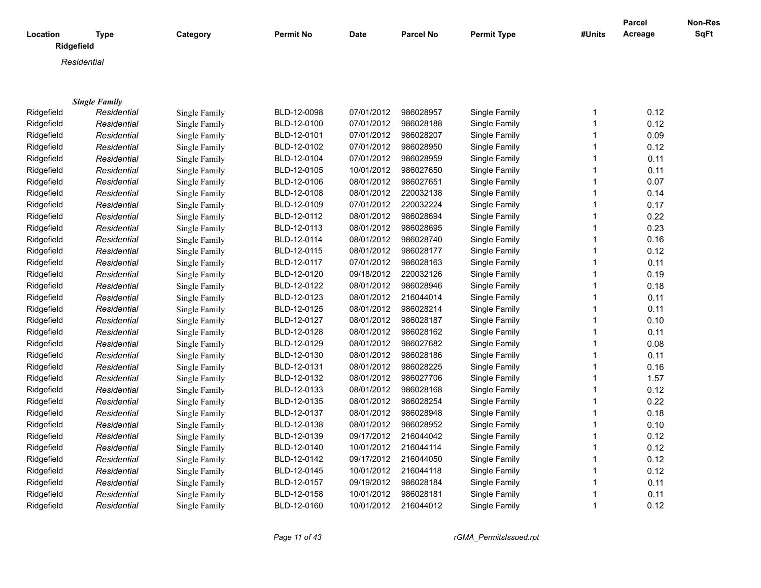| Location | Type | Category | Permit No | Date | Parcel No | Permit Type | #Units | Parcel Acreage | Non-Res SqFt |
|---|---|---|---|---|---|---|---|---|---|

**Ridgefield**

*Residential*

***Single Family***

| Location | Type | Category | Permit No | Date | Parcel No | Permit Type | #Units | Parcel Acreage | Non-Res SqFt |
|---|---|---|---|---|---|---|---|---|---|
| Ridgefield | *Residential* | Single Family | BLD-12-0098 | 07/01/2012 | 986028957 | Single Family | 1 | 0.12 | |
| Ridgefield | *Residential* | Single Family | BLD-12-0100 | 07/01/2012 | 986028188 | Single Family | 1 | 0.12 | |
| Ridgefield | *Residential* | Single Family | BLD-12-0101 | 07/01/2012 | 986028207 | Single Family | 1 | 0.09 | |
| Ridgefield | *Residential* | Single Family | BLD-12-0102 | 07/01/2012 | 986028950 | Single Family | 1 | 0.12 | |
| Ridgefield | *Residential* | Single Family | BLD-12-0104 | 07/01/2012 | 986028959 | Single Family | 1 | 0.11 | |
| Ridgefield | *Residential* | Single Family | BLD-12-0105 | 10/01/2012 | 986027650 | Single Family | 1 | 0.11 | |
| Ridgefield | *Residential* | Single Family | BLD-12-0106 | 08/01/2012 | 986027651 | Single Family | 1 | 0.07 | |
| Ridgefield | *Residential* | Single Family | BLD-12-0108 | 08/01/2012 | 220032138 | Single Family | 1 | 0.14 | |
| Ridgefield | *Residential* | Single Family | BLD-12-0109 | 07/01/2012 | 220032224 | Single Family | 1 | 0.17 | |
| Ridgefield | *Residential* | Single Family | BLD-12-0112 | 08/01/2012 | 986028694 | Single Family | 1 | 0.22 | |
| Ridgefield | *Residential* | Single Family | BLD-12-0113 | 08/01/2012 | 986028695 | Single Family | 1 | 0.23 | |
| Ridgefield | *Residential* | Single Family | BLD-12-0114 | 08/01/2012 | 986028740 | Single Family | 1 | 0.16 | |
| Ridgefield | *Residential* | Single Family | BLD-12-0115 | 08/01/2012 | 986028177 | Single Family | 1 | 0.12 | |
| Ridgefield | *Residential* | Single Family | BLD-12-0117 | 07/01/2012 | 986028163 | Single Family | 1 | 0.11 | |
| Ridgefield | *Residential* | Single Family | BLD-12-0120 | 09/18/2012 | 220032126 | Single Family | 1 | 0.19 | |
| Ridgefield | *Residential* | Single Family | BLD-12-0122 | 08/01/2012 | 986028946 | Single Family | 1 | 0.18 | |
| Ridgefield | *Residential* | Single Family | BLD-12-0123 | 08/01/2012 | 216044014 | Single Family | 1 | 0.11 | |
| Ridgefield | *Residential* | Single Family | BLD-12-0125 | 08/01/2012 | 986028214 | Single Family | 1 | 0.11 | |
| Ridgefield | *Residential* | Single Family | BLD-12-0127 | 08/01/2012 | 986028187 | Single Family | 1 | 0.10 | |
| Ridgefield | *Residential* | Single Family | BLD-12-0128 | 08/01/2012 | 986028162 | Single Family | 1 | 0.11 | |
| Ridgefield | *Residential* | Single Family | BLD-12-0129 | 08/01/2012 | 986027682 | Single Family | 1 | 0.08 | |
| Ridgefield | *Residential* | Single Family | BLD-12-0130 | 08/01/2012 | 986028186 | Single Family | 1 | 0.11 | |
| Ridgefield | *Residential* | Single Family | BLD-12-0131 | 08/01/2012 | 986028225 | Single Family | 1 | 0.16 | |
| Ridgefield | *Residential* | Single Family | BLD-12-0132 | 08/01/2012 | 986027706 | Single Family | 1 | 1.57 | |
| Ridgefield | *Residential* | Single Family | BLD-12-0133 | 08/01/2012 | 986028168 | Single Family | 1 | 0.12 | |
| Ridgefield | *Residential* | Single Family | BLD-12-0135 | 08/01/2012 | 986028254 | Single Family | 1 | 0.22 | |
| Ridgefield | *Residential* | Single Family | BLD-12-0137 | 08/01/2012 | 986028948 | Single Family | 1 | 0.18 | |
| Ridgefield | *Residential* | Single Family | BLD-12-0138 | 08/01/2012 | 986028952 | Single Family | 1 | 0.10 | |
| Ridgefield | *Residential* | Single Family | BLD-12-0139 | 09/17/2012 | 216044042 | Single Family | 1 | 0.12 | |
| Ridgefield | *Residential* | Single Family | BLD-12-0140 | 10/01/2012 | 216044114 | Single Family | 1 | 0.12 | |
| Ridgefield | *Residential* | Single Family | BLD-12-0142 | 09/17/2012 | 216044050 | Single Family | 1 | 0.12 | |
| Ridgefield | *Residential* | Single Family | BLD-12-0145 | 10/01/2012 | 216044118 | Single Family | 1 | 0.12 | |
| Ridgefield | *Residential* | Single Family | BLD-12-0157 | 09/19/2012 | 986028184 | Single Family | 1 | 0.11 | |
| Ridgefield | *Residential* | Single Family | BLD-12-0158 | 10/01/2012 | 986028181 | Single Family | 1 | 0.11 | |
| Ridgefield | *Residential* | Single Family | BLD-12-0160 | 10/01/2012 | 216044012 | Single Family | 1 | 0.12 | |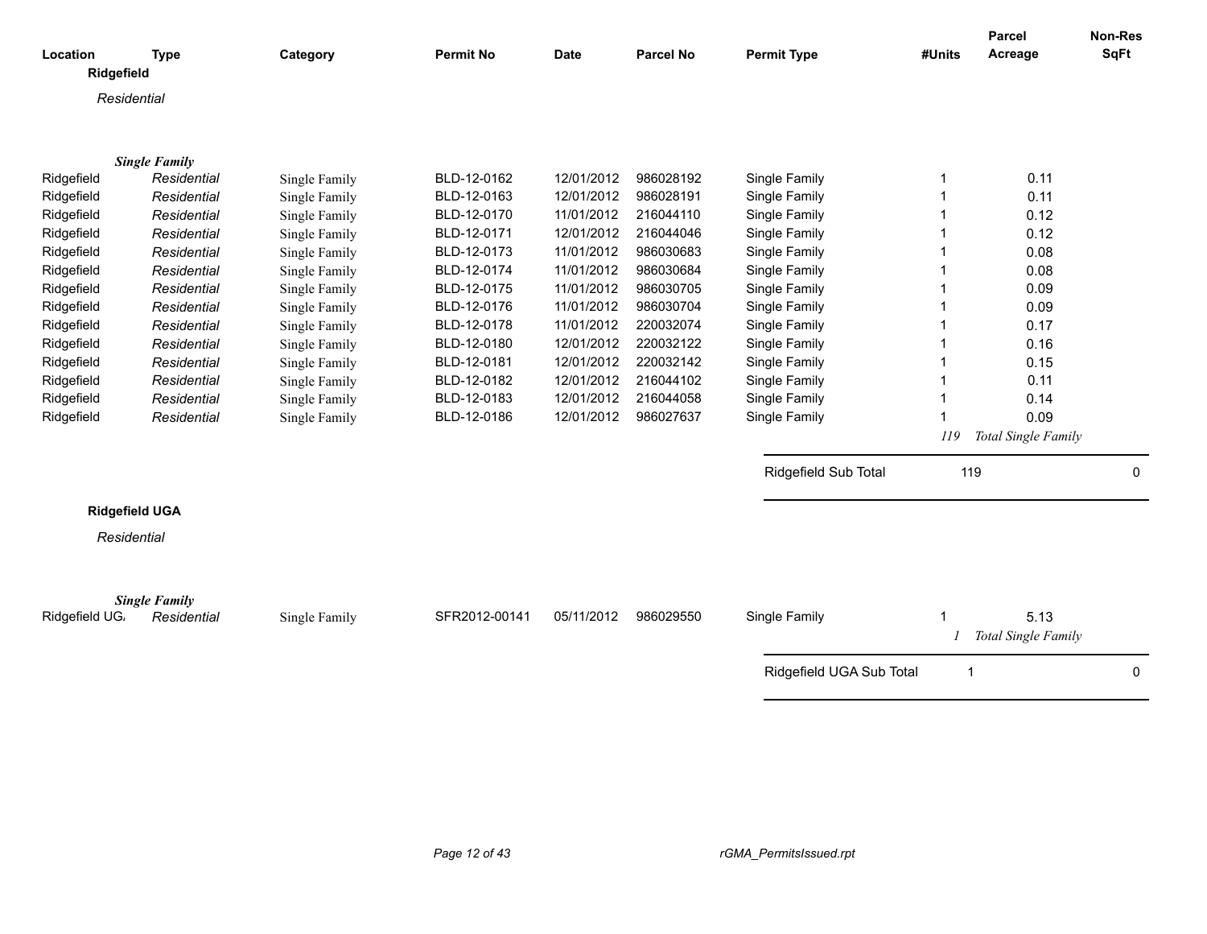| Location | Type | Category | Permit No | Date | Parcel No | Permit Type | #Units | Parcel Acreage | Non-Res SqFt |
|---|---|---|---|---|---|---|---|---|---|

**Ridgefield**

*Residential*

***Single Family***

| Location | Type | Category | Permit No | Date | Parcel No | Permit Type | #Units | Parcel Acreage | Non-Res SqFt |
|---|---|---|---|---|---|---|---|---|---|
| Ridgefield | *Residential* | Single Family | BLD-12-0162 | 12/01/2012 | 986028192 | Single Family | 1 | 0.11 | |
| Ridgefield | *Residential* | Single Family | BLD-12-0163 | 12/01/2012 | 986028191 | Single Family | 1 | 0.11 | |
| Ridgefield | *Residential* | Single Family | BLD-12-0170 | 11/01/2012 | 216044110 | Single Family | 1 | 0.12 | |
| Ridgefield | *Residential* | Single Family | BLD-12-0171 | 12/01/2012 | 216044046 | Single Family | 1 | 0.12 | |
| Ridgefield | *Residential* | Single Family | BLD-12-0173 | 11/01/2012 | 986030683 | Single Family | 1 | 0.08 | |
| Ridgefield | *Residential* | Single Family | BLD-12-0174 | 11/01/2012 | 986030684 | Single Family | 1 | 0.08 | |
| Ridgefield | *Residential* | Single Family | BLD-12-0175 | 11/01/2012 | 986030705 | Single Family | 1 | 0.09 | |
| Ridgefield | *Residential* | Single Family | BLD-12-0176 | 11/01/2012 | 986030704 | Single Family | 1 | 0.09 | |
| Ridgefield | *Residential* | Single Family | BLD-12-0178 | 11/01/2012 | 220032074 | Single Family | 1 | 0.17 | |
| Ridgefield | *Residential* | Single Family | BLD-12-0180 | 12/01/2012 | 220032122 | Single Family | 1 | 0.16 | |
| Ridgefield | *Residential* | Single Family | BLD-12-0181 | 12/01/2012 | 220032142 | Single Family | 1 | 0.15 | |
| Ridgefield | *Residential* | Single Family | BLD-12-0182 | 12/01/2012 | 216044102 | Single Family | 1 | 0.11 | |
| Ridgefield | *Residential* | Single Family | BLD-12-0183 | 12/01/2012 | 216044058 | Single Family | 1 | 0.14 | |
| Ridgefield | *Residential* | Single Family | BLD-12-0186 | 12/01/2012 | 986027637 | Single Family | 1 | 0.09 | |
| | | | | | | | *119* | *Total Single Family* | |
| | | | | | | Ridgefield Sub Total | 119 | | 0 |

**Ridgefield UGA**

*Residential*

***Single Family***

| Location | Type | Category | Permit No | Date | Parcel No | Permit Type | #Units | Parcel Acreage | Non-Res SqFt |
|---|---|---|---|---|---|---|---|---|---|
| Ridgefield UG/ | *Residential* | Single Family | SFR2012-00141 | 05/11/2012 | 986029550 | Single Family | 1 | 5.13 | |
| | | | | | | | *1* | *Total Single Family* | |
| | | | | | | Ridgefield UGA Sub Total | 1 | | 0 |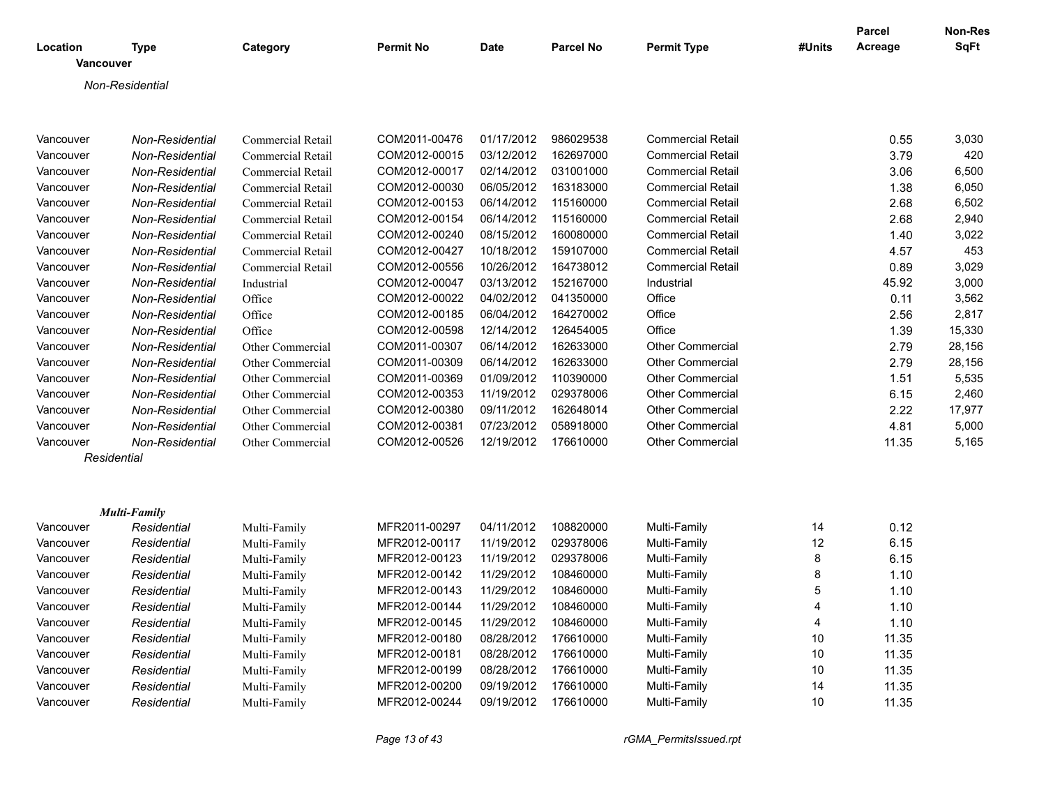| Location | Type | Category | Permit No | Date | Parcel No | Permit Type | #Units | Parcel Acreage | Non-Res SqFt |
|---|---|---|---|---|---|---|---|---|---|
| **Vancouver** | | | | | | | | | |
| *Non-Residential* | | | | | | | | | |
| Vancouver | *Non-Residential* | Commercial Retail | COM2011-00476 | 01/17/2012 | 986029538 | Commercial Retail | | 0.55 | 3,030 |
| Vancouver | *Non-Residential* | Commercial Retail | COM2012-00015 | 03/12/2012 | 162697000 | Commercial Retail | | 3.79 | 420 |
| Vancouver | *Non-Residential* | Commercial Retail | COM2012-00017 | 02/14/2012 | 031001000 | Commercial Retail | | 3.06 | 6,500 |
| Vancouver | *Non-Residential* | Commercial Retail | COM2012-00030 | 06/05/2012 | 163183000 | Commercial Retail | | 1.38 | 6,050 |
| Vancouver | *Non-Residential* | Commercial Retail | COM2012-00153 | 06/14/2012 | 115160000 | Commercial Retail | | 2.68 | 6,502 |
| Vancouver | *Non-Residential* | Commercial Retail | COM2012-00154 | 06/14/2012 | 115160000 | Commercial Retail | | 2.68 | 2,940 |
| Vancouver | *Non-Residential* | Commercial Retail | COM2012-00240 | 08/15/2012 | 160080000 | Commercial Retail | | 1.40 | 3,022 |
| Vancouver | *Non-Residential* | Commercial Retail | COM2012-00427 | 10/18/2012 | 159107000 | Commercial Retail | | 4.57 | 453 |
| Vancouver | *Non-Residential* | Commercial Retail | COM2012-00556 | 10/26/2012 | 164738012 | Commercial Retail | | 0.89 | 3,029 |
| Vancouver | *Non-Residential* | Industrial | COM2012-00047 | 03/13/2012 | 152167000 | Industrial | | 45.92 | 3,000 |
| Vancouver | *Non-Residential* | Office | COM2012-00022 | 04/02/2012 | 041350000 | Office | | 0.11 | 3,562 |
| Vancouver | *Non-Residential* | Office | COM2012-00185 | 06/04/2012 | 164270002 | Office | | 2.56 | 2,817 |
| Vancouver | *Non-Residential* | Office | COM2012-00598 | 12/14/2012 | 126454005 | Office | | 1.39 | 15,330 |
| Vancouver | *Non-Residential* | Other Commercial | COM2011-00307 | 06/14/2012 | 162633000 | Other Commercial | | 2.79 | 28,156 |
| Vancouver | *Non-Residential* | Other Commercial | COM2011-00309 | 06/14/2012 | 162633000 | Other Commercial | | 2.79 | 28,156 |
| Vancouver | *Non-Residential* | Other Commercial | COM2011-00369 | 01/09/2012 | 110390000 | Other Commercial | | 1.51 | 5,535 |
| Vancouver | *Non-Residential* | Other Commercial | COM2012-00353 | 11/19/2012 | 029378006 | Other Commercial | | 6.15 | 2,460 |
| Vancouver | *Non-Residential* | Other Commercial | COM2012-00380 | 09/11/2012 | 162648014 | Other Commercial | | 2.22 | 17,977 |
| Vancouver | *Non-Residential* | Other Commercial | COM2012-00381 | 07/23/2012 | 058918000 | Other Commercial | | 4.81 | 5,000 |
| Vancouver | *Non-Residential* | Other Commercial | COM2012-00526 | 12/19/2012 | 176610000 | Other Commercial | | 11.35 | 5,165 |
| *Residential* | | | | | | | | | |
| ***Multi-Family*** | | | | | | | | | |
| Vancouver | *Residential* | Multi-Family | MFR2011-00297 | 04/11/2012 | 108820000 | Multi-Family | 14 | 0.12 | |
| Vancouver | *Residential* | Multi-Family | MFR2012-00117 | 11/19/2012 | 029378006 | Multi-Family | 12 | 6.15 | |
| Vancouver | *Residential* | Multi-Family | MFR2012-00123 | 11/19/2012 | 029378006 | Multi-Family | 8 | 6.15 | |
| Vancouver | *Residential* | Multi-Family | MFR2012-00142 | 11/29/2012 | 108460000 | Multi-Family | 8 | 1.10 | |
| Vancouver | *Residential* | Multi-Family | MFR2012-00143 | 11/29/2012 | 108460000 | Multi-Family | 5 | 1.10 | |
| Vancouver | *Residential* | Multi-Family | MFR2012-00144 | 11/29/2012 | 108460000 | Multi-Family | 4 | 1.10 | |
| Vancouver | *Residential* | Multi-Family | MFR2012-00145 | 11/29/2012 | 108460000 | Multi-Family | 4 | 1.10 | |
| Vancouver | *Residential* | Multi-Family | MFR2012-00180 | 08/28/2012 | 176610000 | Multi-Family | 10 | 11.35 | |
| Vancouver | *Residential* | Multi-Family | MFR2012-00181 | 08/28/2012 | 176610000 | Multi-Family | 10 | 11.35 | |
| Vancouver | *Residential* | Multi-Family | MFR2012-00199 | 08/28/2012 | 176610000 | Multi-Family | 10 | 11.35 | |
| Vancouver | *Residential* | Multi-Family | MFR2012-00200 | 09/19/2012 | 176610000 | Multi-Family | 14 | 11.35 | |
| Vancouver | *Residential* | Multi-Family | MFR2012-00244 | 09/19/2012 | 176610000 | Multi-Family | 10 | 11.35 | |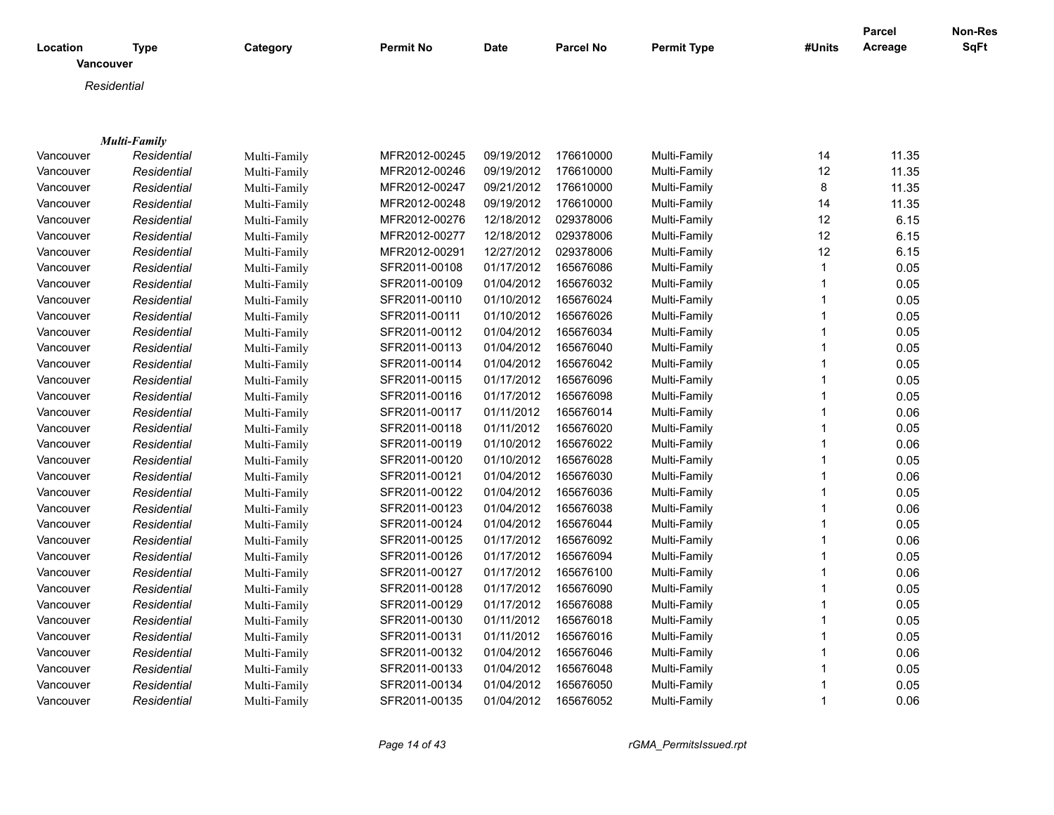| Location | Type | Category | Permit No | Date | Parcel No | Permit Type | #Units | Parcel Acreage | Non-Res SqFt |
|---|---|---|---|---|---|---|---|---|---|
| **Vancouver** | | | | | | | | | |
| *Residential* | | | | | | | | | |
| ***Multi-Family*** | | | | | | | | | |
| Vancouver | *Residential* | Multi-Family | MFR2012-00245 | 09/19/2012 | 176610000 | Multi-Family | 14 | 11.35 | |
| Vancouver | *Residential* | Multi-Family | MFR2012-00246 | 09/19/2012 | 176610000 | Multi-Family | 12 | 11.35 | |
| Vancouver | *Residential* | Multi-Family | MFR2012-00247 | 09/21/2012 | 176610000 | Multi-Family | 8 | 11.35 | |
| Vancouver | *Residential* | Multi-Family | MFR2012-00248 | 09/19/2012 | 176610000 | Multi-Family | 14 | 11.35 | |
| Vancouver | *Residential* | Multi-Family | MFR2012-00276 | 12/18/2012 | 029378006 | Multi-Family | 12 | 6.15 | |
| Vancouver | *Residential* | Multi-Family | MFR2012-00277 | 12/18/2012 | 029378006 | Multi-Family | 12 | 6.15 | |
| Vancouver | *Residential* | Multi-Family | MFR2012-00291 | 12/27/2012 | 029378006 | Multi-Family | 12 | 6.15 | |
| Vancouver | *Residential* | Multi-Family | SFR2011-00108 | 01/17/2012 | 165676086 | Multi-Family | 1 | 0.05 | |
| Vancouver | *Residential* | Multi-Family | SFR2011-00109 | 01/04/2012 | 165676032 | Multi-Family | 1 | 0.05 | |
| Vancouver | *Residential* | Multi-Family | SFR2011-00110 | 01/10/2012 | 165676024 | Multi-Family | 1 | 0.05 | |
| Vancouver | *Residential* | Multi-Family | SFR2011-00111 | 01/10/2012 | 165676026 | Multi-Family | 1 | 0.05 | |
| Vancouver | *Residential* | Multi-Family | SFR2011-00112 | 01/04/2012 | 165676034 | Multi-Family | 1 | 0.05 | |
| Vancouver | *Residential* | Multi-Family | SFR2011-00113 | 01/04/2012 | 165676040 | Multi-Family | 1 | 0.05 | |
| Vancouver | *Residential* | Multi-Family | SFR2011-00114 | 01/04/2012 | 165676042 | Multi-Family | 1 | 0.05 | |
| Vancouver | *Residential* | Multi-Family | SFR2011-00115 | 01/17/2012 | 165676096 | Multi-Family | 1 | 0.05 | |
| Vancouver | *Residential* | Multi-Family | SFR2011-00116 | 01/17/2012 | 165676098 | Multi-Family | 1 | 0.05 | |
| Vancouver | *Residential* | Multi-Family | SFR2011-00117 | 01/11/2012 | 165676014 | Multi-Family | 1 | 0.06 | |
| Vancouver | *Residential* | Multi-Family | SFR2011-00118 | 01/11/2012 | 165676020 | Multi-Family | 1 | 0.05 | |
| Vancouver | *Residential* | Multi-Family | SFR2011-00119 | 01/10/2012 | 165676022 | Multi-Family | 1 | 0.06 | |
| Vancouver | *Residential* | Multi-Family | SFR2011-00120 | 01/10/2012 | 165676028 | Multi-Family | 1 | 0.05 | |
| Vancouver | *Residential* | Multi-Family | SFR2011-00121 | 01/04/2012 | 165676030 | Multi-Family | 1 | 0.06 | |
| Vancouver | *Residential* | Multi-Family | SFR2011-00122 | 01/04/2012 | 165676036 | Multi-Family | 1 | 0.05 | |
| Vancouver | *Residential* | Multi-Family | SFR2011-00123 | 01/04/2012 | 165676038 | Multi-Family | 1 | 0.06 | |
| Vancouver | *Residential* | Multi-Family | SFR2011-00124 | 01/04/2012 | 165676044 | Multi-Family | 1 | 0.05 | |
| Vancouver | *Residential* | Multi-Family | SFR2011-00125 | 01/17/2012 | 165676092 | Multi-Family | 1 | 0.06 | |
| Vancouver | *Residential* | Multi-Family | SFR2011-00126 | 01/17/2012 | 165676094 | Multi-Family | 1 | 0.05 | |
| Vancouver | *Residential* | Multi-Family | SFR2011-00127 | 01/17/2012 | 165676100 | Multi-Family | 1 | 0.06 | |
| Vancouver | *Residential* | Multi-Family | SFR2011-00128 | 01/17/2012 | 165676090 | Multi-Family | 1 | 0.05 | |
| Vancouver | *Residential* | Multi-Family | SFR2011-00129 | 01/17/2012 | 165676088 | Multi-Family | 1 | 0.05 | |
| Vancouver | *Residential* | Multi-Family | SFR2011-00130 | 01/11/2012 | 165676018 | Multi-Family | 1 | 0.05 | |
| Vancouver | *Residential* | Multi-Family | SFR2011-00131 | 01/11/2012 | 165676016 | Multi-Family | 1 | 0.05 | |
| Vancouver | *Residential* | Multi-Family | SFR2011-00132 | 01/04/2012 | 165676046 | Multi-Family | 1 | 0.06 | |
| Vancouver | *Residential* | Multi-Family | SFR2011-00133 | 01/04/2012 | 165676048 | Multi-Family | 1 | 0.05 | |
| Vancouver | *Residential* | Multi-Family | SFR2011-00134 | 01/04/2012 | 165676050 | Multi-Family | 1 | 0.05 | |
| Vancouver | *Residential* | Multi-Family | SFR2011-00135 | 01/04/2012 | 165676052 | Multi-Family | 1 | 0.06 | |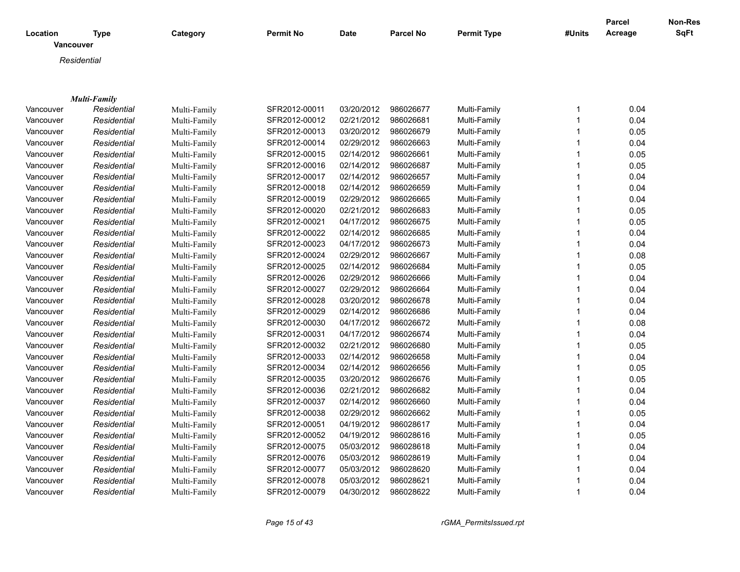| Location | Type | Category | Permit No | Date | Parcel No | Permit Type | #Units | Parcel Acreage | Non-Res SqFt |
|---|---|---|---|---|---|---|---|---|---|

**Vancouver**

*Residential*

***Multi-Family***

| Location | Type | Category | Permit No | Date | Parcel No | Permit Type | #Units | Parcel Acreage | Non-Res SqFt |
|---|---|---|---|---|---|---|---|---|---|
| Vancouver | *Residential* | Multi-Family | SFR2012-00011 | 03/20/2012 | 986026677 | Multi-Family | 1 | 0.04 | |
| Vancouver | *Residential* | Multi-Family | SFR2012-00012 | 02/21/2012 | 986026681 | Multi-Family | 1 | 0.04 | |
| Vancouver | *Residential* | Multi-Family | SFR2012-00013 | 03/20/2012 | 986026679 | Multi-Family | 1 | 0.05 | |
| Vancouver | *Residential* | Multi-Family | SFR2012-00014 | 02/29/2012 | 986026663 | Multi-Family | 1 | 0.04 | |
| Vancouver | *Residential* | Multi-Family | SFR2012-00015 | 02/14/2012 | 986026661 | Multi-Family | 1 | 0.05 | |
| Vancouver | *Residential* | Multi-Family | SFR2012-00016 | 02/14/2012 | 986026687 | Multi-Family | 1 | 0.05 | |
| Vancouver | *Residential* | Multi-Family | SFR2012-00017 | 02/14/2012 | 986026657 | Multi-Family | 1 | 0.04 | |
| Vancouver | *Residential* | Multi-Family | SFR2012-00018 | 02/14/2012 | 986026659 | Multi-Family | 1 | 0.04 | |
| Vancouver | *Residential* | Multi-Family | SFR2012-00019 | 02/29/2012 | 986026665 | Multi-Family | 1 | 0.04 | |
| Vancouver | *Residential* | Multi-Family | SFR2012-00020 | 02/21/2012 | 986026683 | Multi-Family | 1 | 0.05 | |
| Vancouver | *Residential* | Multi-Family | SFR2012-00021 | 04/17/2012 | 986026675 | Multi-Family | 1 | 0.05 | |
| Vancouver | *Residential* | Multi-Family | SFR2012-00022 | 02/14/2012 | 986026685 | Multi-Family | 1 | 0.04 | |
| Vancouver | *Residential* | Multi-Family | SFR2012-00023 | 04/17/2012 | 986026673 | Multi-Family | 1 | 0.04 | |
| Vancouver | *Residential* | Multi-Family | SFR2012-00024 | 02/29/2012 | 986026667 | Multi-Family | 1 | 0.08 | |
| Vancouver | *Residential* | Multi-Family | SFR2012-00025 | 02/14/2012 | 986026684 | Multi-Family | 1 | 0.05 | |
| Vancouver | *Residential* | Multi-Family | SFR2012-00026 | 02/29/2012 | 986026666 | Multi-Family | 1 | 0.04 | |
| Vancouver | *Residential* | Multi-Family | SFR2012-00027 | 02/29/2012 | 986026664 | Multi-Family | 1 | 0.04 | |
| Vancouver | *Residential* | Multi-Family | SFR2012-00028 | 03/20/2012 | 986026678 | Multi-Family | 1 | 0.04 | |
| Vancouver | *Residential* | Multi-Family | SFR2012-00029 | 02/14/2012 | 986026686 | Multi-Family | 1 | 0.04 | |
| Vancouver | *Residential* | Multi-Family | SFR2012-00030 | 04/17/2012 | 986026672 | Multi-Family | 1 | 0.08 | |
| Vancouver | *Residential* | Multi-Family | SFR2012-00031 | 04/17/2012 | 986026674 | Multi-Family | 1 | 0.04 | |
| Vancouver | *Residential* | Multi-Family | SFR2012-00032 | 02/21/2012 | 986026680 | Multi-Family | 1 | 0.05 | |
| Vancouver | *Residential* | Multi-Family | SFR2012-00033 | 02/14/2012 | 986026658 | Multi-Family | 1 | 0.04 | |
| Vancouver | *Residential* | Multi-Family | SFR2012-00034 | 02/14/2012 | 986026656 | Multi-Family | 1 | 0.05 | |
| Vancouver | *Residential* | Multi-Family | SFR2012-00035 | 03/20/2012 | 986026676 | Multi-Family | 1 | 0.05 | |
| Vancouver | *Residential* | Multi-Family | SFR2012-00036 | 02/21/2012 | 986026682 | Multi-Family | 1 | 0.04 | |
| Vancouver | *Residential* | Multi-Family | SFR2012-00037 | 02/14/2012 | 986026660 | Multi-Family | 1 | 0.04 | |
| Vancouver | *Residential* | Multi-Family | SFR2012-00038 | 02/29/2012 | 986026662 | Multi-Family | 1 | 0.05 | |
| Vancouver | *Residential* | Multi-Family | SFR2012-00051 | 04/19/2012 | 986028617 | Multi-Family | 1 | 0.04 | |
| Vancouver | *Residential* | Multi-Family | SFR2012-00052 | 04/19/2012 | 986028616 | Multi-Family | 1 | 0.05 | |
| Vancouver | *Residential* | Multi-Family | SFR2012-00075 | 05/03/2012 | 986028618 | Multi-Family | 1 | 0.04 | |
| Vancouver | *Residential* | Multi-Family | SFR2012-00076 | 05/03/2012 | 986028619 | Multi-Family | 1 | 0.04 | |
| Vancouver | *Residential* | Multi-Family | SFR2012-00077 | 05/03/2012 | 986028620 | Multi-Family | 1 | 0.04 | |
| Vancouver | *Residential* | Multi-Family | SFR2012-00078 | 05/03/2012 | 986028621 | Multi-Family | 1 | 0.04 | |
| Vancouver | *Residential* | Multi-Family | SFR2012-00079 | 04/30/2012 | 986028622 | Multi-Family | 1 | 0.04 | |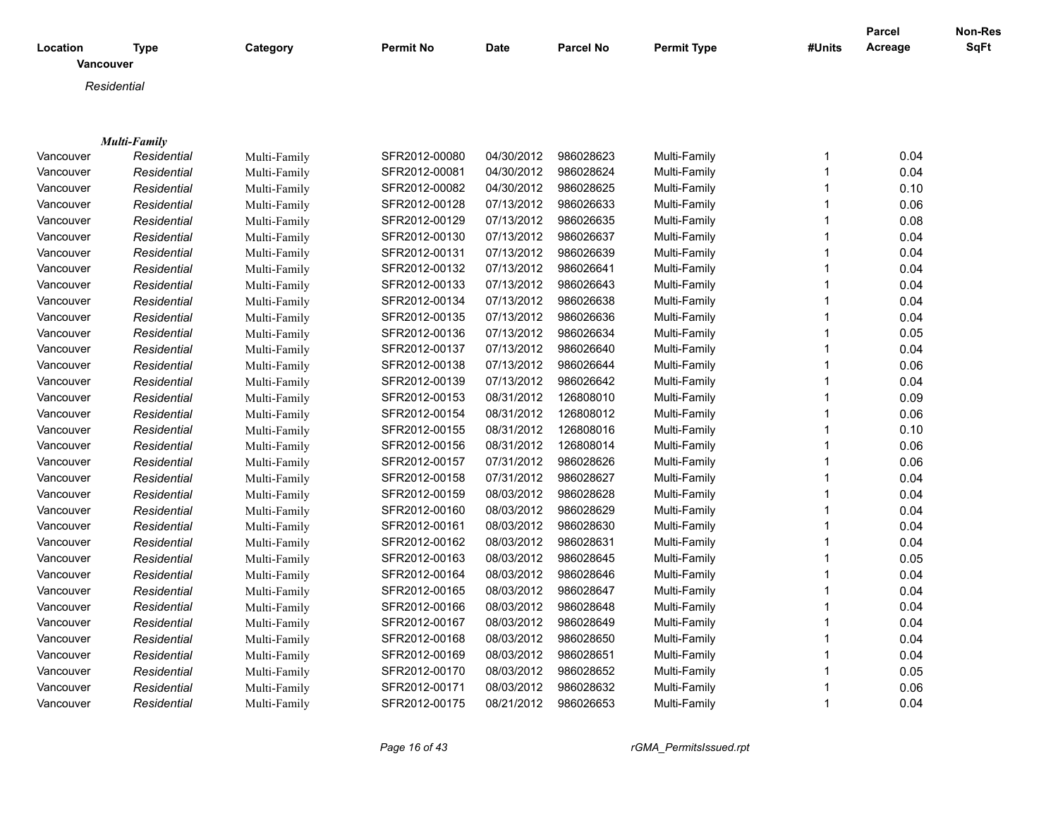| Location | Type | Category | Permit No | Date | Parcel No | Permit Type | #Units | Parcel Acreage | Non-Res SqFt |
|---|---|---|---|---|---|---|---|---|---|
| **Vancouver** | | | | | | | | | |
| *Residential* | | | | | | | | | |
| ***Multi-Family*** | | | | | | | | | |
| Vancouver | *Residential* | Multi-Family | SFR2012-00080 | 04/30/2012 | 986028623 | Multi-Family | 1 | 0.04 | |
| Vancouver | *Residential* | Multi-Family | SFR2012-00081 | 04/30/2012 | 986028624 | Multi-Family | 1 | 0.04 | |
| Vancouver | *Residential* | Multi-Family | SFR2012-00082 | 04/30/2012 | 986028625 | Multi-Family | 1 | 0.10 | |
| Vancouver | *Residential* | Multi-Family | SFR2012-00128 | 07/13/2012 | 986026633 | Multi-Family | 1 | 0.06 | |
| Vancouver | *Residential* | Multi-Family | SFR2012-00129 | 07/13/2012 | 986026635 | Multi-Family | 1 | 0.08 | |
| Vancouver | *Residential* | Multi-Family | SFR2012-00130 | 07/13/2012 | 986026637 | Multi-Family | 1 | 0.04 | |
| Vancouver | *Residential* | Multi-Family | SFR2012-00131 | 07/13/2012 | 986026639 | Multi-Family | 1 | 0.04 | |
| Vancouver | *Residential* | Multi-Family | SFR2012-00132 | 07/13/2012 | 986026641 | Multi-Family | 1 | 0.04 | |
| Vancouver | *Residential* | Multi-Family | SFR2012-00133 | 07/13/2012 | 986026643 | Multi-Family | 1 | 0.04 | |
| Vancouver | *Residential* | Multi-Family | SFR2012-00134 | 07/13/2012 | 986026638 | Multi-Family | 1 | 0.04 | |
| Vancouver | *Residential* | Multi-Family | SFR2012-00135 | 07/13/2012 | 986026636 | Multi-Family | 1 | 0.04 | |
| Vancouver | *Residential* | Multi-Family | SFR2012-00136 | 07/13/2012 | 986026634 | Multi-Family | 1 | 0.05 | |
| Vancouver | *Residential* | Multi-Family | SFR2012-00137 | 07/13/2012 | 986026640 | Multi-Family | 1 | 0.04 | |
| Vancouver | *Residential* | Multi-Family | SFR2012-00138 | 07/13/2012 | 986026644 | Multi-Family | 1 | 0.06 | |
| Vancouver | *Residential* | Multi-Family | SFR2012-00139 | 07/13/2012 | 986026642 | Multi-Family | 1 | 0.04 | |
| Vancouver | *Residential* | Multi-Family | SFR2012-00153 | 08/31/2012 | 126808010 | Multi-Family | 1 | 0.09 | |
| Vancouver | *Residential* | Multi-Family | SFR2012-00154 | 08/31/2012 | 126808012 | Multi-Family | 1 | 0.06 | |
| Vancouver | *Residential* | Multi-Family | SFR2012-00155 | 08/31/2012 | 126808016 | Multi-Family | 1 | 0.10 | |
| Vancouver | *Residential* | Multi-Family | SFR2012-00156 | 08/31/2012 | 126808014 | Multi-Family | 1 | 0.06 | |
| Vancouver | *Residential* | Multi-Family | SFR2012-00157 | 07/31/2012 | 986028626 | Multi-Family | 1 | 0.06 | |
| Vancouver | *Residential* | Multi-Family | SFR2012-00158 | 07/31/2012 | 986028627 | Multi-Family | 1 | 0.04 | |
| Vancouver | *Residential* | Multi-Family | SFR2012-00159 | 08/03/2012 | 986028628 | Multi-Family | 1 | 0.04 | |
| Vancouver | *Residential* | Multi-Family | SFR2012-00160 | 08/03/2012 | 986028629 | Multi-Family | 1 | 0.04 | |
| Vancouver | *Residential* | Multi-Family | SFR2012-00161 | 08/03/2012 | 986028630 | Multi-Family | 1 | 0.04 | |
| Vancouver | *Residential* | Multi-Family | SFR2012-00162 | 08/03/2012 | 986028631 | Multi-Family | 1 | 0.04 | |
| Vancouver | *Residential* | Multi-Family | SFR2012-00163 | 08/03/2012 | 986028645 | Multi-Family | 1 | 0.05 | |
| Vancouver | *Residential* | Multi-Family | SFR2012-00164 | 08/03/2012 | 986028646 | Multi-Family | 1 | 0.04 | |
| Vancouver | *Residential* | Multi-Family | SFR2012-00165 | 08/03/2012 | 986028647 | Multi-Family | 1 | 0.04 | |
| Vancouver | *Residential* | Multi-Family | SFR2012-00166 | 08/03/2012 | 986028648 | Multi-Family | 1 | 0.04 | |
| Vancouver | *Residential* | Multi-Family | SFR2012-00167 | 08/03/2012 | 986028649 | Multi-Family | 1 | 0.04 | |
| Vancouver | *Residential* | Multi-Family | SFR2012-00168 | 08/03/2012 | 986028650 | Multi-Family | 1 | 0.04 | |
| Vancouver | *Residential* | Multi-Family | SFR2012-00169 | 08/03/2012 | 986028651 | Multi-Family | 1 | 0.04 | |
| Vancouver | *Residential* | Multi-Family | SFR2012-00170 | 08/03/2012 | 986028652 | Multi-Family | 1 | 0.05 | |
| Vancouver | *Residential* | Multi-Family | SFR2012-00171 | 08/03/2012 | 986028632 | Multi-Family | 1 | 0.06 | |
| Vancouver | *Residential* | Multi-Family | SFR2012-00175 | 08/21/2012 | 986026653 | Multi-Family | 1 | 0.04 | |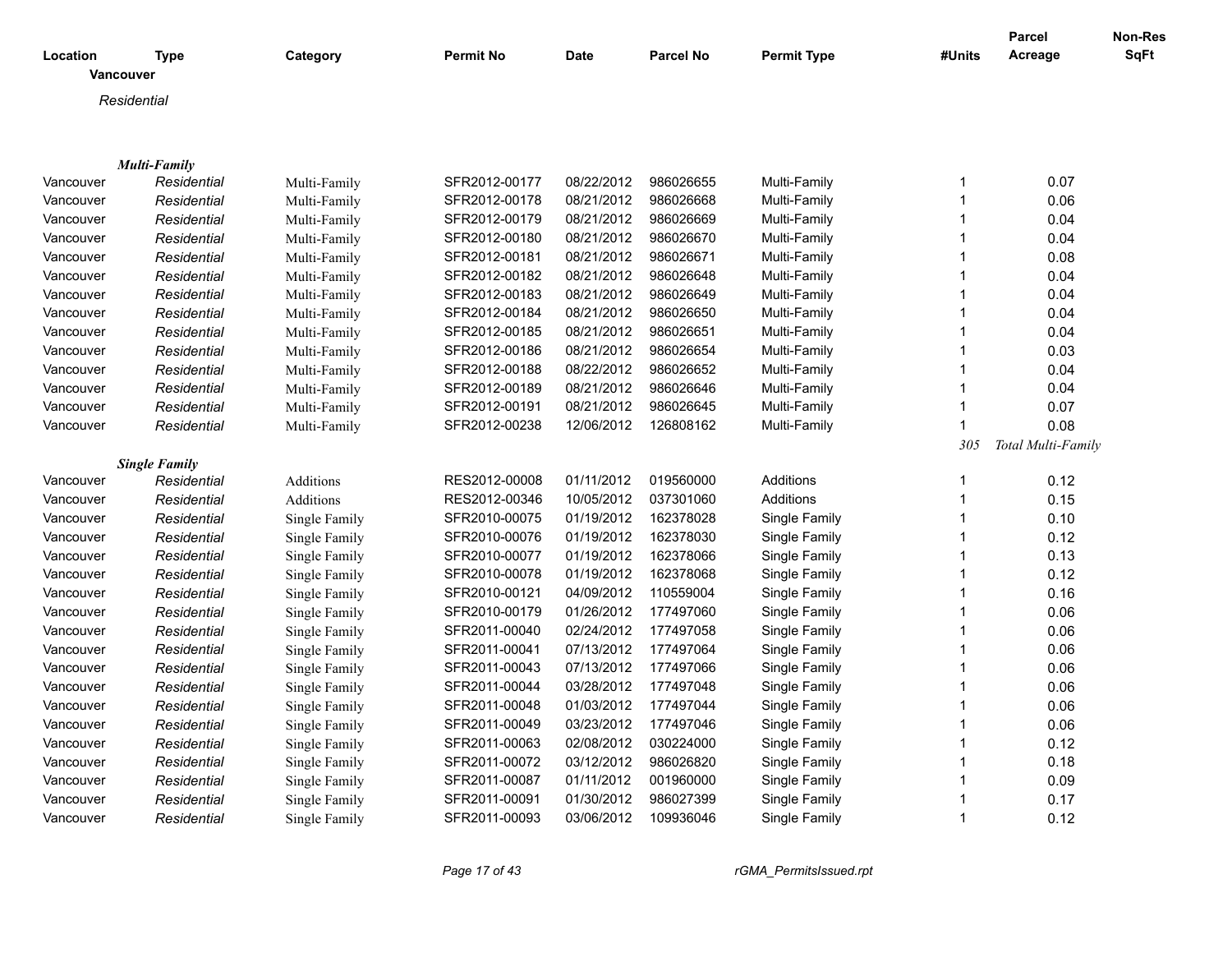| Location | Type | Category | Permit No | Date | Parcel No | Permit Type | #Units | Parcel Acreage | Non-Res SqFt |
|---|---|---|---|---|---|---|---|---|---|
| **Vancouver** | | | | | | | | | |
| *Residential* | | | | | | | | | |
| ***Multi-Family*** | | | | | | | | | |
| Vancouver | *Residential* | Multi-Family | SFR2012-00177 | 08/22/2012 | 986026655 | Multi-Family | 1 | 0.07 | |
| Vancouver | *Residential* | Multi-Family | SFR2012-00178 | 08/21/2012 | 986026668 | Multi-Family | 1 | 0.06 | |
| Vancouver | *Residential* | Multi-Family | SFR2012-00179 | 08/21/2012 | 986026669 | Multi-Family | 1 | 0.04 | |
| Vancouver | *Residential* | Multi-Family | SFR2012-00180 | 08/21/2012 | 986026670 | Multi-Family | 1 | 0.04 | |
| Vancouver | *Residential* | Multi-Family | SFR2012-00181 | 08/21/2012 | 986026671 | Multi-Family | 1 | 0.08 | |
| Vancouver | *Residential* | Multi-Family | SFR2012-00182 | 08/21/2012 | 986026648 | Multi-Family | 1 | 0.04 | |
| Vancouver | *Residential* | Multi-Family | SFR2012-00183 | 08/21/2012 | 986026649 | Multi-Family | 1 | 0.04 | |
| Vancouver | *Residential* | Multi-Family | SFR2012-00184 | 08/21/2012 | 986026650 | Multi-Family | 1 | 0.04 | |
| Vancouver | *Residential* | Multi-Family | SFR2012-00185 | 08/21/2012 | 986026651 | Multi-Family | 1 | 0.04 | |
| Vancouver | *Residential* | Multi-Family | SFR2012-00186 | 08/21/2012 | 986026654 | Multi-Family | 1 | 0.03 | |
| Vancouver | *Residential* | Multi-Family | SFR2012-00188 | 08/22/2012 | 986026652 | Multi-Family | 1 | 0.04 | |
| Vancouver | *Residential* | Multi-Family | SFR2012-00189 | 08/21/2012 | 986026646 | Multi-Family | 1 | 0.04 | |
| Vancouver | *Residential* | Multi-Family | SFR2012-00191 | 08/21/2012 | 986026645 | Multi-Family | 1 | 0.07 | |
| Vancouver | *Residential* | Multi-Family | SFR2012-00238 | 12/06/2012 | 126808162 | Multi-Family | 1 | 0.08 | |
| | | | | | | | *305* | *Total Multi-Family* | |
| ***Single Family*** | | | | | | | | | |
| Vancouver | *Residential* | Additions | RES2012-00008 | 01/11/2012 | 019560000 | Additions | 1 | 0.12 | |
| Vancouver | *Residential* | Additions | RES2012-00346 | 10/05/2012 | 037301060 | Additions | 1 | 0.15 | |
| Vancouver | *Residential* | Single Family | SFR2010-00075 | 01/19/2012 | 162378028 | Single Family | 1 | 0.10 | |
| Vancouver | *Residential* | Single Family | SFR2010-00076 | 01/19/2012 | 162378030 | Single Family | 1 | 0.12 | |
| Vancouver | *Residential* | Single Family | SFR2010-00077 | 01/19/2012 | 162378066 | Single Family | 1 | 0.13 | |
| Vancouver | *Residential* | Single Family | SFR2010-00078 | 01/19/2012 | 162378068 | Single Family | 1 | 0.12 | |
| Vancouver | *Residential* | Single Family | SFR2010-00121 | 04/09/2012 | 110559004 | Single Family | 1 | 0.16 | |
| Vancouver | *Residential* | Single Family | SFR2010-00179 | 01/26/2012 | 177497060 | Single Family | 1 | 0.06 | |
| Vancouver | *Residential* | Single Family | SFR2011-00040 | 02/24/2012 | 177497058 | Single Family | 1 | 0.06 | |
| Vancouver | *Residential* | Single Family | SFR2011-00041 | 07/13/2012 | 177497064 | Single Family | 1 | 0.06 | |
| Vancouver | *Residential* | Single Family | SFR2011-00043 | 07/13/2012 | 177497066 | Single Family | 1 | 0.06 | |
| Vancouver | *Residential* | Single Family | SFR2011-00044 | 03/28/2012 | 177497048 | Single Family | 1 | 0.06 | |
| Vancouver | *Residential* | Single Family | SFR2011-00048 | 01/03/2012 | 177497044 | Single Family | 1 | 0.06 | |
| Vancouver | *Residential* | Single Family | SFR2011-00049 | 03/23/2012 | 177497046 | Single Family | 1 | 0.06 | |
| Vancouver | *Residential* | Single Family | SFR2011-00063 | 02/08/2012 | 030224000 | Single Family | 1 | 0.12 | |
| Vancouver | *Residential* | Single Family | SFR2011-00072 | 03/12/2012 | 986026820 | Single Family | 1 | 0.18 | |
| Vancouver | *Residential* | Single Family | SFR2011-00087 | 01/11/2012 | 001960000 | Single Family | 1 | 0.09 | |
| Vancouver | *Residential* | Single Family | SFR2011-00091 | 01/30/2012 | 986027399 | Single Family | 1 | 0.17 | |
| Vancouver | *Residential* | Single Family | SFR2011-00093 | 03/06/2012 | 109936046 | Single Family | 1 | 0.12 | |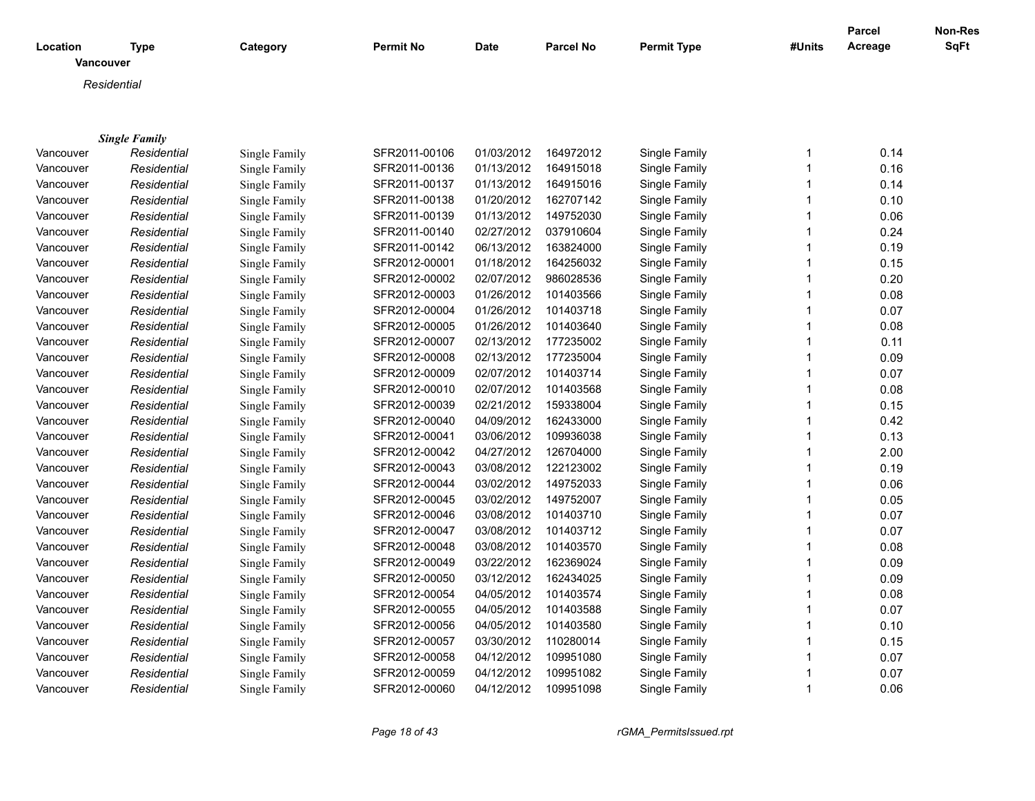| Location | Type | Category | Permit No | Date | Parcel No | Permit Type | #Units | Parcel Acreage | Non-Res SqFt |
|---|---|---|---|---|---|---|---|---|---|
| **Vancouver** | | | | | | | | | |
| | *Residential* | | | | | | | | |
| | ***Single Family*** | | | | | | | | |
| Vancouver | *Residential* | Single Family | SFR2011-00106 | 01/03/2012 | 164972012 | Single Family | 1 | 0.14 | |
| Vancouver | *Residential* | Single Family | SFR2011-00136 | 01/13/2012 | 164915018 | Single Family | 1 | 0.16 | |
| Vancouver | *Residential* | Single Family | SFR2011-00137 | 01/13/2012 | 164915016 | Single Family | 1 | 0.14 | |
| Vancouver | *Residential* | Single Family | SFR2011-00138 | 01/20/2012 | 162707142 | Single Family | 1 | 0.10 | |
| Vancouver | *Residential* | Single Family | SFR2011-00139 | 01/13/2012 | 149752030 | Single Family | 1 | 0.06 | |
| Vancouver | *Residential* | Single Family | SFR2011-00140 | 02/27/2012 | 037910604 | Single Family | 1 | 0.24 | |
| Vancouver | *Residential* | Single Family | SFR2011-00142 | 06/13/2012 | 163824000 | Single Family | 1 | 0.19 | |
| Vancouver | *Residential* | Single Family | SFR2012-00001 | 01/18/2012 | 164256032 | Single Family | 1 | 0.15 | |
| Vancouver | *Residential* | Single Family | SFR2012-00002 | 02/07/2012 | 986028536 | Single Family | 1 | 0.20 | |
| Vancouver | *Residential* | Single Family | SFR2012-00003 | 01/26/2012 | 101403566 | Single Family | 1 | 0.08 | |
| Vancouver | *Residential* | Single Family | SFR2012-00004 | 01/26/2012 | 101403718 | Single Family | 1 | 0.07 | |
| Vancouver | *Residential* | Single Family | SFR2012-00005 | 01/26/2012 | 101403640 | Single Family | 1 | 0.08 | |
| Vancouver | *Residential* | Single Family | SFR2012-00007 | 02/13/2012 | 177235002 | Single Family | 1 | 0.11 | |
| Vancouver | *Residential* | Single Family | SFR2012-00008 | 02/13/2012 | 177235004 | Single Family | 1 | 0.09 | |
| Vancouver | *Residential* | Single Family | SFR2012-00009 | 02/07/2012 | 101403714 | Single Family | 1 | 0.07 | |
| Vancouver | *Residential* | Single Family | SFR2012-00010 | 02/07/2012 | 101403568 | Single Family | 1 | 0.08 | |
| Vancouver | *Residential* | Single Family | SFR2012-00039 | 02/21/2012 | 159338004 | Single Family | 1 | 0.15 | |
| Vancouver | *Residential* | Single Family | SFR2012-00040 | 04/09/2012 | 162433000 | Single Family | 1 | 0.42 | |
| Vancouver | *Residential* | Single Family | SFR2012-00041 | 03/06/2012 | 109936038 | Single Family | 1 | 0.13 | |
| Vancouver | *Residential* | Single Family | SFR2012-00042 | 04/27/2012 | 126704000 | Single Family | 1 | 2.00 | |
| Vancouver | *Residential* | Single Family | SFR2012-00043 | 03/08/2012 | 122123002 | Single Family | 1 | 0.19 | |
| Vancouver | *Residential* | Single Family | SFR2012-00044 | 03/02/2012 | 149752033 | Single Family | 1 | 0.06 | |
| Vancouver | *Residential* | Single Family | SFR2012-00045 | 03/02/2012 | 149752007 | Single Family | 1 | 0.05 | |
| Vancouver | *Residential* | Single Family | SFR2012-00046 | 03/08/2012 | 101403710 | Single Family | 1 | 0.07 | |
| Vancouver | *Residential* | Single Family | SFR2012-00047 | 03/08/2012 | 101403712 | Single Family | 1 | 0.07 | |
| Vancouver | *Residential* | Single Family | SFR2012-00048 | 03/08/2012 | 101403570 | Single Family | 1 | 0.08 | |
| Vancouver | *Residential* | Single Family | SFR2012-00049 | 03/22/2012 | 162369024 | Single Family | 1 | 0.09 | |
| Vancouver | *Residential* | Single Family | SFR2012-00050 | 03/12/2012 | 162434025 | Single Family | 1 | 0.09 | |
| Vancouver | *Residential* | Single Family | SFR2012-00054 | 04/05/2012 | 101403574 | Single Family | 1 | 0.08 | |
| Vancouver | *Residential* | Single Family | SFR2012-00055 | 04/05/2012 | 101403588 | Single Family | 1 | 0.07 | |
| Vancouver | *Residential* | Single Family | SFR2012-00056 | 04/05/2012 | 101403580 | Single Family | 1 | 0.10 | |
| Vancouver | *Residential* | Single Family | SFR2012-00057 | 03/30/2012 | 110280014 | Single Family | 1 | 0.15 | |
| Vancouver | *Residential* | Single Family | SFR2012-00058 | 04/12/2012 | 109951080 | Single Family | 1 | 0.07 | |
| Vancouver | *Residential* | Single Family | SFR2012-00059 | 04/12/2012 | 109951082 | Single Family | 1 | 0.07 | |
| Vancouver | *Residential* | Single Family | SFR2012-00060 | 04/12/2012 | 109951098 | Single Family | 1 | 0.06 | |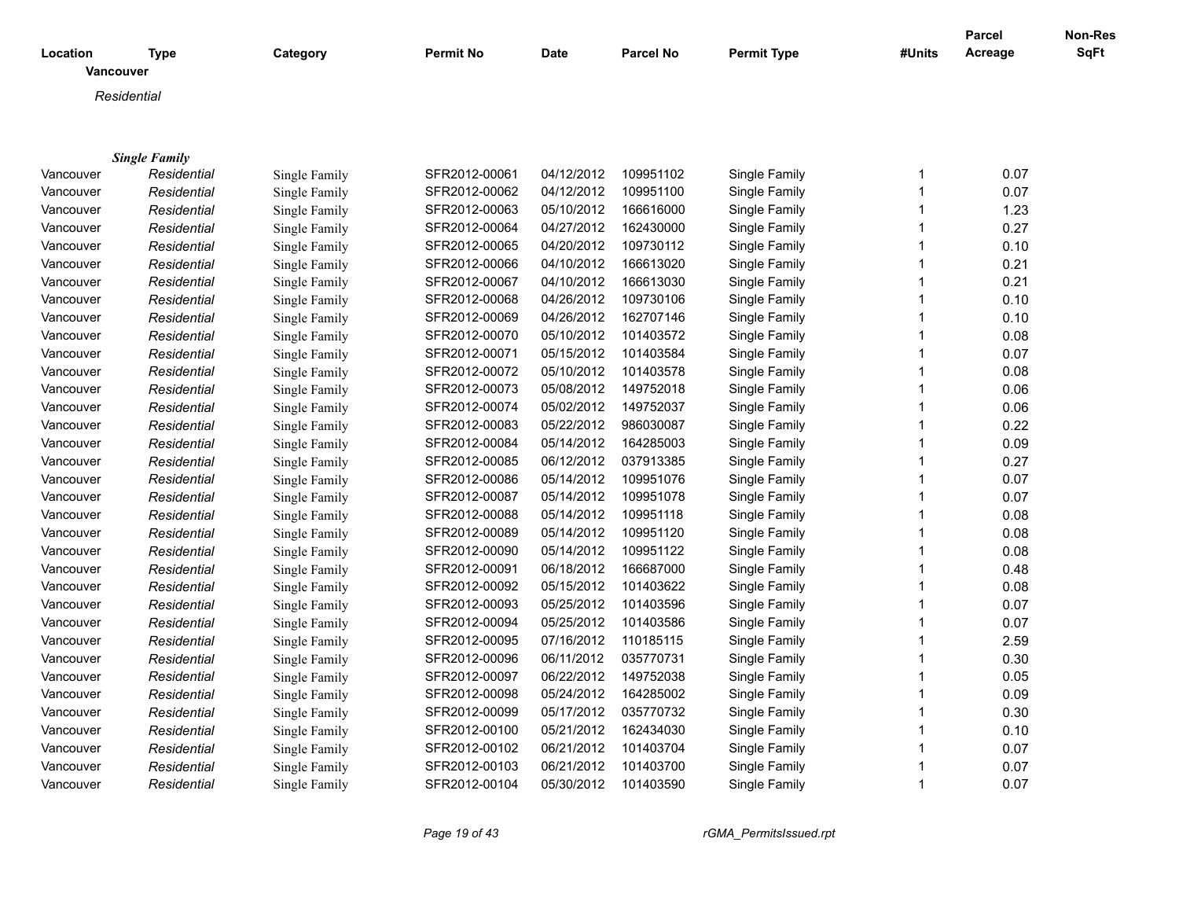| Location | Type | Category | Permit No | Date | Parcel No | Permit Type | #Units | Parcel Acreage | Non-Res SqFt |
|---|---|---|---|---|---|---|---|---|---|
| **Vancouver** | | | | | | | | | |
| *Residential* | | | | | | | | | |
| ***Single Family*** | | | | | | | | | |
| Vancouver | *Residential* | Single Family | SFR2012-00061 | 04/12/2012 | 109951102 | Single Family | 1 | 0.07 | |
| Vancouver | *Residential* | Single Family | SFR2012-00062 | 04/12/2012 | 109951100 | Single Family | 1 | 0.07 | |
| Vancouver | *Residential* | Single Family | SFR2012-00063 | 05/10/2012 | 166616000 | Single Family | 1 | 1.23 | |
| Vancouver | *Residential* | Single Family | SFR2012-00064 | 04/27/2012 | 162430000 | Single Family | 1 | 0.27 | |
| Vancouver | *Residential* | Single Family | SFR2012-00065 | 04/20/2012 | 109730112 | Single Family | 1 | 0.10 | |
| Vancouver | *Residential* | Single Family | SFR2012-00066 | 04/10/2012 | 166613020 | Single Family | 1 | 0.21 | |
| Vancouver | *Residential* | Single Family | SFR2012-00067 | 04/10/2012 | 166613030 | Single Family | 1 | 0.21 | |
| Vancouver | *Residential* | Single Family | SFR2012-00068 | 04/26/2012 | 109730106 | Single Family | 1 | 0.10 | |
| Vancouver | *Residential* | Single Family | SFR2012-00069 | 04/26/2012 | 162707146 | Single Family | 1 | 0.10 | |
| Vancouver | *Residential* | Single Family | SFR2012-00070 | 05/10/2012 | 101403572 | Single Family | 1 | 0.08 | |
| Vancouver | *Residential* | Single Family | SFR2012-00071 | 05/15/2012 | 101403584 | Single Family | 1 | 0.07 | |
| Vancouver | *Residential* | Single Family | SFR2012-00072 | 05/10/2012 | 101403578 | Single Family | 1 | 0.08 | |
| Vancouver | *Residential* | Single Family | SFR2012-00073 | 05/08/2012 | 149752018 | Single Family | 1 | 0.06 | |
| Vancouver | *Residential* | Single Family | SFR2012-00074 | 05/02/2012 | 149752037 | Single Family | 1 | 0.06 | |
| Vancouver | *Residential* | Single Family | SFR2012-00083 | 05/22/2012 | 986030087 | Single Family | 1 | 0.22 | |
| Vancouver | *Residential* | Single Family | SFR2012-00084 | 05/14/2012 | 164285003 | Single Family | 1 | 0.09 | |
| Vancouver | *Residential* | Single Family | SFR2012-00085 | 06/12/2012 | 037913385 | Single Family | 1 | 0.27 | |
| Vancouver | *Residential* | Single Family | SFR2012-00086 | 05/14/2012 | 109951076 | Single Family | 1 | 0.07 | |
| Vancouver | *Residential* | Single Family | SFR2012-00087 | 05/14/2012 | 109951078 | Single Family | 1 | 0.07 | |
| Vancouver | *Residential* | Single Family | SFR2012-00088 | 05/14/2012 | 109951118 | Single Family | 1 | 0.08 | |
| Vancouver | *Residential* | Single Family | SFR2012-00089 | 05/14/2012 | 109951120 | Single Family | 1 | 0.08 | |
| Vancouver | *Residential* | Single Family | SFR2012-00090 | 05/14/2012 | 109951122 | Single Family | 1 | 0.08 | |
| Vancouver | *Residential* | Single Family | SFR2012-00091 | 06/18/2012 | 166687000 | Single Family | 1 | 0.48 | |
| Vancouver | *Residential* | Single Family | SFR2012-00092 | 05/15/2012 | 101403622 | Single Family | 1 | 0.08 | |
| Vancouver | *Residential* | Single Family | SFR2012-00093 | 05/25/2012 | 101403596 | Single Family | 1 | 0.07 | |
| Vancouver | *Residential* | Single Family | SFR2012-00094 | 05/25/2012 | 101403586 | Single Family | 1 | 0.07 | |
| Vancouver | *Residential* | Single Family | SFR2012-00095 | 07/16/2012 | 110185115 | Single Family | 1 | 2.59 | |
| Vancouver | *Residential* | Single Family | SFR2012-00096 | 06/11/2012 | 035770731 | Single Family | 1 | 0.30 | |
| Vancouver | *Residential* | Single Family | SFR2012-00097 | 06/22/2012 | 149752038 | Single Family | 1 | 0.05 | |
| Vancouver | *Residential* | Single Family | SFR2012-00098 | 05/24/2012 | 164285002 | Single Family | 1 | 0.09 | |
| Vancouver | *Residential* | Single Family | SFR2012-00099 | 05/17/2012 | 035770732 | Single Family | 1 | 0.30 | |
| Vancouver | *Residential* | Single Family | SFR2012-00100 | 05/21/2012 | 162434030 | Single Family | 1 | 0.10 | |
| Vancouver | *Residential* | Single Family | SFR2012-00102 | 06/21/2012 | 101403704 | Single Family | 1 | 0.07 | |
| Vancouver | *Residential* | Single Family | SFR2012-00103 | 06/21/2012 | 101403700 | Single Family | 1 | 0.07 | |
| Vancouver | *Residential* | Single Family | SFR2012-00104 | 05/30/2012 | 101403590 | Single Family | 1 | 0.07 | |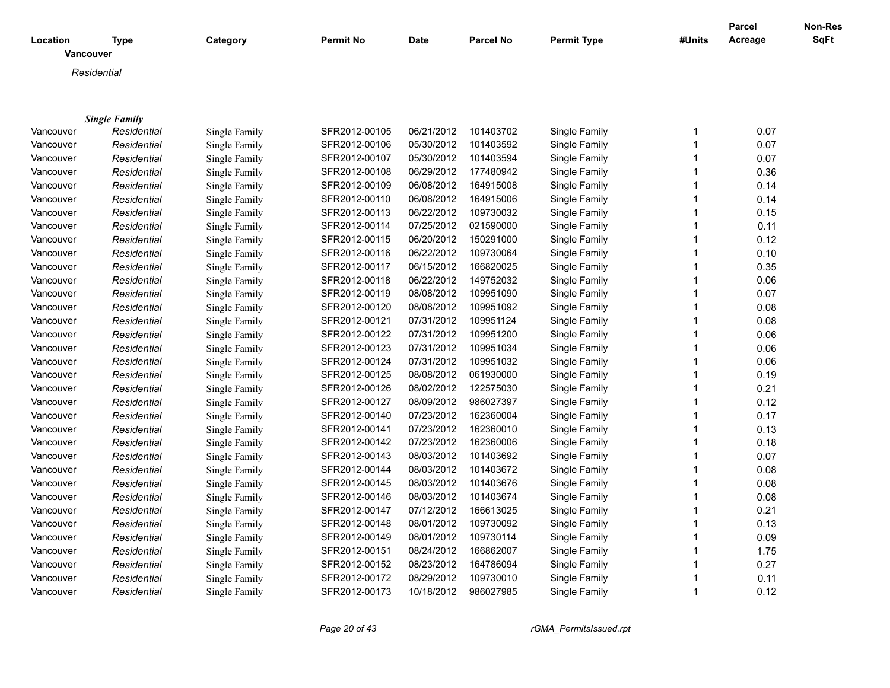| Location | Type | Category | Permit No | Date | Parcel No | Permit Type | #Units | Parcel Acreage | Non-Res SqFt |
|---|---|---|---|---|---|---|---|---|---|
| **Vancouver** | | | | | | | | | |
| *Residential* | | | | | | | | | |
| ***Single Family*** | | | | | | | | | |
| Vancouver | *Residential* | Single Family | SFR2012-00105 | 06/21/2012 | 101403702 | Single Family | 1 | 0.07 | |
| Vancouver | *Residential* | Single Family | SFR2012-00106 | 05/30/2012 | 101403592 | Single Family | 1 | 0.07 | |
| Vancouver | *Residential* | Single Family | SFR2012-00107 | 05/30/2012 | 101403594 | Single Family | 1 | 0.07 | |
| Vancouver | *Residential* | Single Family | SFR2012-00108 | 06/29/2012 | 177480942 | Single Family | 1 | 0.36 | |
| Vancouver | *Residential* | Single Family | SFR2012-00109 | 06/08/2012 | 164915008 | Single Family | 1 | 0.14 | |
| Vancouver | *Residential* | Single Family | SFR2012-00110 | 06/08/2012 | 164915006 | Single Family | 1 | 0.14 | |
| Vancouver | *Residential* | Single Family | SFR2012-00113 | 06/22/2012 | 109730032 | Single Family | 1 | 0.15 | |
| Vancouver | *Residential* | Single Family | SFR2012-00114 | 07/25/2012 | 021590000 | Single Family | 1 | 0.11 | |
| Vancouver | *Residential* | Single Family | SFR2012-00115 | 06/20/2012 | 150291000 | Single Family | 1 | 0.12 | |
| Vancouver | *Residential* | Single Family | SFR2012-00116 | 06/22/2012 | 109730064 | Single Family | 1 | 0.10 | |
| Vancouver | *Residential* | Single Family | SFR2012-00117 | 06/15/2012 | 166820025 | Single Family | 1 | 0.35 | |
| Vancouver | *Residential* | Single Family | SFR2012-00118 | 06/22/2012 | 149752032 | Single Family | 1 | 0.06 | |
| Vancouver | *Residential* | Single Family | SFR2012-00119 | 08/08/2012 | 109951090 | Single Family | 1 | 0.07 | |
| Vancouver | *Residential* | Single Family | SFR2012-00120 | 08/08/2012 | 109951092 | Single Family | 1 | 0.08 | |
| Vancouver | *Residential* | Single Family | SFR2012-00121 | 07/31/2012 | 109951124 | Single Family | 1 | 0.08 | |
| Vancouver | *Residential* | Single Family | SFR2012-00122 | 07/31/2012 | 109951200 | Single Family | 1 | 0.06 | |
| Vancouver | *Residential* | Single Family | SFR2012-00123 | 07/31/2012 | 109951034 | Single Family | 1 | 0.06 | |
| Vancouver | *Residential* | Single Family | SFR2012-00124 | 07/31/2012 | 109951032 | Single Family | 1 | 0.06 | |
| Vancouver | *Residential* | Single Family | SFR2012-00125 | 08/08/2012 | 061930000 | Single Family | 1 | 0.19 | |
| Vancouver | *Residential* | Single Family | SFR2012-00126 | 08/02/2012 | 122575030 | Single Family | 1 | 0.21 | |
| Vancouver | *Residential* | Single Family | SFR2012-00127 | 08/09/2012 | 986027397 | Single Family | 1 | 0.12 | |
| Vancouver | *Residential* | Single Family | SFR2012-00140 | 07/23/2012 | 162360004 | Single Family | 1 | 0.17 | |
| Vancouver | *Residential* | Single Family | SFR2012-00141 | 07/23/2012 | 162360010 | Single Family | 1 | 0.13 | |
| Vancouver | *Residential* | Single Family | SFR2012-00142 | 07/23/2012 | 162360006 | Single Family | 1 | 0.18 | |
| Vancouver | *Residential* | Single Family | SFR2012-00143 | 08/03/2012 | 101403692 | Single Family | 1 | 0.07 | |
| Vancouver | *Residential* | Single Family | SFR2012-00144 | 08/03/2012 | 101403672 | Single Family | 1 | 0.08 | |
| Vancouver | *Residential* | Single Family | SFR2012-00145 | 08/03/2012 | 101403676 | Single Family | 1 | 0.08 | |
| Vancouver | *Residential* | Single Family | SFR2012-00146 | 08/03/2012 | 101403674 | Single Family | 1 | 0.08 | |
| Vancouver | *Residential* | Single Family | SFR2012-00147 | 07/12/2012 | 166613025 | Single Family | 1 | 0.21 | |
| Vancouver | *Residential* | Single Family | SFR2012-00148 | 08/01/2012 | 109730092 | Single Family | 1 | 0.13 | |
| Vancouver | *Residential* | Single Family | SFR2012-00149 | 08/01/2012 | 109730114 | Single Family | 1 | 0.09 | |
| Vancouver | *Residential* | Single Family | SFR2012-00151 | 08/24/2012 | 166862007 | Single Family | 1 | 1.75 | |
| Vancouver | *Residential* | Single Family | SFR2012-00152 | 08/23/2012 | 164786094 | Single Family | 1 | 0.27 | |
| Vancouver | *Residential* | Single Family | SFR2012-00172 | 08/29/2012 | 109730010 | Single Family | 1 | 0.11 | |
| Vancouver | *Residential* | Single Family | SFR2012-00173 | 10/18/2012 | 986027985 | Single Family | 1 | 0.12 | |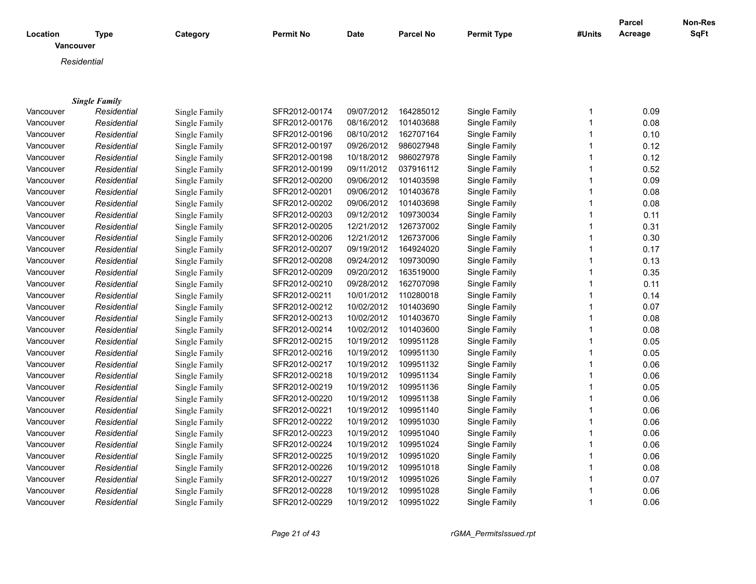| Location | Type | Category | Permit No | Date | Parcel No | Permit Type | #Units | Parcel Acreage | Non-Res SqFt |
|---|---|---|---|---|---|---|---|---|---|

**Vancouver**

*Residential*

***Single Family***

| Location | Type | Category | Permit No | Date | Parcel No | Permit Type | #Units | Parcel Acreage | Non-Res SqFt |
|---|---|---|---|---|---|---|---|---|---|
| Vancouver | *Residential* | Single Family | SFR2012-00174 | 09/07/2012 | 164285012 | Single Family | 1 | 0.09 | |
| Vancouver | *Residential* | Single Family | SFR2012-00176 | 08/16/2012 | 101403688 | Single Family | 1 | 0.08 | |
| Vancouver | *Residential* | Single Family | SFR2012-00196 | 08/10/2012 | 162707164 | Single Family | 1 | 0.10 | |
| Vancouver | *Residential* | Single Family | SFR2012-00197 | 09/26/2012 | 986027948 | Single Family | 1 | 0.12 | |
| Vancouver | *Residential* | Single Family | SFR2012-00198 | 10/18/2012 | 986027978 | Single Family | 1 | 0.12 | |
| Vancouver | *Residential* | Single Family | SFR2012-00199 | 09/11/2012 | 037916112 | Single Family | 1 | 0.52 | |
| Vancouver | *Residential* | Single Family | SFR2012-00200 | 09/06/2012 | 101403598 | Single Family | 1 | 0.09 | |
| Vancouver | *Residential* | Single Family | SFR2012-00201 | 09/06/2012 | 101403678 | Single Family | 1 | 0.08 | |
| Vancouver | *Residential* | Single Family | SFR2012-00202 | 09/06/2012 | 101403698 | Single Family | 1 | 0.08 | |
| Vancouver | *Residential* | Single Family | SFR2012-00203 | 09/12/2012 | 109730034 | Single Family | 1 | 0.11 | |
| Vancouver | *Residential* | Single Family | SFR2012-00205 | 12/21/2012 | 126737002 | Single Family | 1 | 0.31 | |
| Vancouver | *Residential* | Single Family | SFR2012-00206 | 12/21/2012 | 126737006 | Single Family | 1 | 0.30 | |
| Vancouver | *Residential* | Single Family | SFR2012-00207 | 09/19/2012 | 164924020 | Single Family | 1 | 0.17 | |
| Vancouver | *Residential* | Single Family | SFR2012-00208 | 09/24/2012 | 109730090 | Single Family | 1 | 0.13 | |
| Vancouver | *Residential* | Single Family | SFR2012-00209 | 09/20/2012 | 163519000 | Single Family | 1 | 0.35 | |
| Vancouver | *Residential* | Single Family | SFR2012-00210 | 09/28/2012 | 162707098 | Single Family | 1 | 0.11 | |
| Vancouver | *Residential* | Single Family | SFR2012-00211 | 10/01/2012 | 110280018 | Single Family | 1 | 0.14 | |
| Vancouver | *Residential* | Single Family | SFR2012-00212 | 10/02/2012 | 101403690 | Single Family | 1 | 0.07 | |
| Vancouver | *Residential* | Single Family | SFR2012-00213 | 10/02/2012 | 101403670 | Single Family | 1 | 0.08 | |
| Vancouver | *Residential* | Single Family | SFR2012-00214 | 10/02/2012 | 101403600 | Single Family | 1 | 0.08 | |
| Vancouver | *Residential* | Single Family | SFR2012-00215 | 10/19/2012 | 109951128 | Single Family | 1 | 0.05 | |
| Vancouver | *Residential* | Single Family | SFR2012-00216 | 10/19/2012 | 109951130 | Single Family | 1 | 0.05 | |
| Vancouver | *Residential* | Single Family | SFR2012-00217 | 10/19/2012 | 109951132 | Single Family | 1 | 0.06 | |
| Vancouver | *Residential* | Single Family | SFR2012-00218 | 10/19/2012 | 109951134 | Single Family | 1 | 0.06 | |
| Vancouver | *Residential* | Single Family | SFR2012-00219 | 10/19/2012 | 109951136 | Single Family | 1 | 0.05 | |
| Vancouver | *Residential* | Single Family | SFR2012-00220 | 10/19/2012 | 109951138 | Single Family | 1 | 0.06 | |
| Vancouver | *Residential* | Single Family | SFR2012-00221 | 10/19/2012 | 109951140 | Single Family | 1 | 0.06 | |
| Vancouver | *Residential* | Single Family | SFR2012-00222 | 10/19/2012 | 109951030 | Single Family | 1 | 0.06 | |
| Vancouver | *Residential* | Single Family | SFR2012-00223 | 10/19/2012 | 109951040 | Single Family | 1 | 0.06 | |
| Vancouver | *Residential* | Single Family | SFR2012-00224 | 10/19/2012 | 109951024 | Single Family | 1 | 0.06 | |
| Vancouver | *Residential* | Single Family | SFR2012-00225 | 10/19/2012 | 109951020 | Single Family | 1 | 0.06 | |
| Vancouver | *Residential* | Single Family | SFR2012-00226 | 10/19/2012 | 109951018 | Single Family | 1 | 0.08 | |
| Vancouver | *Residential* | Single Family | SFR2012-00227 | 10/19/2012 | 109951026 | Single Family | 1 | 0.07 | |
| Vancouver | *Residential* | Single Family | SFR2012-00228 | 10/19/2012 | 109951028 | Single Family | 1 | 0.06 | |
| Vancouver | *Residential* | Single Family | SFR2012-00229 | 10/19/2012 | 109951022 | Single Family | 1 | 0.06 | |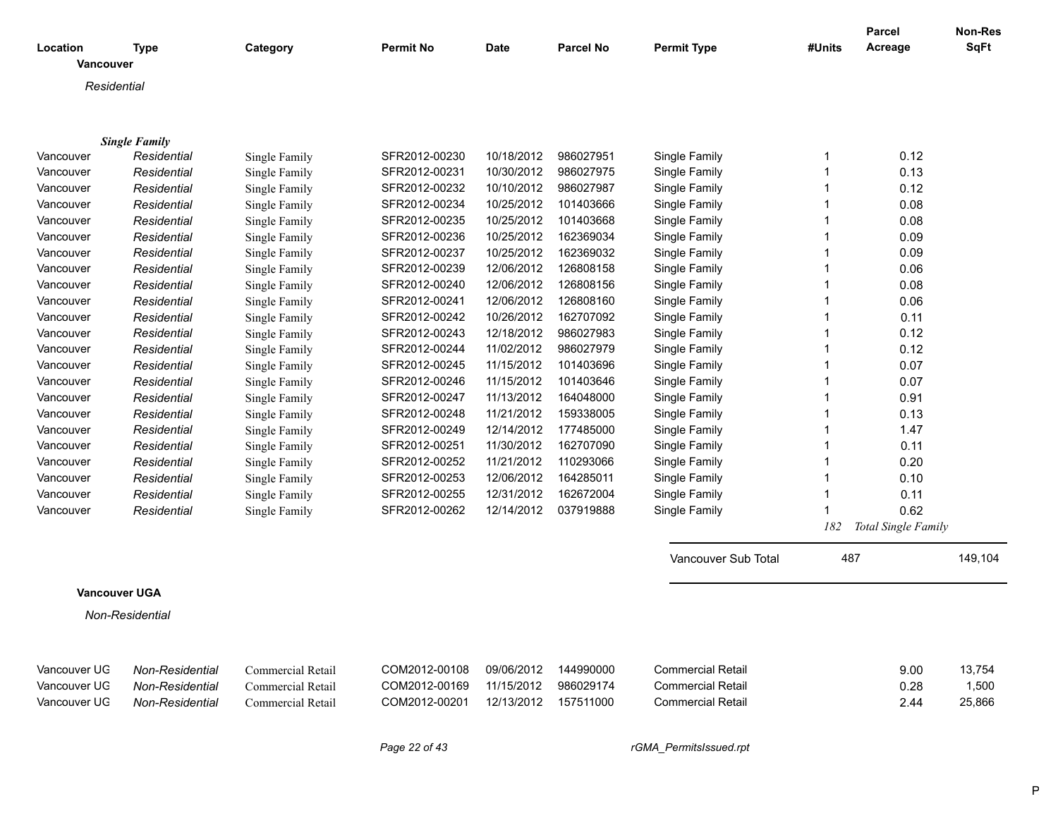| Location | Type | Category | Permit No | Date | Parcel No | Permit Type | #Units | Parcel Acreage | Non-Res SqFt |
|---|---|---|---|---|---|---|---|---|---|

**Vancouver**

*Residential*

***Single Family***

| Location | Type | Category | Permit No | Date | Parcel No | Permit Type | #Units | Parcel Acreage | Non-Res SqFt |
|---|---|---|---|---|---|---|---|---|---|
| Vancouver | *Residential* | Single Family | SFR2012-00230 | 10/18/2012 | 986027951 | Single Family | 1 | 0.12 | |
| Vancouver | *Residential* | Single Family | SFR2012-00231 | 10/30/2012 | 986027975 | Single Family | 1 | 0.13 | |
| Vancouver | *Residential* | Single Family | SFR2012-00232 | 10/10/2012 | 986027987 | Single Family | 1 | 0.12 | |
| Vancouver | *Residential* | Single Family | SFR2012-00234 | 10/25/2012 | 101403666 | Single Family | 1 | 0.08 | |
| Vancouver | *Residential* | Single Family | SFR2012-00235 | 10/25/2012 | 101403668 | Single Family | 1 | 0.08 | |
| Vancouver | *Residential* | Single Family | SFR2012-00236 | 10/25/2012 | 162369034 | Single Family | 1 | 0.09 | |
| Vancouver | *Residential* | Single Family | SFR2012-00237 | 10/25/2012 | 162369032 | Single Family | 1 | 0.09 | |
| Vancouver | *Residential* | Single Family | SFR2012-00239 | 12/06/2012 | 126808158 | Single Family | 1 | 0.06 | |
| Vancouver | *Residential* | Single Family | SFR2012-00240 | 12/06/2012 | 126808156 | Single Family | 1 | 0.08 | |
| Vancouver | *Residential* | Single Family | SFR2012-00241 | 12/06/2012 | 126808160 | Single Family | 1 | 0.06 | |
| Vancouver | *Residential* | Single Family | SFR2012-00242 | 10/26/2012 | 162707092 | Single Family | 1 | 0.11 | |
| Vancouver | *Residential* | Single Family | SFR2012-00243 | 12/18/2012 | 986027983 | Single Family | 1 | 0.12 | |
| Vancouver | *Residential* | Single Family | SFR2012-00244 | 11/02/2012 | 986027979 | Single Family | 1 | 0.12 | |
| Vancouver | *Residential* | Single Family | SFR2012-00245 | 11/15/2012 | 101403696 | Single Family | 1 | 0.07 | |
| Vancouver | *Residential* | Single Family | SFR2012-00246 | 11/15/2012 | 101403646 | Single Family | 1 | 0.07 | |
| Vancouver | *Residential* | Single Family | SFR2012-00247 | 11/13/2012 | 164048000 | Single Family | 1 | 0.91 | |
| Vancouver | *Residential* | Single Family | SFR2012-00248 | 11/21/2012 | 159338005 | Single Family | 1 | 0.13 | |
| Vancouver | *Residential* | Single Family | SFR2012-00249 | 12/14/2012 | 177485000 | Single Family | 1 | 1.47 | |
| Vancouver | *Residential* | Single Family | SFR2012-00251 | 11/30/2012 | 162707090 | Single Family | 1 | 0.11 | |
| Vancouver | *Residential* | Single Family | SFR2012-00252 | 11/21/2012 | 110293066 | Single Family | 1 | 0.20 | |
| Vancouver | *Residential* | Single Family | SFR2012-00253 | 12/06/2012 | 164285011 | Single Family | 1 | 0.10 | |
| Vancouver | *Residential* | Single Family | SFR2012-00255 | 12/31/2012 | 162672004 | Single Family | 1 | 0.11 | |
| Vancouver | *Residential* | Single Family | SFR2012-00262 | 12/14/2012 | 037919888 | Single Family | 1 | 0.62 | |
| | | | | | | | *182* | *Total Single Family* | |
| | | | | | | Vancouver Sub Total | 487 | | 149,104 |

**Vancouver UGA**

*Non-Residential*

| Location | Type | Category | Permit No | Date | Parcel No | Permit Type | #Units | Parcel Acreage | Non-Res SqFt |
|---|---|---|---|---|---|---|---|---|---|
| Vancouver UG | *Non-Residential* | Commercial Retail | COM2012-00108 | 09/06/2012 | 144990000 | Commercial Retail | | 9.00 | 13,754 |
| Vancouver UG | *Non-Residential* | Commercial Retail | COM2012-00169 | 11/15/2012 | 986029174 | Commercial Retail | | 0.28 | 1,500 |
| Vancouver UG | *Non-Residential* | Commercial Retail | COM2012-00201 | 12/13/2012 | 157511000 | Commercial Retail | | 2.44 | 25,866 |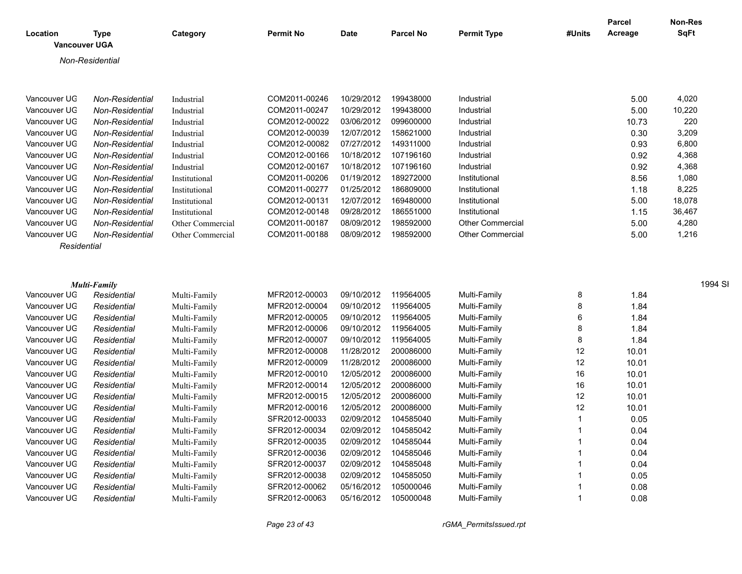| Location | Type | Category | Permit No | Date | Parcel No | Permit Type | #Units | Parcel Acreage | Non-Res SqFt |
|---|---|---|---|---|---|---|---|---|---|
| **Vancouver UGA** | | | | | | | | | |
| *Non-Residential* | | | | | | | | | |
| Vancouver UG | *Non-Residential* | Industrial | COM2011-00246 | 10/29/2012 | 199438000 | Industrial | | 5.00 | 4,020 |
| Vancouver UG | *Non-Residential* | Industrial | COM2011-00247 | 10/29/2012 | 199438000 | Industrial | | 5.00 | 10,220 |
| Vancouver UG | *Non-Residential* | Industrial | COM2012-00022 | 03/06/2012 | 099600000 | Industrial | | 10.73 | 220 |
| Vancouver UG | *Non-Residential* | Industrial | COM2012-00039 | 12/07/2012 | 158621000 | Industrial | | 0.30 | 3,209 |
| Vancouver UG | *Non-Residential* | Industrial | COM2012-00082 | 07/27/2012 | 149311000 | Industrial | | 0.93 | 6,800 |
| Vancouver UG | *Non-Residential* | Industrial | COM2012-00166 | 10/18/2012 | 107196160 | Industrial | | 0.92 | 4,368 |
| Vancouver UG | *Non-Residential* | Industrial | COM2012-00167 | 10/18/2012 | 107196160 | Industrial | | 0.92 | 4,368 |
| Vancouver UG | *Non-Residential* | Institutional | COM2011-00206 | 01/19/2012 | 189272000 | Institutional | | 8.56 | 1,080 |
| Vancouver UG | *Non-Residential* | Institutional | COM2011-00277 | 01/25/2012 | 186809000 | Institutional | | 1.18 | 8,225 |
| Vancouver UG | *Non-Residential* | Institutional | COM2012-00131 | 12/07/2012 | 169480000 | Institutional | | 5.00 | 18,078 |
| Vancouver UG | *Non-Residential* | Institutional | COM2012-00148 | 09/28/2012 | 186551000 | Institutional | | 1.15 | 36,467 |
| Vancouver UG | *Non-Residential* | Other Commercial | COM2011-00187 | 08/09/2012 | 198592000 | Other Commercial | | 5.00 | 4,280 |
| Vancouver UG | *Non-Residential* | Other Commercial | COM2011-00188 | 08/09/2012 | 198592000 | Other Commercial | | 5.00 | 1,216 |
| *Residential* | | | | | | | | | |
| ***Multi-Family*** | | | | | | | | | 1994 SI |
| Vancouver UG | *Residential* | Multi-Family | MFR2012-00003 | 09/10/2012 | 119564005 | Multi-Family | 8 | 1.84 | |
| Vancouver UG | *Residential* | Multi-Family | MFR2012-00004 | 09/10/2012 | 119564005 | Multi-Family | 8 | 1.84 | |
| Vancouver UG | *Residential* | Multi-Family | MFR2012-00005 | 09/10/2012 | 119564005 | Multi-Family | 6 | 1.84 | |
| Vancouver UG | *Residential* | Multi-Family | MFR2012-00006 | 09/10/2012 | 119564005 | Multi-Family | 8 | 1.84 | |
| Vancouver UG | *Residential* | Multi-Family | MFR2012-00007 | 09/10/2012 | 119564005 | Multi-Family | 8 | 1.84 | |
| Vancouver UG | *Residential* | Multi-Family | MFR2012-00008 | 11/28/2012 | 200086000 | Multi-Family | 12 | 10.01 | |
| Vancouver UG | *Residential* | Multi-Family | MFR2012-00009 | 11/28/2012 | 200086000 | Multi-Family | 12 | 10.01 | |
| Vancouver UG | *Residential* | Multi-Family | MFR2012-00010 | 12/05/2012 | 200086000 | Multi-Family | 16 | 10.01 | |
| Vancouver UG | *Residential* | Multi-Family | MFR2012-00014 | 12/05/2012 | 200086000 | Multi-Family | 16 | 10.01 | |
| Vancouver UG | *Residential* | Multi-Family | MFR2012-00015 | 12/05/2012 | 200086000 | Multi-Family | 12 | 10.01 | |
| Vancouver UG | *Residential* | Multi-Family | MFR2012-00016 | 12/05/2012 | 200086000 | Multi-Family | 12 | 10.01 | |
| Vancouver UG | *Residential* | Multi-Family | SFR2012-00033 | 02/09/2012 | 104585040 | Multi-Family | 1 | 0.05 | |
| Vancouver UG | *Residential* | Multi-Family | SFR2012-00034 | 02/09/2012 | 104585042 | Multi-Family | 1 | 0.04 | |
| Vancouver UG | *Residential* | Multi-Family | SFR2012-00035 | 02/09/2012 | 104585044 | Multi-Family | 1 | 0.04 | |
| Vancouver UG | *Residential* | Multi-Family | SFR2012-00036 | 02/09/2012 | 104585046 | Multi-Family | 1 | 0.04 | |
| Vancouver UG | *Residential* | Multi-Family | SFR2012-00037 | 02/09/2012 | 104585048 | Multi-Family | 1 | 0.04 | |
| Vancouver UG | *Residential* | Multi-Family | SFR2012-00038 | 02/09/2012 | 104585050 | Multi-Family | 1 | 0.05 | |
| Vancouver UG | *Residential* | Multi-Family | SFR2012-00062 | 05/16/2012 | 105000046 | Multi-Family | 1 | 0.08 | |
| Vancouver UG | *Residential* | Multi-Family | SFR2012-00063 | 05/16/2012 | 105000048 | Multi-Family | 1 | 0.08 | |

rGMA_PermitsIssued.rpt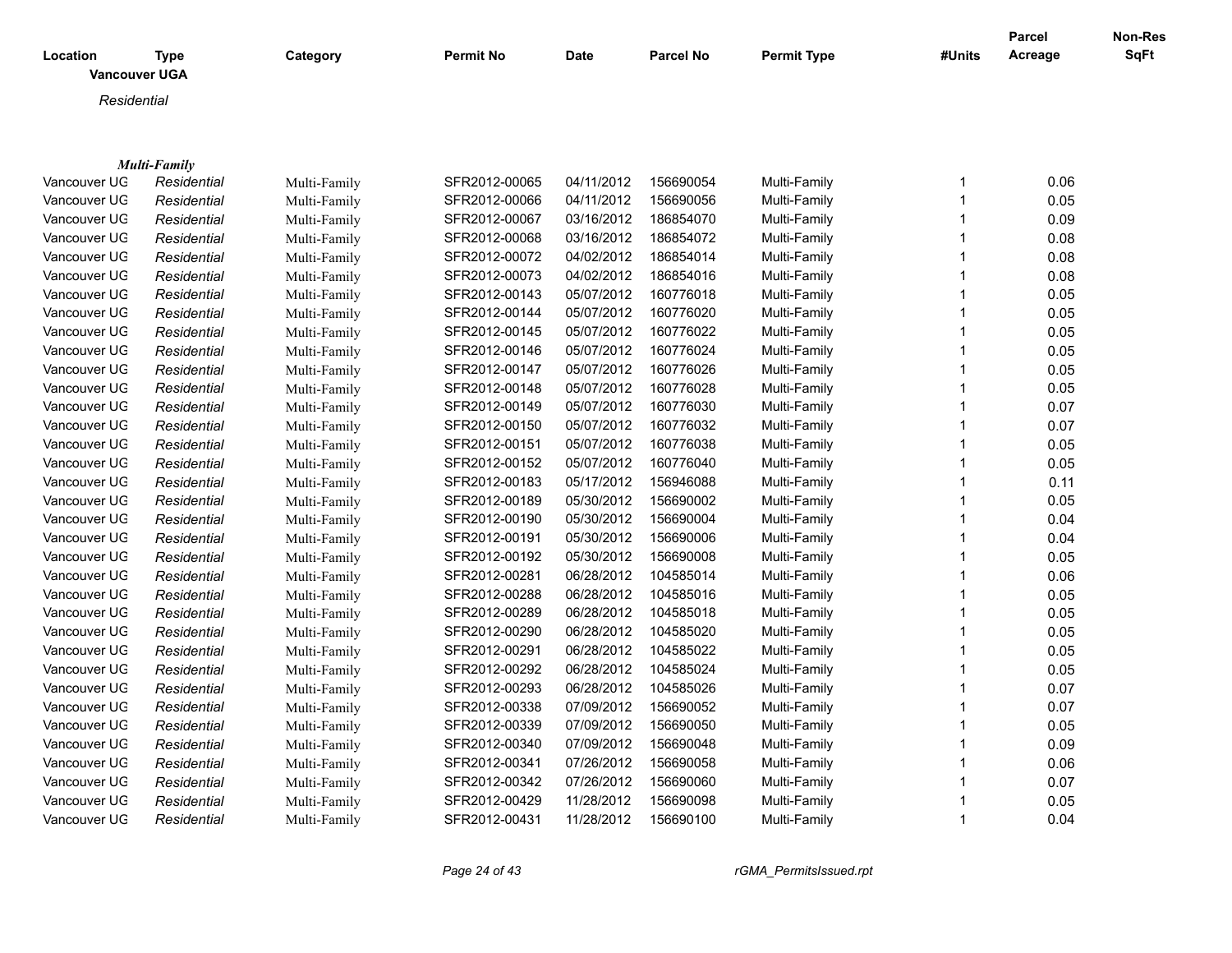| Location | Type | Category | Permit No | Date | Parcel No | Permit Type | #Units | Parcel Acreage | Non-Res SqFt |
|---|---|---|---|---|---|---|---|---|---|

**Vancouver UGA**

*Residential*

***Multi-Family***

| Location | Type | Category | Permit No | Date | Parcel No | Permit Type | #Units | Parcel Acreage | Non-Res SqFt |
|---|---|---|---|---|---|---|---|---|---|
| Vancouver UG | *Residential* | Multi-Family | SFR2012-00065 | 04/11/2012 | 156690054 | Multi-Family | 1 | 0.06 | |
| Vancouver UG | *Residential* | Multi-Family | SFR2012-00066 | 04/11/2012 | 156690056 | Multi-Family | 1 | 0.05 | |
| Vancouver UG | *Residential* | Multi-Family | SFR2012-00067 | 03/16/2012 | 186854070 | Multi-Family | 1 | 0.09 | |
| Vancouver UG | *Residential* | Multi-Family | SFR2012-00068 | 03/16/2012 | 186854072 | Multi-Family | 1 | 0.08 | |
| Vancouver UG | *Residential* | Multi-Family | SFR2012-00072 | 04/02/2012 | 186854014 | Multi-Family | 1 | 0.08 | |
| Vancouver UG | *Residential* | Multi-Family | SFR2012-00073 | 04/02/2012 | 186854016 | Multi-Family | 1 | 0.08 | |
| Vancouver UG | *Residential* | Multi-Family | SFR2012-00143 | 05/07/2012 | 160776018 | Multi-Family | 1 | 0.05 | |
| Vancouver UG | *Residential* | Multi-Family | SFR2012-00144 | 05/07/2012 | 160776020 | Multi-Family | 1 | 0.05 | |
| Vancouver UG | *Residential* | Multi-Family | SFR2012-00145 | 05/07/2012 | 160776022 | Multi-Family | 1 | 0.05 | |
| Vancouver UG | *Residential* | Multi-Family | SFR2012-00146 | 05/07/2012 | 160776024 | Multi-Family | 1 | 0.05 | |
| Vancouver UG | *Residential* | Multi-Family | SFR2012-00147 | 05/07/2012 | 160776026 | Multi-Family | 1 | 0.05 | |
| Vancouver UG | *Residential* | Multi-Family | SFR2012-00148 | 05/07/2012 | 160776028 | Multi-Family | 1 | 0.05 | |
| Vancouver UG | *Residential* | Multi-Family | SFR2012-00149 | 05/07/2012 | 160776030 | Multi-Family | 1 | 0.07 | |
| Vancouver UG | *Residential* | Multi-Family | SFR2012-00150 | 05/07/2012 | 160776032 | Multi-Family | 1 | 0.07 | |
| Vancouver UG | *Residential* | Multi-Family | SFR2012-00151 | 05/07/2012 | 160776038 | Multi-Family | 1 | 0.05 | |
| Vancouver UG | *Residential* | Multi-Family | SFR2012-00152 | 05/07/2012 | 160776040 | Multi-Family | 1 | 0.05 | |
| Vancouver UG | *Residential* | Multi-Family | SFR2012-00183 | 05/17/2012 | 156946088 | Multi-Family | 1 | 0.11 | |
| Vancouver UG | *Residential* | Multi-Family | SFR2012-00189 | 05/30/2012 | 156690002 | Multi-Family | 1 | 0.05 | |
| Vancouver UG | *Residential* | Multi-Family | SFR2012-00190 | 05/30/2012 | 156690004 | Multi-Family | 1 | 0.04 | |
| Vancouver UG | *Residential* | Multi-Family | SFR2012-00191 | 05/30/2012 | 156690006 | Multi-Family | 1 | 0.04 | |
| Vancouver UG | *Residential* | Multi-Family | SFR2012-00192 | 05/30/2012 | 156690008 | Multi-Family | 1 | 0.05 | |
| Vancouver UG | *Residential* | Multi-Family | SFR2012-00281 | 06/28/2012 | 104585014 | Multi-Family | 1 | 0.06 | |
| Vancouver UG | *Residential* | Multi-Family | SFR2012-00288 | 06/28/2012 | 104585016 | Multi-Family | 1 | 0.05 | |
| Vancouver UG | *Residential* | Multi-Family | SFR2012-00289 | 06/28/2012 | 104585018 | Multi-Family | 1 | 0.05 | |
| Vancouver UG | *Residential* | Multi-Family | SFR2012-00290 | 06/28/2012 | 104585020 | Multi-Family | 1 | 0.05 | |
| Vancouver UG | *Residential* | Multi-Family | SFR2012-00291 | 06/28/2012 | 104585022 | Multi-Family | 1 | 0.05 | |
| Vancouver UG | *Residential* | Multi-Family | SFR2012-00292 | 06/28/2012 | 104585024 | Multi-Family | 1 | 0.05 | |
| Vancouver UG | *Residential* | Multi-Family | SFR2012-00293 | 06/28/2012 | 104585026 | Multi-Family | 1 | 0.07 | |
| Vancouver UG | *Residential* | Multi-Family | SFR2012-00338 | 07/09/2012 | 156690052 | Multi-Family | 1 | 0.07 | |
| Vancouver UG | *Residential* | Multi-Family | SFR2012-00339 | 07/09/2012 | 156690050 | Multi-Family | 1 | 0.05 | |
| Vancouver UG | *Residential* | Multi-Family | SFR2012-00340 | 07/09/2012 | 156690048 | Multi-Family | 1 | 0.09 | |
| Vancouver UG | *Residential* | Multi-Family | SFR2012-00341 | 07/26/2012 | 156690058 | Multi-Family | 1 | 0.06 | |
| Vancouver UG | *Residential* | Multi-Family | SFR2012-00342 | 07/26/2012 | 156690060 | Multi-Family | 1 | 0.07 | |
| Vancouver UG | *Residential* | Multi-Family | SFR2012-00429 | 11/28/2012 | 156690098 | Multi-Family | 1 | 0.05 | |
| Vancouver UG | *Residential* | Multi-Family | SFR2012-00431 | 11/28/2012 | 156690100 | Multi-Family | 1 | 0.04 | |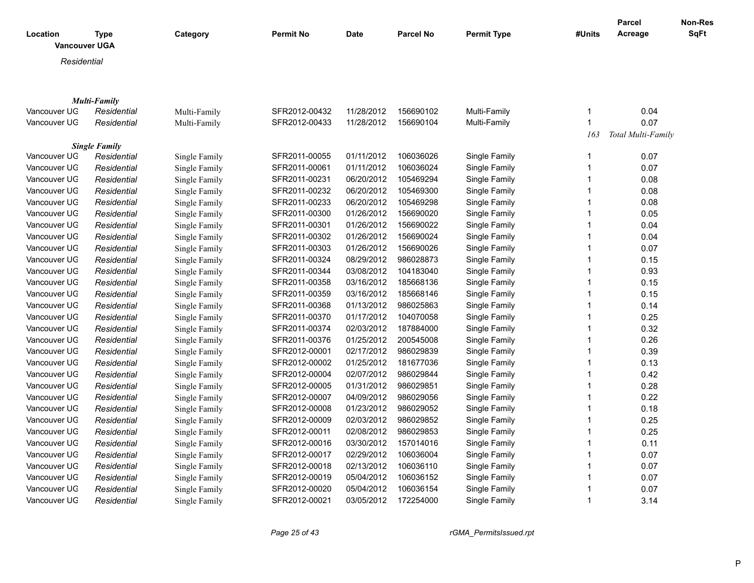| Location | Type | Category | Permit No | Date | Parcel No | Permit Type | #Units | Parcel Acreage | Non-Res SqFt |
|---|---|---|---|---|---|---|---|---|---|
| **Vancouver UGA** | | | | | | | | | |
| *Residential* | | | | | | | | | |
| ***Multi-Family*** | | | | | | | | | |
| Vancouver UG | *Residential* | Multi-Family | SFR2012-00432 | 11/28/2012 | 156690102 | Multi-Family | 1 | 0.04 | |
| Vancouver UG | *Residential* | Multi-Family | SFR2012-00433 | 11/28/2012 | 156690104 | Multi-Family | 1 | 0.07 | |
| | | | | | | | *163* | *Total Multi-Family* | |
| ***Single Family*** | | | | | | | | | |
| Vancouver UG | *Residential* | Single Family | SFR2011-00055 | 01/11/2012 | 106036026 | Single Family | 1 | 0.07 | |
| Vancouver UG | *Residential* | Single Family | SFR2011-00061 | 01/11/2012 | 106036024 | Single Family | 1 | 0.07 | |
| Vancouver UG | *Residential* | Single Family | SFR2011-00231 | 06/20/2012 | 105469294 | Single Family | 1 | 0.08 | |
| Vancouver UG | *Residential* | Single Family | SFR2011-00232 | 06/20/2012 | 105469300 | Single Family | 1 | 0.08 | |
| Vancouver UG | *Residential* | Single Family | SFR2011-00233 | 06/20/2012 | 105469298 | Single Family | 1 | 0.08 | |
| Vancouver UG | *Residential* | Single Family | SFR2011-00300 | 01/26/2012 | 156690020 | Single Family | 1 | 0.05 | |
| Vancouver UG | *Residential* | Single Family | SFR2011-00301 | 01/26/2012 | 156690022 | Single Family | 1 | 0.04 | |
| Vancouver UG | *Residential* | Single Family | SFR2011-00302 | 01/26/2012 | 156690024 | Single Family | 1 | 0.04 | |
| Vancouver UG | *Residential* | Single Family | SFR2011-00303 | 01/26/2012 | 156690026 | Single Family | 1 | 0.07 | |
| Vancouver UG | *Residential* | Single Family | SFR2011-00324 | 08/29/2012 | 986028873 | Single Family | 1 | 0.15 | |
| Vancouver UG | *Residential* | Single Family | SFR2011-00344 | 03/08/2012 | 104183040 | Single Family | 1 | 0.93 | |
| Vancouver UG | *Residential* | Single Family | SFR2011-00358 | 03/16/2012 | 185668136 | Single Family | 1 | 0.15 | |
| Vancouver UG | *Residential* | Single Family | SFR2011-00359 | 03/16/2012 | 185668146 | Single Family | 1 | 0.15 | |
| Vancouver UG | *Residential* | Single Family | SFR2011-00368 | 01/13/2012 | 986025863 | Single Family | 1 | 0.14 | |
| Vancouver UG | *Residential* | Single Family | SFR2011-00370 | 01/17/2012 | 104070058 | Single Family | 1 | 0.25 | |
| Vancouver UG | *Residential* | Single Family | SFR2011-00374 | 02/03/2012 | 187884000 | Single Family | 1 | 0.32 | |
| Vancouver UG | *Residential* | Single Family | SFR2011-00376 | 01/25/2012 | 200545008 | Single Family | 1 | 0.26 | |
| Vancouver UG | *Residential* | Single Family | SFR2012-00001 | 02/17/2012 | 986029839 | Single Family | 1 | 0.39 | |
| Vancouver UG | *Residential* | Single Family | SFR2012-00002 | 01/25/2012 | 181677036 | Single Family | 1 | 0.13 | |
| Vancouver UG | *Residential* | Single Family | SFR2012-00004 | 02/07/2012 | 986029844 | Single Family | 1 | 0.42 | |
| Vancouver UG | *Residential* | Single Family | SFR2012-00005 | 01/31/2012 | 986029851 | Single Family | 1 | 0.28 | |
| Vancouver UG | *Residential* | Single Family | SFR2012-00007 | 04/09/2012 | 986029056 | Single Family | 1 | 0.22 | |
| Vancouver UG | *Residential* | Single Family | SFR2012-00008 | 01/23/2012 | 986029052 | Single Family | 1 | 0.18 | |
| Vancouver UG | *Residential* | Single Family | SFR2012-00009 | 02/03/2012 | 986029852 | Single Family | 1 | 0.25 | |
| Vancouver UG | *Residential* | Single Family | SFR2012-00011 | 02/08/2012 | 986029853 | Single Family | 1 | 0.25 | |
| Vancouver UG | *Residential* | Single Family | SFR2012-00016 | 03/30/2012 | 157014016 | Single Family | 1 | 0.11 | |
| Vancouver UG | *Residential* | Single Family | SFR2012-00017 | 02/29/2012 | 106036004 | Single Family | 1 | 0.07 | |
| Vancouver UG | *Residential* | Single Family | SFR2012-00018 | 02/13/2012 | 106036110 | Single Family | 1 | 0.07 | |
| Vancouver UG | *Residential* | Single Family | SFR2012-00019 | 05/04/2012 | 106036152 | Single Family | 1 | 0.07 | |
| Vancouver UG | *Residential* | Single Family | SFR2012-00020 | 05/04/2012 | 106036154 | Single Family | 1 | 0.07 | |
| Vancouver UG | *Residential* | Single Family | SFR2012-00021 | 03/05/2012 | 172254000 | Single Family | 1 | 3.14 | |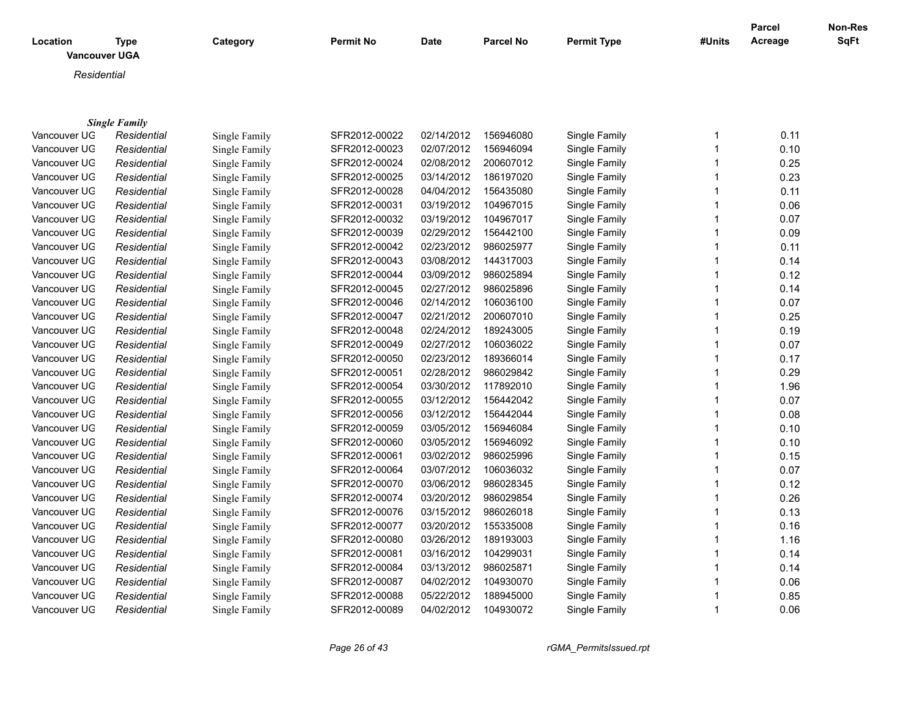| Location | Type | Category | Permit No | Date | Parcel No | Permit Type | #Units | Parcel Acreage | Non-Res SqFt |
|---|---|---|---|---|---|---|---|---|---|
| **Vancouver UGA** | | | | | | | | | |
| *Residential* | | | | | | | | | |
| ***Single Family*** | | | | | | | | | |
| Vancouver UG | *Residential* | Single Family | SFR2012-00022 | 02/14/2012 | 156946080 | Single Family | 1 | 0.11 | |
| Vancouver UG | *Residential* | Single Family | SFR2012-00023 | 02/07/2012 | 156946094 | Single Family | 1 | 0.10 | |
| Vancouver UG | *Residential* | Single Family | SFR2012-00024 | 02/08/2012 | 200607012 | Single Family | 1 | 0.25 | |
| Vancouver UG | *Residential* | Single Family | SFR2012-00025 | 03/14/2012 | 186197020 | Single Family | 1 | 0.23 | |
| Vancouver UG | *Residential* | Single Family | SFR2012-00028 | 04/04/2012 | 156435080 | Single Family | 1 | 0.11 | |
| Vancouver UG | *Residential* | Single Family | SFR2012-00031 | 03/19/2012 | 104967015 | Single Family | 1 | 0.06 | |
| Vancouver UG | *Residential* | Single Family | SFR2012-00032 | 03/19/2012 | 104967017 | Single Family | 1 | 0.07 | |
| Vancouver UG | *Residential* | Single Family | SFR2012-00039 | 02/29/2012 | 156442100 | Single Family | 1 | 0.09 | |
| Vancouver UG | *Residential* | Single Family | SFR2012-00042 | 02/23/2012 | 986025977 | Single Family | 1 | 0.11 | |
| Vancouver UG | *Residential* | Single Family | SFR2012-00043 | 03/08/2012 | 144317003 | Single Family | 1 | 0.14 | |
| Vancouver UG | *Residential* | Single Family | SFR2012-00044 | 03/09/2012 | 986025894 | Single Family | 1 | 0.12 | |
| Vancouver UG | *Residential* | Single Family | SFR2012-00045 | 02/27/2012 | 986025896 | Single Family | 1 | 0.14 | |
| Vancouver UG | *Residential* | Single Family | SFR2012-00046 | 02/14/2012 | 106036100 | Single Family | 1 | 0.07 | |
| Vancouver UG | *Residential* | Single Family | SFR2012-00047 | 02/21/2012 | 200607010 | Single Family | 1 | 0.25 | |
| Vancouver UG | *Residential* | Single Family | SFR2012-00048 | 02/24/2012 | 189243005 | Single Family | 1 | 0.19 | |
| Vancouver UG | *Residential* | Single Family | SFR2012-00049 | 02/27/2012 | 106036022 | Single Family | 1 | 0.07 | |
| Vancouver UG | *Residential* | Single Family | SFR2012-00050 | 02/23/2012 | 189366014 | Single Family | 1 | 0.17 | |
| Vancouver UG | *Residential* | Single Family | SFR2012-00051 | 02/28/2012 | 986029842 | Single Family | 1 | 0.29 | |
| Vancouver UG | *Residential* | Single Family | SFR2012-00054 | 03/30/2012 | 117892010 | Single Family | 1 | 1.96 | |
| Vancouver UG | *Residential* | Single Family | SFR2012-00055 | 03/12/2012 | 156442042 | Single Family | 1 | 0.07 | |
| Vancouver UG | *Residential* | Single Family | SFR2012-00056 | 03/12/2012 | 156442044 | Single Family | 1 | 0.08 | |
| Vancouver UG | *Residential* | Single Family | SFR2012-00059 | 03/05/2012 | 156946084 | Single Family | 1 | 0.10 | |
| Vancouver UG | *Residential* | Single Family | SFR2012-00060 | 03/05/2012 | 156946092 | Single Family | 1 | 0.10 | |
| Vancouver UG | *Residential* | Single Family | SFR2012-00061 | 03/02/2012 | 986025996 | Single Family | 1 | 0.15 | |
| Vancouver UG | *Residential* | Single Family | SFR2012-00064 | 03/07/2012 | 106036032 | Single Family | 1 | 0.07 | |
| Vancouver UG | *Residential* | Single Family | SFR2012-00070 | 03/06/2012 | 986028345 | Single Family | 1 | 0.12 | |
| Vancouver UG | *Residential* | Single Family | SFR2012-00074 | 03/20/2012 | 986029854 | Single Family | 1 | 0.26 | |
| Vancouver UG | *Residential* | Single Family | SFR2012-00076 | 03/15/2012 | 986026018 | Single Family | 1 | 0.13 | |
| Vancouver UG | *Residential* | Single Family | SFR2012-00077 | 03/20/2012 | 155335008 | Single Family | 1 | 0.16 | |
| Vancouver UG | *Residential* | Single Family | SFR2012-00080 | 03/26/2012 | 189193003 | Single Family | 1 | 1.16 | |
| Vancouver UG | *Residential* | Single Family | SFR2012-00081 | 03/16/2012 | 104299031 | Single Family | 1 | 0.14 | |
| Vancouver UG | *Residential* | Single Family | SFR2012-00084 | 03/13/2012 | 986025871 | Single Family | 1 | 0.14 | |
| Vancouver UG | *Residential* | Single Family | SFR2012-00087 | 04/02/2012 | 104930070 | Single Family | 1 | 0.06 | |
| Vancouver UG | *Residential* | Single Family | SFR2012-00088 | 05/22/2012 | 188945000 | Single Family | 1 | 0.85 | |
| Vancouver UG | *Residential* | Single Family | SFR2012-00089 | 04/02/2012 | 104930072 | Single Family | 1 | 0.06 | |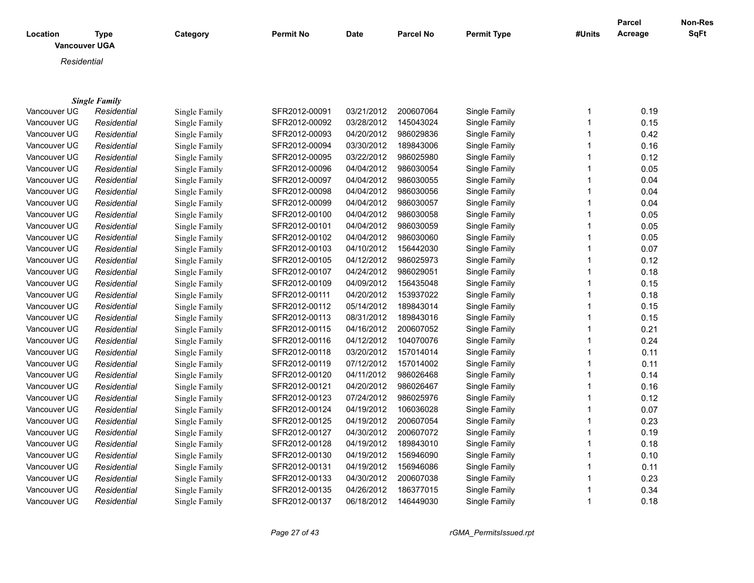| Location | Type | Category | Permit No | Date | Parcel No | Permit Type | #Units | Parcel Acreage | Non-Res SqFt |
|---|---|---|---|---|---|---|---|---|---|

**Vancouver UGA**

*Residential*

***Single Family***

| Location | Type | Category | Permit No | Date | Parcel No | Permit Type | #Units | Parcel Acreage | Non-Res SqFt |
|---|---|---|---|---|---|---|---|---|---|
| Vancouver UG | *Residential* | Single Family | SFR2012-00091 | 03/21/2012 | 200607064 | Single Family | 1 | 0.19 | |
| Vancouver UG | *Residential* | Single Family | SFR2012-00092 | 03/28/2012 | 145043024 | Single Family | 1 | 0.15 | |
| Vancouver UG | *Residential* | Single Family | SFR2012-00093 | 04/20/2012 | 986029836 | Single Family | 1 | 0.42 | |
| Vancouver UG | *Residential* | Single Family | SFR2012-00094 | 03/30/2012 | 189843006 | Single Family | 1 | 0.16 | |
| Vancouver UG | *Residential* | Single Family | SFR2012-00095 | 03/22/2012 | 986025980 | Single Family | 1 | 0.12 | |
| Vancouver UG | *Residential* | Single Family | SFR2012-00096 | 04/04/2012 | 986030054 | Single Family | 1 | 0.05 | |
| Vancouver UG | *Residential* | Single Family | SFR2012-00097 | 04/04/2012 | 986030055 | Single Family | 1 | 0.04 | |
| Vancouver UG | *Residential* | Single Family | SFR2012-00098 | 04/04/2012 | 986030056 | Single Family | 1 | 0.04 | |
| Vancouver UG | *Residential* | Single Family | SFR2012-00099 | 04/04/2012 | 986030057 | Single Family | 1 | 0.04 | |
| Vancouver UG | *Residential* | Single Family | SFR2012-00100 | 04/04/2012 | 986030058 | Single Family | 1 | 0.05 | |
| Vancouver UG | *Residential* | Single Family | SFR2012-00101 | 04/04/2012 | 986030059 | Single Family | 1 | 0.05 | |
| Vancouver UG | *Residential* | Single Family | SFR2012-00102 | 04/04/2012 | 986030060 | Single Family | 1 | 0.05 | |
| Vancouver UG | *Residential* | Single Family | SFR2012-00103 | 04/10/2012 | 156442030 | Single Family | 1 | 0.07 | |
| Vancouver UG | *Residential* | Single Family | SFR2012-00105 | 04/12/2012 | 986025973 | Single Family | 1 | 0.12 | |
| Vancouver UG | *Residential* | Single Family | SFR2012-00107 | 04/24/2012 | 986029051 | Single Family | 1 | 0.18 | |
| Vancouver UG | *Residential* | Single Family | SFR2012-00109 | 04/09/2012 | 156435048 | Single Family | 1 | 0.15 | |
| Vancouver UG | *Residential* | Single Family | SFR2012-00111 | 04/20/2012 | 153937022 | Single Family | 1 | 0.18 | |
| Vancouver UG | *Residential* | Single Family | SFR2012-00112 | 05/14/2012 | 189843014 | Single Family | 1 | 0.15 | |
| Vancouver UG | *Residential* | Single Family | SFR2012-00113 | 08/31/2012 | 189843016 | Single Family | 1 | 0.15 | |
| Vancouver UG | *Residential* | Single Family | SFR2012-00115 | 04/16/2012 | 200607052 | Single Family | 1 | 0.21 | |
| Vancouver UG | *Residential* | Single Family | SFR2012-00116 | 04/12/2012 | 104070076 | Single Family | 1 | 0.24 | |
| Vancouver UG | *Residential* | Single Family | SFR2012-00118 | 03/20/2012 | 157014014 | Single Family | 1 | 0.11 | |
| Vancouver UG | *Residential* | Single Family | SFR2012-00119 | 07/12/2012 | 157014002 | Single Family | 1 | 0.11 | |
| Vancouver UG | *Residential* | Single Family | SFR2012-00120 | 04/11/2012 | 986026468 | Single Family | 1 | 0.14 | |
| Vancouver UG | *Residential* | Single Family | SFR2012-00121 | 04/20/2012 | 986026467 | Single Family | 1 | 0.16 | |
| Vancouver UG | *Residential* | Single Family | SFR2012-00123 | 07/24/2012 | 986025976 | Single Family | 1 | 0.12 | |
| Vancouver UG | *Residential* | Single Family | SFR2012-00124 | 04/19/2012 | 106036028 | Single Family | 1 | 0.07 | |
| Vancouver UG | *Residential* | Single Family | SFR2012-00125 | 04/19/2012 | 200607054 | Single Family | 1 | 0.23 | |
| Vancouver UG | *Residential* | Single Family | SFR2012-00127 | 04/30/2012 | 200607072 | Single Family | 1 | 0.19 | |
| Vancouver UG | *Residential* | Single Family | SFR2012-00128 | 04/19/2012 | 189843010 | Single Family | 1 | 0.18 | |
| Vancouver UG | *Residential* | Single Family | SFR2012-00130 | 04/19/2012 | 156946090 | Single Family | 1 | 0.10 | |
| Vancouver UG | *Residential* | Single Family | SFR2012-00131 | 04/19/2012 | 156946086 | Single Family | 1 | 0.11 | |
| Vancouver UG | *Residential* | Single Family | SFR2012-00133 | 04/30/2012 | 200607038 | Single Family | 1 | 0.23 | |
| Vancouver UG | *Residential* | Single Family | SFR2012-00135 | 04/26/2012 | 186377015 | Single Family | 1 | 0.34 | |
| Vancouver UG | *Residential* | Single Family | SFR2012-00137 | 06/18/2012 | 146449030 | Single Family | 1 | 0.18 | |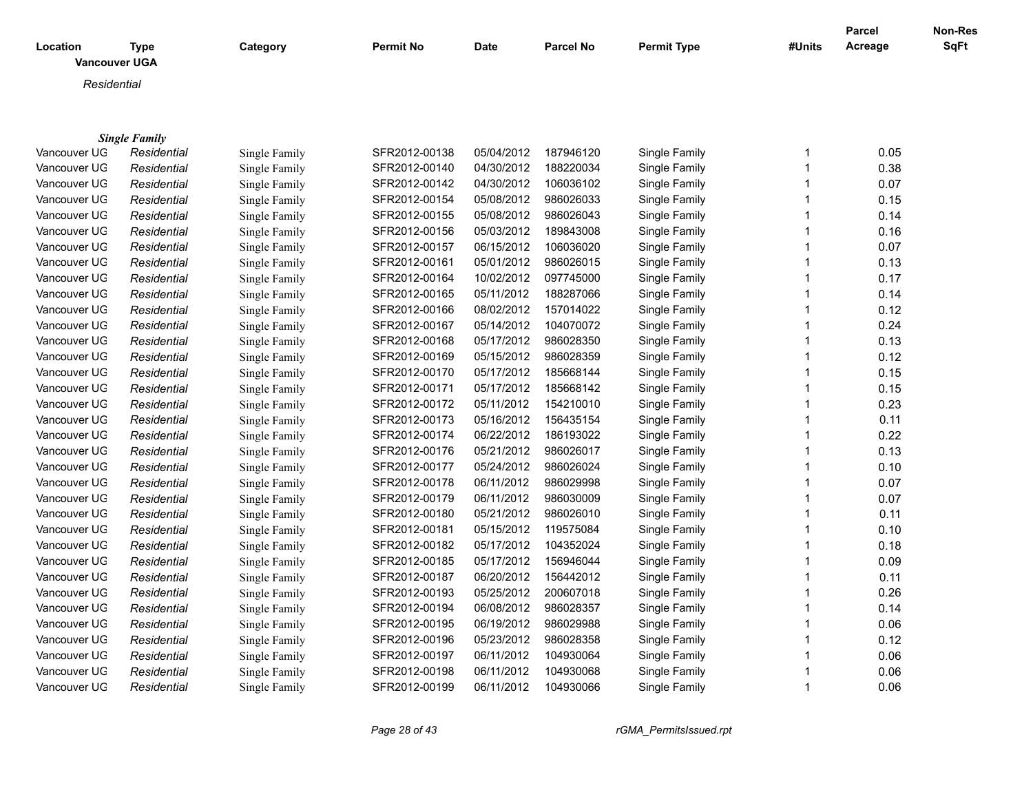| Location | Type | Category | Permit No | Date | Parcel No | Permit Type | #Units | Parcel Acreage | Non-Res SqFt |
|---|---|---|---|---|---|---|---|---|---|

**Vancouver UGA**

*Residential*

***Single Family***

| Location | Type | Category | Permit No | Date | Parcel No | Permit Type | #Units | Parcel Acreage | Non-Res SqFt |
|---|---|---|---|---|---|---|---|---|---|
| Vancouver UG | *Residential* | Single Family | SFR2012-00138 | 05/04/2012 | 187946120 | Single Family | 1 | 0.05 | |
| Vancouver UG | *Residential* | Single Family | SFR2012-00140 | 04/30/2012 | 188220034 | Single Family | 1 | 0.38 | |
| Vancouver UG | *Residential* | Single Family | SFR2012-00142 | 04/30/2012 | 106036102 | Single Family | 1 | 0.07 | |
| Vancouver UG | *Residential* | Single Family | SFR2012-00154 | 05/08/2012 | 986026033 | Single Family | 1 | 0.15 | |
| Vancouver UG | *Residential* | Single Family | SFR2012-00155 | 05/08/2012 | 986026043 | Single Family | 1 | 0.14 | |
| Vancouver UG | *Residential* | Single Family | SFR2012-00156 | 05/03/2012 | 189843008 | Single Family | 1 | 0.16 | |
| Vancouver UG | *Residential* | Single Family | SFR2012-00157 | 06/15/2012 | 106036020 | Single Family | 1 | 0.07 | |
| Vancouver UG | *Residential* | Single Family | SFR2012-00161 | 05/01/2012 | 986026015 | Single Family | 1 | 0.13 | |
| Vancouver UG | *Residential* | Single Family | SFR2012-00164 | 10/02/2012 | 097745000 | Single Family | 1 | 0.17 | |
| Vancouver UG | *Residential* | Single Family | SFR2012-00165 | 05/11/2012 | 188287066 | Single Family | 1 | 0.14 | |
| Vancouver UG | *Residential* | Single Family | SFR2012-00166 | 08/02/2012 | 157014022 | Single Family | 1 | 0.12 | |
| Vancouver UG | *Residential* | Single Family | SFR2012-00167 | 05/14/2012 | 104070072 | Single Family | 1 | 0.24 | |
| Vancouver UG | *Residential* | Single Family | SFR2012-00168 | 05/17/2012 | 986028350 | Single Family | 1 | 0.13 | |
| Vancouver UG | *Residential* | Single Family | SFR2012-00169 | 05/15/2012 | 986028359 | Single Family | 1 | 0.12 | |
| Vancouver UG | *Residential* | Single Family | SFR2012-00170 | 05/17/2012 | 185668144 | Single Family | 1 | 0.15 | |
| Vancouver UG | *Residential* | Single Family | SFR2012-00171 | 05/17/2012 | 185668142 | Single Family | 1 | 0.15 | |
| Vancouver UG | *Residential* | Single Family | SFR2012-00172 | 05/11/2012 | 154210010 | Single Family | 1 | 0.23 | |
| Vancouver UG | *Residential* | Single Family | SFR2012-00173 | 05/16/2012 | 156435154 | Single Family | 1 | 0.11 | |
| Vancouver UG | *Residential* | Single Family | SFR2012-00174 | 06/22/2012 | 186193022 | Single Family | 1 | 0.22 | |
| Vancouver UG | *Residential* | Single Family | SFR2012-00176 | 05/21/2012 | 986026017 | Single Family | 1 | 0.13 | |
| Vancouver UG | *Residential* | Single Family | SFR2012-00177 | 05/24/2012 | 986026024 | Single Family | 1 | 0.10 | |
| Vancouver UG | *Residential* | Single Family | SFR2012-00178 | 06/11/2012 | 986029998 | Single Family | 1 | 0.07 | |
| Vancouver UG | *Residential* | Single Family | SFR2012-00179 | 06/11/2012 | 986030009 | Single Family | 1 | 0.07 | |
| Vancouver UG | *Residential* | Single Family | SFR2012-00180 | 05/21/2012 | 986026010 | Single Family | 1 | 0.11 | |
| Vancouver UG | *Residential* | Single Family | SFR2012-00181 | 05/15/2012 | 119575084 | Single Family | 1 | 0.10 | |
| Vancouver UG | *Residential* | Single Family | SFR2012-00182 | 05/17/2012 | 104352024 | Single Family | 1 | 0.18 | |
| Vancouver UG | *Residential* | Single Family | SFR2012-00185 | 05/17/2012 | 156946044 | Single Family | 1 | 0.09 | |
| Vancouver UG | *Residential* | Single Family | SFR2012-00187 | 06/20/2012 | 156442012 | Single Family | 1 | 0.11 | |
| Vancouver UG | *Residential* | Single Family | SFR2012-00193 | 05/25/2012 | 200607018 | Single Family | 1 | 0.26 | |
| Vancouver UG | *Residential* | Single Family | SFR2012-00194 | 06/08/2012 | 986028357 | Single Family | 1 | 0.14 | |
| Vancouver UG | *Residential* | Single Family | SFR2012-00195 | 06/19/2012 | 986029988 | Single Family | 1 | 0.06 | |
| Vancouver UG | *Residential* | Single Family | SFR2012-00196 | 05/23/2012 | 986028358 | Single Family | 1 | 0.12 | |
| Vancouver UG | *Residential* | Single Family | SFR2012-00197 | 06/11/2012 | 104930064 | Single Family | 1 | 0.06 | |
| Vancouver UG | *Residential* | Single Family | SFR2012-00198 | 06/11/2012 | 104930068 | Single Family | 1 | 0.06 | |
| Vancouver UG | *Residential* | Single Family | SFR2012-00199 | 06/11/2012 | 104930066 | Single Family | 1 | 0.06 | |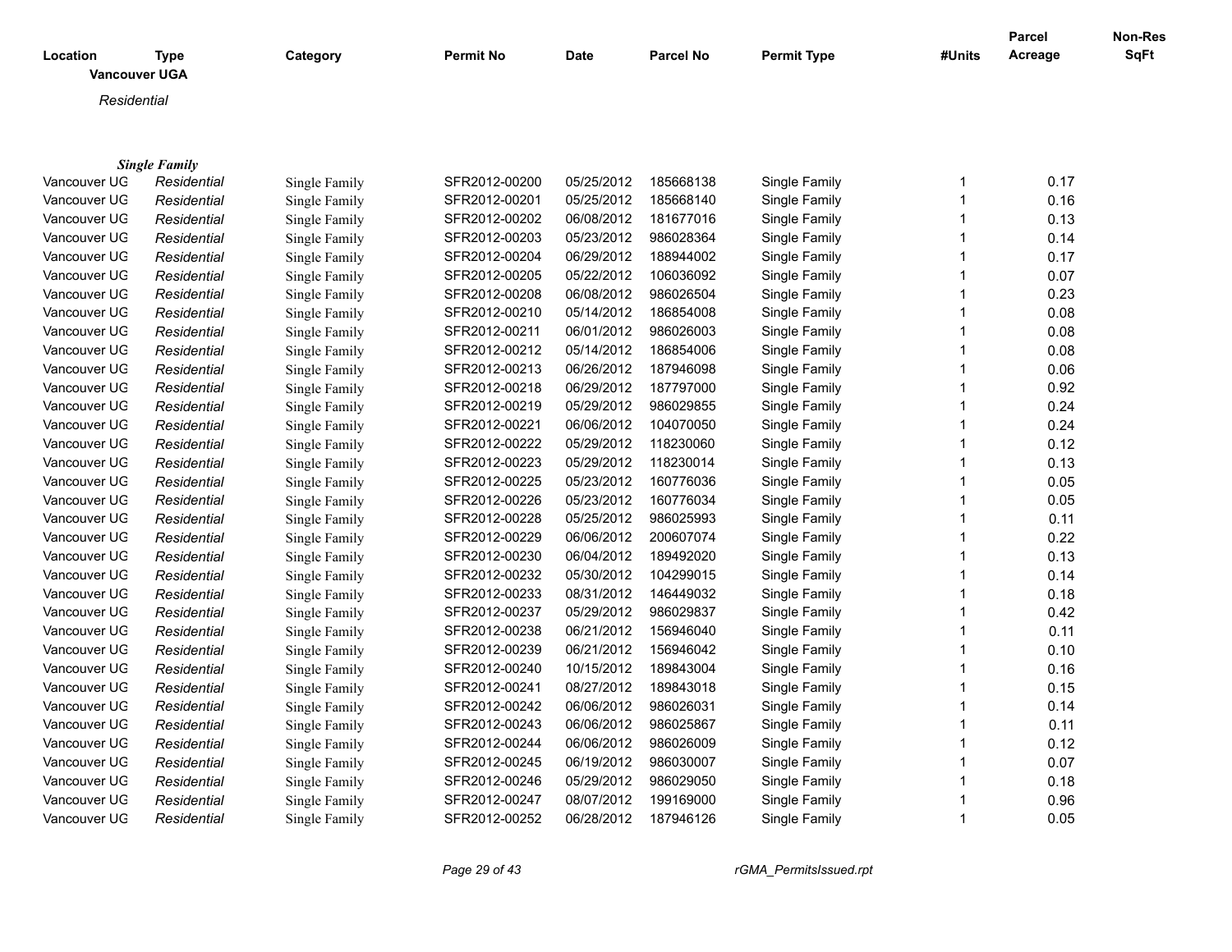| Location | Type | Category | Permit No | Date | Parcel No | Permit Type | #Units | Parcel Acreage | Non-Res SqFt |
|---|---|---|---|---|---|---|---|---|---|
| **Vancouver UGA** | | | | | | | | | |
| *Residential* | | | | | | | | | |
| ***Single Family*** | | | | | | | | | |
| Vancouver UG | *Residential* | Single Family | SFR2012-00200 | 05/25/2012 | 185668138 | Single Family | 1 | 0.17 | |
| Vancouver UG | *Residential* | Single Family | SFR2012-00201 | 05/25/2012 | 185668140 | Single Family | 1 | 0.16 | |
| Vancouver UG | *Residential* | Single Family | SFR2012-00202 | 06/08/2012 | 181677016 | Single Family | 1 | 0.13 | |
| Vancouver UG | *Residential* | Single Family | SFR2012-00203 | 05/23/2012 | 986028364 | Single Family | 1 | 0.14 | |
| Vancouver UG | *Residential* | Single Family | SFR2012-00204 | 06/29/2012 | 188944002 | Single Family | 1 | 0.17 | |
| Vancouver UG | *Residential* | Single Family | SFR2012-00205 | 05/22/2012 | 106036092 | Single Family | 1 | 0.07 | |
| Vancouver UG | *Residential* | Single Family | SFR2012-00208 | 06/08/2012 | 986026504 | Single Family | 1 | 0.23 | |
| Vancouver UG | *Residential* | Single Family | SFR2012-00210 | 05/14/2012 | 186854008 | Single Family | 1 | 0.08 | |
| Vancouver UG | *Residential* | Single Family | SFR2012-00211 | 06/01/2012 | 986026003 | Single Family | 1 | 0.08 | |
| Vancouver UG | *Residential* | Single Family | SFR2012-00212 | 05/14/2012 | 186854006 | Single Family | 1 | 0.08 | |
| Vancouver UG | *Residential* | Single Family | SFR2012-00213 | 06/26/2012 | 187946098 | Single Family | 1 | 0.06 | |
| Vancouver UG | *Residential* | Single Family | SFR2012-00218 | 06/29/2012 | 187797000 | Single Family | 1 | 0.92 | |
| Vancouver UG | *Residential* | Single Family | SFR2012-00219 | 05/29/2012 | 986029855 | Single Family | 1 | 0.24 | |
| Vancouver UG | *Residential* | Single Family | SFR2012-00221 | 06/06/2012 | 104070050 | Single Family | 1 | 0.24 | |
| Vancouver UG | *Residential* | Single Family | SFR2012-00222 | 05/29/2012 | 118230060 | Single Family | 1 | 0.12 | |
| Vancouver UG | *Residential* | Single Family | SFR2012-00223 | 05/29/2012 | 118230014 | Single Family | 1 | 0.13 | |
| Vancouver UG | *Residential* | Single Family | SFR2012-00225 | 05/23/2012 | 160776036 | Single Family | 1 | 0.05 | |
| Vancouver UG | *Residential* | Single Family | SFR2012-00226 | 05/23/2012 | 160776034 | Single Family | 1 | 0.05 | |
| Vancouver UG | *Residential* | Single Family | SFR2012-00228 | 05/25/2012 | 986025993 | Single Family | 1 | 0.11 | |
| Vancouver UG | *Residential* | Single Family | SFR2012-00229 | 06/06/2012 | 200607074 | Single Family | 1 | 0.22 | |
| Vancouver UG | *Residential* | Single Family | SFR2012-00230 | 06/04/2012 | 189492020 | Single Family | 1 | 0.13 | |
| Vancouver UG | *Residential* | Single Family | SFR2012-00232 | 05/30/2012 | 104299015 | Single Family | 1 | 0.14 | |
| Vancouver UG | *Residential* | Single Family | SFR2012-00233 | 08/31/2012 | 146449032 | Single Family | 1 | 0.18 | |
| Vancouver UG | *Residential* | Single Family | SFR2012-00237 | 05/29/2012 | 986029837 | Single Family | 1 | 0.42 | |
| Vancouver UG | *Residential* | Single Family | SFR2012-00238 | 06/21/2012 | 156946040 | Single Family | 1 | 0.11 | |
| Vancouver UG | *Residential* | Single Family | SFR2012-00239 | 06/21/2012 | 156946042 | Single Family | 1 | 0.10 | |
| Vancouver UG | *Residential* | Single Family | SFR2012-00240 | 10/15/2012 | 189843004 | Single Family | 1 | 0.16 | |
| Vancouver UG | *Residential* | Single Family | SFR2012-00241 | 08/27/2012 | 189843018 | Single Family | 1 | 0.15 | |
| Vancouver UG | *Residential* | Single Family | SFR2012-00242 | 06/06/2012 | 986026031 | Single Family | 1 | 0.14 | |
| Vancouver UG | *Residential* | Single Family | SFR2012-00243 | 06/06/2012 | 986025867 | Single Family | 1 | 0.11 | |
| Vancouver UG | *Residential* | Single Family | SFR2012-00244 | 06/06/2012 | 986026009 | Single Family | 1 | 0.12 | |
| Vancouver UG | *Residential* | Single Family | SFR2012-00245 | 06/19/2012 | 986030007 | Single Family | 1 | 0.07 | |
| Vancouver UG | *Residential* | Single Family | SFR2012-00246 | 05/29/2012 | 986029050 | Single Family | 1 | 0.18 | |
| Vancouver UG | *Residential* | Single Family | SFR2012-00247 | 08/07/2012 | 199169000 | Single Family | 1 | 0.96 | |
| Vancouver UG | *Residential* | Single Family | SFR2012-00252 | 06/28/2012 | 187946126 | Single Family | 1 | 0.05 | |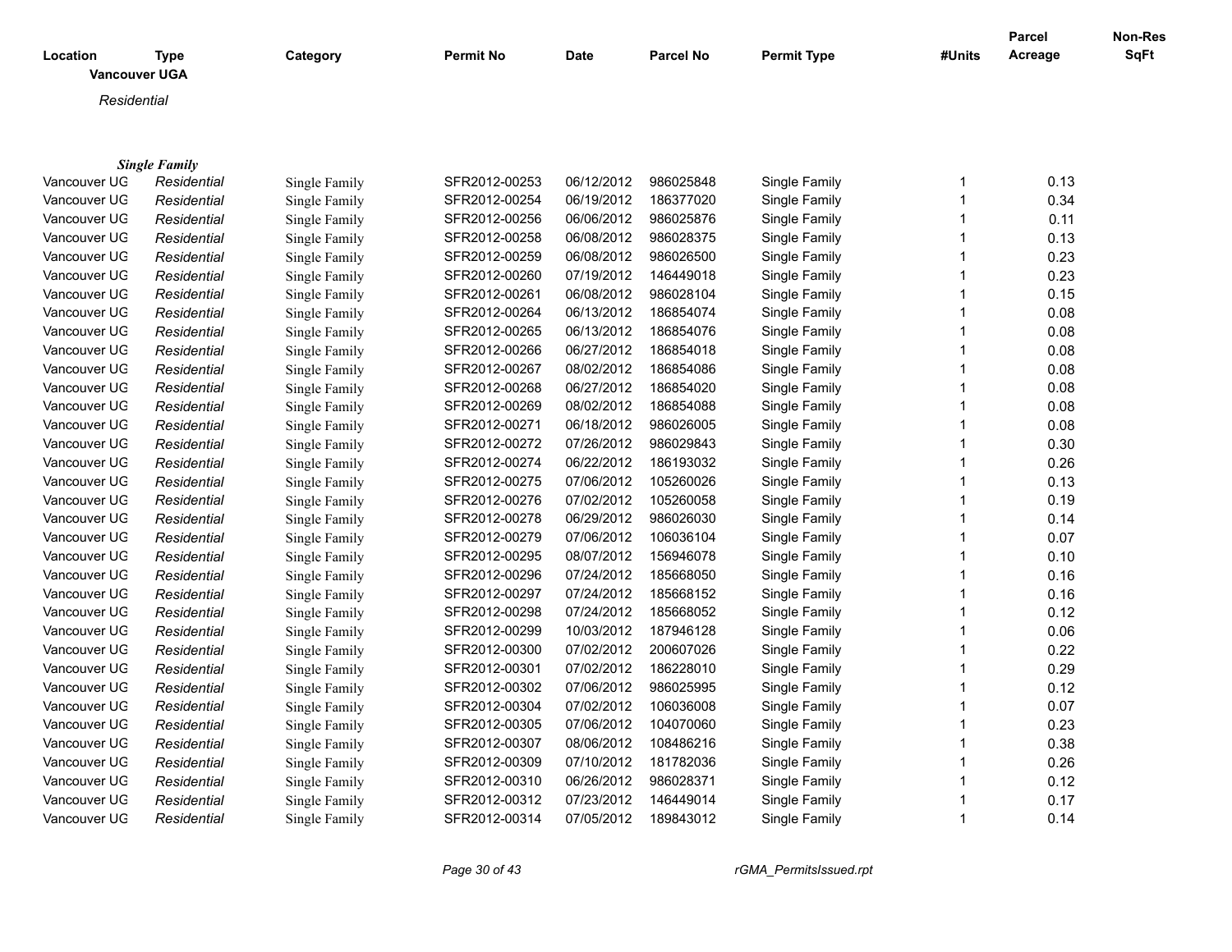| Location | Type | Category | Permit No | Date | Parcel No | Permit Type | #Units | Parcel Acreage | Non-Res SqFt |
|---|---|---|---|---|---|---|---|---|---|
| **Vancouver UGA** | | | | | | | | | |
| *Residential* | | | | | | | | | |
| ***Single Family*** | | | | | | | | | |
| Vancouver UG | *Residential* | Single Family | SFR2012-00253 | 06/12/2012 | 986025848 | Single Family | 1 | 0.13 | |
| Vancouver UG | *Residential* | Single Family | SFR2012-00254 | 06/19/2012 | 186377020 | Single Family | 1 | 0.34 | |
| Vancouver UG | *Residential* | Single Family | SFR2012-00256 | 06/06/2012 | 986025876 | Single Family | 1 | 0.11 | |
| Vancouver UG | *Residential* | Single Family | SFR2012-00258 | 06/08/2012 | 986028375 | Single Family | 1 | 0.13 | |
| Vancouver UG | *Residential* | Single Family | SFR2012-00259 | 06/08/2012 | 986026500 | Single Family | 1 | 0.23 | |
| Vancouver UG | *Residential* | Single Family | SFR2012-00260 | 07/19/2012 | 146449018 | Single Family | 1 | 0.23 | |
| Vancouver UG | *Residential* | Single Family | SFR2012-00261 | 06/08/2012 | 986028104 | Single Family | 1 | 0.15 | |
| Vancouver UG | *Residential* | Single Family | SFR2012-00264 | 06/13/2012 | 186854074 | Single Family | 1 | 0.08 | |
| Vancouver UG | *Residential* | Single Family | SFR2012-00265 | 06/13/2012 | 186854076 | Single Family | 1 | 0.08 | |
| Vancouver UG | *Residential* | Single Family | SFR2012-00266 | 06/27/2012 | 186854018 | Single Family | 1 | 0.08 | |
| Vancouver UG | *Residential* | Single Family | SFR2012-00267 | 08/02/2012 | 186854086 | Single Family | 1 | 0.08 | |
| Vancouver UG | *Residential* | Single Family | SFR2012-00268 | 06/27/2012 | 186854020 | Single Family | 1 | 0.08 | |
| Vancouver UG | *Residential* | Single Family | SFR2012-00269 | 08/02/2012 | 186854088 | Single Family | 1 | 0.08 | |
| Vancouver UG | *Residential* | Single Family | SFR2012-00271 | 06/18/2012 | 986026005 | Single Family | 1 | 0.08 | |
| Vancouver UG | *Residential* | Single Family | SFR2012-00272 | 07/26/2012 | 986029843 | Single Family | 1 | 0.30 | |
| Vancouver UG | *Residential* | Single Family | SFR2012-00274 | 06/22/2012 | 186193032 | Single Family | 1 | 0.26 | |
| Vancouver UG | *Residential* | Single Family | SFR2012-00275 | 07/06/2012 | 105260026 | Single Family | 1 | 0.13 | |
| Vancouver UG | *Residential* | Single Family | SFR2012-00276 | 07/02/2012 | 105260058 | Single Family | 1 | 0.19 | |
| Vancouver UG | *Residential* | Single Family | SFR2012-00278 | 06/29/2012 | 986026030 | Single Family | 1 | 0.14 | |
| Vancouver UG | *Residential* | Single Family | SFR2012-00279 | 07/06/2012 | 106036104 | Single Family | 1 | 0.07 | |
| Vancouver UG | *Residential* | Single Family | SFR2012-00295 | 08/07/2012 | 156946078 | Single Family | 1 | 0.10 | |
| Vancouver UG | *Residential* | Single Family | SFR2012-00296 | 07/24/2012 | 185668050 | Single Family | 1 | 0.16 | |
| Vancouver UG | *Residential* | Single Family | SFR2012-00297 | 07/24/2012 | 185668152 | Single Family | 1 | 0.16 | |
| Vancouver UG | *Residential* | Single Family | SFR2012-00298 | 07/24/2012 | 185668052 | Single Family | 1 | 0.12 | |
| Vancouver UG | *Residential* | Single Family | SFR2012-00299 | 10/03/2012 | 187946128 | Single Family | 1 | 0.06 | |
| Vancouver UG | *Residential* | Single Family | SFR2012-00300 | 07/02/2012 | 200607026 | Single Family | 1 | 0.22 | |
| Vancouver UG | *Residential* | Single Family | SFR2012-00301 | 07/02/2012 | 186228010 | Single Family | 1 | 0.29 | |
| Vancouver UG | *Residential* | Single Family | SFR2012-00302 | 07/06/2012 | 986025995 | Single Family | 1 | 0.12 | |
| Vancouver UG | *Residential* | Single Family | SFR2012-00304 | 07/02/2012 | 106036008 | Single Family | 1 | 0.07 | |
| Vancouver UG | *Residential* | Single Family | SFR2012-00305 | 07/06/2012 | 104070060 | Single Family | 1 | 0.23 | |
| Vancouver UG | *Residential* | Single Family | SFR2012-00307 | 08/06/2012 | 108486216 | Single Family | 1 | 0.38 | |
| Vancouver UG | *Residential* | Single Family | SFR2012-00309 | 07/10/2012 | 181782036 | Single Family | 1 | 0.26 | |
| Vancouver UG | *Residential* | Single Family | SFR2012-00310 | 06/26/2012 | 986028371 | Single Family | 1 | 0.12 | |
| Vancouver UG | *Residential* | Single Family | SFR2012-00312 | 07/23/2012 | 146449014 | Single Family | 1 | 0.17 | |
| Vancouver UG | *Residential* | Single Family | SFR2012-00314 | 07/05/2012 | 189843012 | Single Family | 1 | 0.14 | |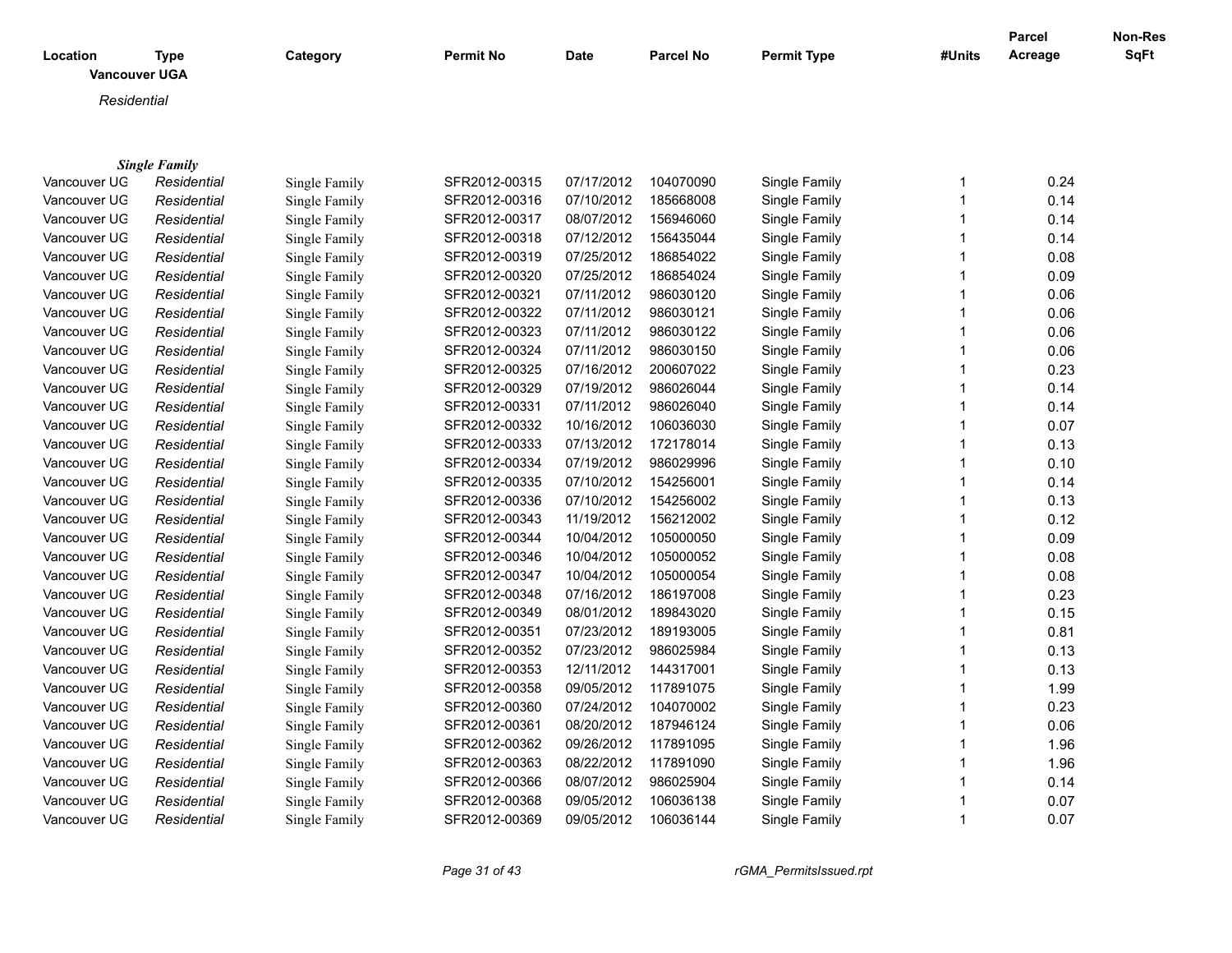| Location | Type | Category | Permit No | Date | Parcel No | Permit Type | #Units | Parcel Acreage | Non-Res SqFt |
|---|---|---|---|---|---|---|---|---|---|
| **Vancouver UGA** | | | | | | | | | |
| *Residential* | | | | | | | | | |
| ***Single Family*** | | | | | | | | | |
| Vancouver UG | *Residential* | Single Family | SFR2012-00315 | 07/17/2012 | 104070090 | Single Family | 1 | 0.24 | |
| Vancouver UG | *Residential* | Single Family | SFR2012-00316 | 07/10/2012 | 185668008 | Single Family | 1 | 0.14 | |
| Vancouver UG | *Residential* | Single Family | SFR2012-00317 | 08/07/2012 | 156946060 | Single Family | 1 | 0.14 | |
| Vancouver UG | *Residential* | Single Family | SFR2012-00318 | 07/12/2012 | 156435044 | Single Family | 1 | 0.14 | |
| Vancouver UG | *Residential* | Single Family | SFR2012-00319 | 07/25/2012 | 186854022 | Single Family | 1 | 0.08 | |
| Vancouver UG | *Residential* | Single Family | SFR2012-00320 | 07/25/2012 | 186854024 | Single Family | 1 | 0.09 | |
| Vancouver UG | *Residential* | Single Family | SFR2012-00321 | 07/11/2012 | 986030120 | Single Family | 1 | 0.06 | |
| Vancouver UG | *Residential* | Single Family | SFR2012-00322 | 07/11/2012 | 986030121 | Single Family | 1 | 0.06 | |
| Vancouver UG | *Residential* | Single Family | SFR2012-00323 | 07/11/2012 | 986030122 | Single Family | 1 | 0.06 | |
| Vancouver UG | *Residential* | Single Family | SFR2012-00324 | 07/11/2012 | 986030150 | Single Family | 1 | 0.06 | |
| Vancouver UG | *Residential* | Single Family | SFR2012-00325 | 07/16/2012 | 200607022 | Single Family | 1 | 0.23 | |
| Vancouver UG | *Residential* | Single Family | SFR2012-00329 | 07/19/2012 | 986026044 | Single Family | 1 | 0.14 | |
| Vancouver UG | *Residential* | Single Family | SFR2012-00331 | 07/11/2012 | 986026040 | Single Family | 1 | 0.14 | |
| Vancouver UG | *Residential* | Single Family | SFR2012-00332 | 10/16/2012 | 106036030 | Single Family | 1 | 0.07 | |
| Vancouver UG | *Residential* | Single Family | SFR2012-00333 | 07/13/2012 | 172178014 | Single Family | 1 | 0.13 | |
| Vancouver UG | *Residential* | Single Family | SFR2012-00334 | 07/19/2012 | 986029996 | Single Family | 1 | 0.10 | |
| Vancouver UG | *Residential* | Single Family | SFR2012-00335 | 07/10/2012 | 154256001 | Single Family | 1 | 0.14 | |
| Vancouver UG | *Residential* | Single Family | SFR2012-00336 | 07/10/2012 | 154256002 | Single Family | 1 | 0.13 | |
| Vancouver UG | *Residential* | Single Family | SFR2012-00343 | 11/19/2012 | 156212002 | Single Family | 1 | 0.12 | |
| Vancouver UG | *Residential* | Single Family | SFR2012-00344 | 10/04/2012 | 105000050 | Single Family | 1 | 0.09 | |
| Vancouver UG | *Residential* | Single Family | SFR2012-00346 | 10/04/2012 | 105000052 | Single Family | 1 | 0.08 | |
| Vancouver UG | *Residential* | Single Family | SFR2012-00347 | 10/04/2012 | 105000054 | Single Family | 1 | 0.08 | |
| Vancouver UG | *Residential* | Single Family | SFR2012-00348 | 07/16/2012 | 186197008 | Single Family | 1 | 0.23 | |
| Vancouver UG | *Residential* | Single Family | SFR2012-00349 | 08/01/2012 | 189843020 | Single Family | 1 | 0.15 | |
| Vancouver UG | *Residential* | Single Family | SFR2012-00351 | 07/23/2012 | 189193005 | Single Family | 1 | 0.81 | |
| Vancouver UG | *Residential* | Single Family | SFR2012-00352 | 07/23/2012 | 986025984 | Single Family | 1 | 0.13 | |
| Vancouver UG | *Residential* | Single Family | SFR2012-00353 | 12/11/2012 | 144317001 | Single Family | 1 | 0.13 | |
| Vancouver UG | *Residential* | Single Family | SFR2012-00358 | 09/05/2012 | 117891075 | Single Family | 1 | 1.99 | |
| Vancouver UG | *Residential* | Single Family | SFR2012-00360 | 07/24/2012 | 104070002 | Single Family | 1 | 0.23 | |
| Vancouver UG | *Residential* | Single Family | SFR2012-00361 | 08/20/2012 | 187946124 | Single Family | 1 | 0.06 | |
| Vancouver UG | *Residential* | Single Family | SFR2012-00362 | 09/26/2012 | 117891095 | Single Family | 1 | 1.96 | |
| Vancouver UG | *Residential* | Single Family | SFR2012-00363 | 08/22/2012 | 117891090 | Single Family | 1 | 1.96 | |
| Vancouver UG | *Residential* | Single Family | SFR2012-00366 | 08/07/2012 | 986025904 | Single Family | 1 | 0.14 | |
| Vancouver UG | *Residential* | Single Family | SFR2012-00368 | 09/05/2012 | 106036138 | Single Family | 1 | 0.07 | |
| Vancouver UG | *Residential* | Single Family | SFR2012-00369 | 09/05/2012 | 106036144 | Single Family | 1 | 0.07 | |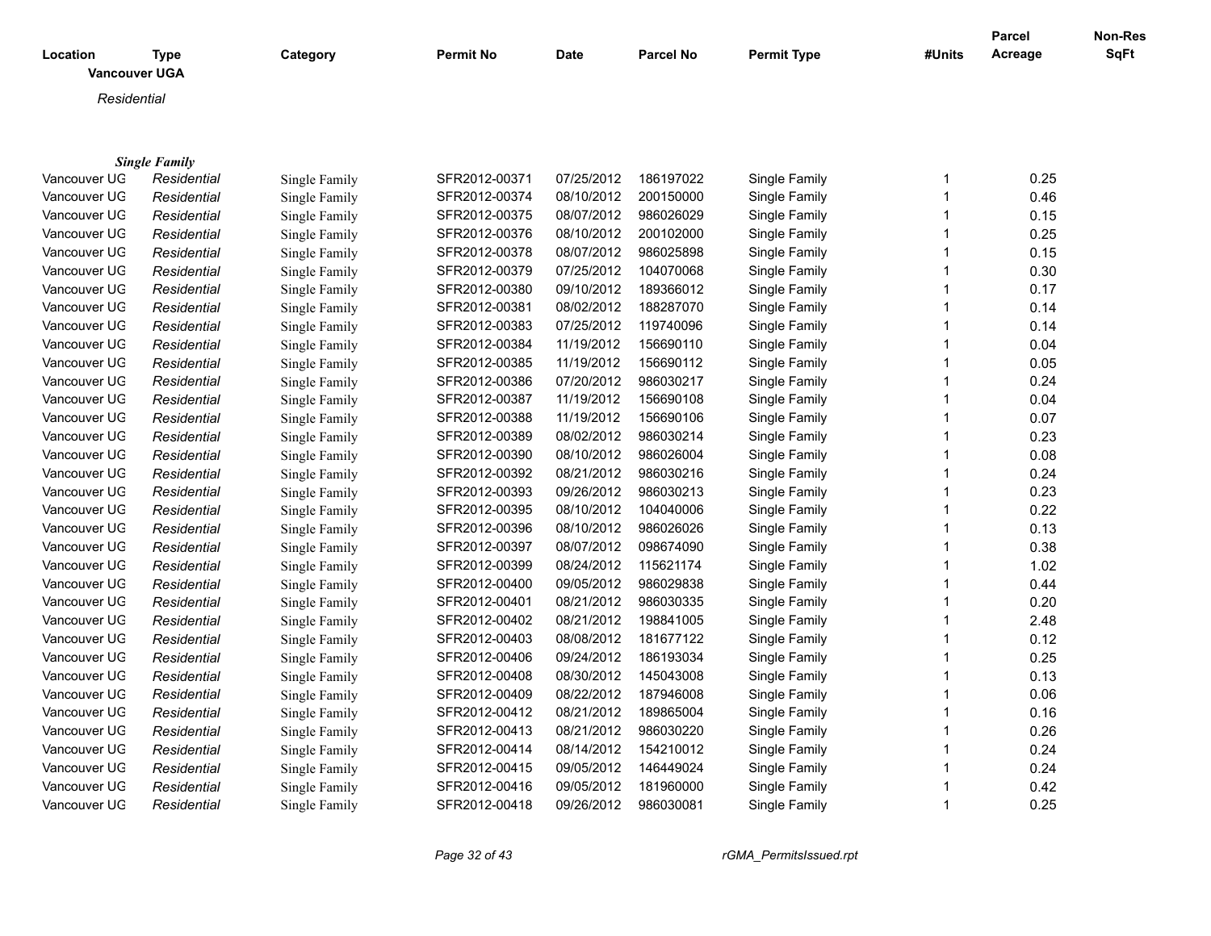| Location | Type | Category | Permit No | Date | Parcel No | Permit Type | #Units | Parcel Acreage | Non-Res SqFt |
|---|---|---|---|---|---|---|---|---|---|

**Vancouver UGA**

*Residential*

***Single Family***

| Location | Type | Category | Permit No | Date | Parcel No | Permit Type | #Units | Parcel Acreage | Non-Res SqFt |
|---|---|---|---|---|---|---|---|---|---|
| Vancouver UG | *Residential* | Single Family | SFR2012-00371 | 07/25/2012 | 186197022 | Single Family | 1 | 0.25 | |
| Vancouver UG | *Residential* | Single Family | SFR2012-00374 | 08/10/2012 | 200150000 | Single Family | 1 | 0.46 | |
| Vancouver UG | *Residential* | Single Family | SFR2012-00375 | 08/07/2012 | 986026029 | Single Family | 1 | 0.15 | |
| Vancouver UG | *Residential* | Single Family | SFR2012-00376 | 08/10/2012 | 200102000 | Single Family | 1 | 0.25 | |
| Vancouver UG | *Residential* | Single Family | SFR2012-00378 | 08/07/2012 | 986025898 | Single Family | 1 | 0.15 | |
| Vancouver UG | *Residential* | Single Family | SFR2012-00379 | 07/25/2012 | 104070068 | Single Family | 1 | 0.30 | |
| Vancouver UG | *Residential* | Single Family | SFR2012-00380 | 09/10/2012 | 189366012 | Single Family | 1 | 0.17 | |
| Vancouver UG | *Residential* | Single Family | SFR2012-00381 | 08/02/2012 | 188287070 | Single Family | 1 | 0.14 | |
| Vancouver UG | *Residential* | Single Family | SFR2012-00383 | 07/25/2012 | 119740096 | Single Family | 1 | 0.14 | |
| Vancouver UG | *Residential* | Single Family | SFR2012-00384 | 11/19/2012 | 156690110 | Single Family | 1 | 0.04 | |
| Vancouver UG | *Residential* | Single Family | SFR2012-00385 | 11/19/2012 | 156690112 | Single Family | 1 | 0.05 | |
| Vancouver UG | *Residential* | Single Family | SFR2012-00386 | 07/20/2012 | 986030217 | Single Family | 1 | 0.24 | |
| Vancouver UG | *Residential* | Single Family | SFR2012-00387 | 11/19/2012 | 156690108 | Single Family | 1 | 0.04 | |
| Vancouver UG | *Residential* | Single Family | SFR2012-00388 | 11/19/2012 | 156690106 | Single Family | 1 | 0.07 | |
| Vancouver UG | *Residential* | Single Family | SFR2012-00389 | 08/02/2012 | 986030214 | Single Family | 1 | 0.23 | |
| Vancouver UG | *Residential* | Single Family | SFR2012-00390 | 08/10/2012 | 986026004 | Single Family | 1 | 0.08 | |
| Vancouver UG | *Residential* | Single Family | SFR2012-00392 | 08/21/2012 | 986030216 | Single Family | 1 | 0.24 | |
| Vancouver UG | *Residential* | Single Family | SFR2012-00393 | 09/26/2012 | 986030213 | Single Family | 1 | 0.23 | |
| Vancouver UG | *Residential* | Single Family | SFR2012-00395 | 08/10/2012 | 104040006 | Single Family | 1 | 0.22 | |
| Vancouver UG | *Residential* | Single Family | SFR2012-00396 | 08/10/2012 | 986026026 | Single Family | 1 | 0.13 | |
| Vancouver UG | *Residential* | Single Family | SFR2012-00397 | 08/07/2012 | 098674090 | Single Family | 1 | 0.38 | |
| Vancouver UG | *Residential* | Single Family | SFR2012-00399 | 08/24/2012 | 115621174 | Single Family | 1 | 1.02 | |
| Vancouver UG | *Residential* | Single Family | SFR2012-00400 | 09/05/2012 | 986029838 | Single Family | 1 | 0.44 | |
| Vancouver UG | *Residential* | Single Family | SFR2012-00401 | 08/21/2012 | 986030335 | Single Family | 1 | 0.20 | |
| Vancouver UG | *Residential* | Single Family | SFR2012-00402 | 08/21/2012 | 198841005 | Single Family | 1 | 2.48 | |
| Vancouver UG | *Residential* | Single Family | SFR2012-00403 | 08/08/2012 | 181677122 | Single Family | 1 | 0.12 | |
| Vancouver UG | *Residential* | Single Family | SFR2012-00406 | 09/24/2012 | 186193034 | Single Family | 1 | 0.25 | |
| Vancouver UG | *Residential* | Single Family | SFR2012-00408 | 08/30/2012 | 145043008 | Single Family | 1 | 0.13 | |
| Vancouver UG | *Residential* | Single Family | SFR2012-00409 | 08/22/2012 | 187946008 | Single Family | 1 | 0.06 | |
| Vancouver UG | *Residential* | Single Family | SFR2012-00412 | 08/21/2012 | 189865004 | Single Family | 1 | 0.16 | |
| Vancouver UG | *Residential* | Single Family | SFR2012-00413 | 08/21/2012 | 986030220 | Single Family | 1 | 0.26 | |
| Vancouver UG | *Residential* | Single Family | SFR2012-00414 | 08/14/2012 | 154210012 | Single Family | 1 | 0.24 | |
| Vancouver UG | *Residential* | Single Family | SFR2012-00415 | 09/05/2012 | 146449024 | Single Family | 1 | 0.24 | |
| Vancouver UG | *Residential* | Single Family | SFR2012-00416 | 09/05/2012 | 181960000 | Single Family | 1 | 0.42 | |
| Vancouver UG | *Residential* | Single Family | SFR2012-00418 | 09/26/2012 | 986030081 | Single Family | 1 | 0.25 | |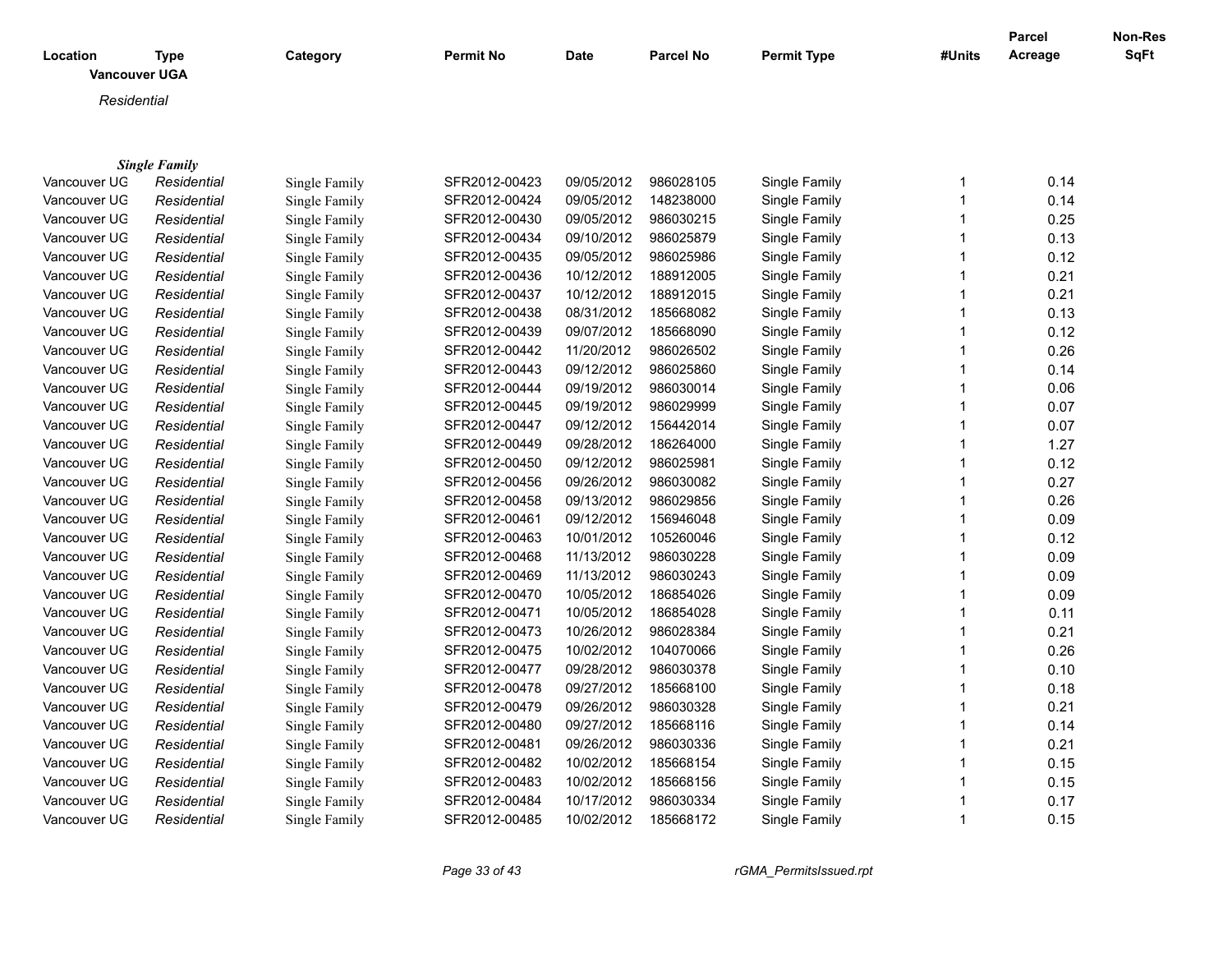| Location | Type | Category | Permit No | Date | Parcel No | Permit Type | #Units | Parcel Acreage | Non-Res SqFt |
|---|---|---|---|---|---|---|---|---|---|
| **Vancouver UGA** | | | | | | | | | |
| *Residential* | | | | | | | | | |
| ***Single Family*** | | | | | | | | | |
| Vancouver UG | *Residential* | Single Family | SFR2012-00423 | 09/05/2012 | 986028105 | Single Family | 1 | 0.14 | |
| Vancouver UG | *Residential* | Single Family | SFR2012-00424 | 09/05/2012 | 148238000 | Single Family | 1 | 0.14 | |
| Vancouver UG | *Residential* | Single Family | SFR2012-00430 | 09/05/2012 | 986030215 | Single Family | 1 | 0.25 | |
| Vancouver UG | *Residential* | Single Family | SFR2012-00434 | 09/10/2012 | 986025879 | Single Family | 1 | 0.13 | |
| Vancouver UG | *Residential* | Single Family | SFR2012-00435 | 09/05/2012 | 986025986 | Single Family | 1 | 0.12 | |
| Vancouver UG | *Residential* | Single Family | SFR2012-00436 | 10/12/2012 | 188912005 | Single Family | 1 | 0.21 | |
| Vancouver UG | *Residential* | Single Family | SFR2012-00437 | 10/12/2012 | 188912015 | Single Family | 1 | 0.21 | |
| Vancouver UG | *Residential* | Single Family | SFR2012-00438 | 08/31/2012 | 185668082 | Single Family | 1 | 0.13 | |
| Vancouver UG | *Residential* | Single Family | SFR2012-00439 | 09/07/2012 | 185668090 | Single Family | 1 | 0.12 | |
| Vancouver UG | *Residential* | Single Family | SFR2012-00442 | 11/20/2012 | 986026502 | Single Family | 1 | 0.26 | |
| Vancouver UG | *Residential* | Single Family | SFR2012-00443 | 09/12/2012 | 986025860 | Single Family | 1 | 0.14 | |
| Vancouver UG | *Residential* | Single Family | SFR2012-00444 | 09/19/2012 | 986030014 | Single Family | 1 | 0.06 | |
| Vancouver UG | *Residential* | Single Family | SFR2012-00445 | 09/19/2012 | 986029999 | Single Family | 1 | 0.07 | |
| Vancouver UG | *Residential* | Single Family | SFR2012-00447 | 09/12/2012 | 156442014 | Single Family | 1 | 0.07 | |
| Vancouver UG | *Residential* | Single Family | SFR2012-00449 | 09/28/2012 | 186264000 | Single Family | 1 | 1.27 | |
| Vancouver UG | *Residential* | Single Family | SFR2012-00450 | 09/12/2012 | 986025981 | Single Family | 1 | 0.12 | |
| Vancouver UG | *Residential* | Single Family | SFR2012-00456 | 09/26/2012 | 986030082 | Single Family | 1 | 0.27 | |
| Vancouver UG | *Residential* | Single Family | SFR2012-00458 | 09/13/2012 | 986029856 | Single Family | 1 | 0.26 | |
| Vancouver UG | *Residential* | Single Family | SFR2012-00461 | 09/12/2012 | 156946048 | Single Family | 1 | 0.09 | |
| Vancouver UG | *Residential* | Single Family | SFR2012-00463 | 10/01/2012 | 105260046 | Single Family | 1 | 0.12 | |
| Vancouver UG | *Residential* | Single Family | SFR2012-00468 | 11/13/2012 | 986030228 | Single Family | 1 | 0.09 | |
| Vancouver UG | *Residential* | Single Family | SFR2012-00469 | 11/13/2012 | 986030243 | Single Family | 1 | 0.09 | |
| Vancouver UG | *Residential* | Single Family | SFR2012-00470 | 10/05/2012 | 186854026 | Single Family | 1 | 0.09 | |
| Vancouver UG | *Residential* | Single Family | SFR2012-00471 | 10/05/2012 | 186854028 | Single Family | 1 | 0.11 | |
| Vancouver UG | *Residential* | Single Family | SFR2012-00473 | 10/26/2012 | 986028384 | Single Family | 1 | 0.21 | |
| Vancouver UG | *Residential* | Single Family | SFR2012-00475 | 10/02/2012 | 104070066 | Single Family | 1 | 0.26 | |
| Vancouver UG | *Residential* | Single Family | SFR2012-00477 | 09/28/2012 | 986030378 | Single Family | 1 | 0.10 | |
| Vancouver UG | *Residential* | Single Family | SFR2012-00478 | 09/27/2012 | 185668100 | Single Family | 1 | 0.18 | |
| Vancouver UG | *Residential* | Single Family | SFR2012-00479 | 09/26/2012 | 986030328 | Single Family | 1 | 0.21 | |
| Vancouver UG | *Residential* | Single Family | SFR2012-00480 | 09/27/2012 | 185668116 | Single Family | 1 | 0.14 | |
| Vancouver UG | *Residential* | Single Family | SFR2012-00481 | 09/26/2012 | 986030336 | Single Family | 1 | 0.21 | |
| Vancouver UG | *Residential* | Single Family | SFR2012-00482 | 10/02/2012 | 185668154 | Single Family | 1 | 0.15 | |
| Vancouver UG | *Residential* | Single Family | SFR2012-00483 | 10/02/2012 | 185668156 | Single Family | 1 | 0.15 | |
| Vancouver UG | *Residential* | Single Family | SFR2012-00484 | 10/17/2012 | 986030334 | Single Family | 1 | 0.17 | |
| Vancouver UG | *Residential* | Single Family | SFR2012-00485 | 10/02/2012 | 185668172 | Single Family | 1 | 0.15 | |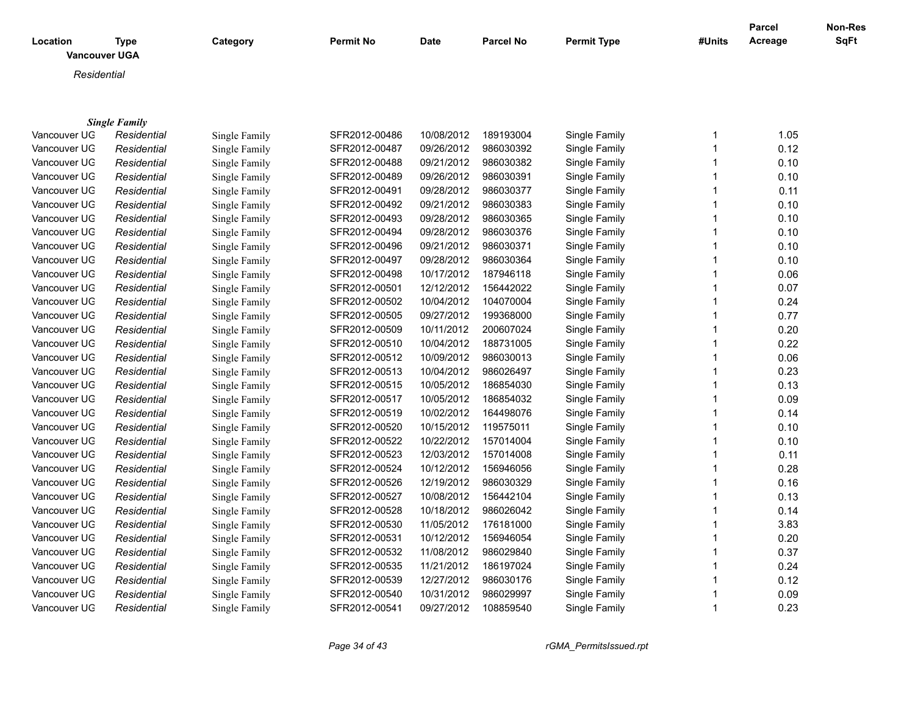| Location | Type | Category | Permit No | Date | Parcel No | Permit Type | #Units | Parcel Acreage | Non-Res SqFt |
|---|---|---|---|---|---|---|---|---|---|

**Vancouver UGA**

*Residential*

***Single Family***

| Location | Type | Category | Permit No | Date | Parcel No | Permit Type | #Units | Parcel Acreage | Non-Res SqFt |
|---|---|---|---|---|---|---|---|---|---|
| Vancouver UG | *Residential* | Single Family | SFR2012-00486 | 10/08/2012 | 189193004 | Single Family | 1 | 1.05 | |
| Vancouver UG | *Residential* | Single Family | SFR2012-00487 | 09/26/2012 | 986030392 | Single Family | 1 | 0.12 | |
| Vancouver UG | *Residential* | Single Family | SFR2012-00488 | 09/21/2012 | 986030382 | Single Family | 1 | 0.10 | |
| Vancouver UG | *Residential* | Single Family | SFR2012-00489 | 09/26/2012 | 986030391 | Single Family | 1 | 0.10 | |
| Vancouver UG | *Residential* | Single Family | SFR2012-00491 | 09/28/2012 | 986030377 | Single Family | 1 | 0.11 | |
| Vancouver UG | *Residential* | Single Family | SFR2012-00492 | 09/21/2012 | 986030383 | Single Family | 1 | 0.10 | |
| Vancouver UG | *Residential* | Single Family | SFR2012-00493 | 09/28/2012 | 986030365 | Single Family | 1 | 0.10 | |
| Vancouver UG | *Residential* | Single Family | SFR2012-00494 | 09/28/2012 | 986030376 | Single Family | 1 | 0.10 | |
| Vancouver UG | *Residential* | Single Family | SFR2012-00496 | 09/21/2012 | 986030371 | Single Family | 1 | 0.10 | |
| Vancouver UG | *Residential* | Single Family | SFR2012-00497 | 09/28/2012 | 986030364 | Single Family | 1 | 0.10 | |
| Vancouver UG | *Residential* | Single Family | SFR2012-00498 | 10/17/2012 | 187946118 | Single Family | 1 | 0.06 | |
| Vancouver UG | *Residential* | Single Family | SFR2012-00501 | 12/12/2012 | 156442022 | Single Family | 1 | 0.07 | |
| Vancouver UG | *Residential* | Single Family | SFR2012-00502 | 10/04/2012 | 104070004 | Single Family | 1 | 0.24 | |
| Vancouver UG | *Residential* | Single Family | SFR2012-00505 | 09/27/2012 | 199368000 | Single Family | 1 | 0.77 | |
| Vancouver UG | *Residential* | Single Family | SFR2012-00509 | 10/11/2012 | 200607024 | Single Family | 1 | 0.20 | |
| Vancouver UG | *Residential* | Single Family | SFR2012-00510 | 10/04/2012 | 188731005 | Single Family | 1 | 0.22 | |
| Vancouver UG | *Residential* | Single Family | SFR2012-00512 | 10/09/2012 | 986030013 | Single Family | 1 | 0.06 | |
| Vancouver UG | *Residential* | Single Family | SFR2012-00513 | 10/04/2012 | 986026497 | Single Family | 1 | 0.23 | |
| Vancouver UG | *Residential* | Single Family | SFR2012-00515 | 10/05/2012 | 186854030 | Single Family | 1 | 0.13 | |
| Vancouver UG | *Residential* | Single Family | SFR2012-00517 | 10/05/2012 | 186854032 | Single Family | 1 | 0.09 | |
| Vancouver UG | *Residential* | Single Family | SFR2012-00519 | 10/02/2012 | 164498076 | Single Family | 1 | 0.14 | |
| Vancouver UG | *Residential* | Single Family | SFR2012-00520 | 10/15/2012 | 119575011 | Single Family | 1 | 0.10 | |
| Vancouver UG | *Residential* | Single Family | SFR2012-00522 | 10/22/2012 | 157014004 | Single Family | 1 | 0.10 | |
| Vancouver UG | *Residential* | Single Family | SFR2012-00523 | 12/03/2012 | 157014008 | Single Family | 1 | 0.11 | |
| Vancouver UG | *Residential* | Single Family | SFR2012-00524 | 10/12/2012 | 156946056 | Single Family | 1 | 0.28 | |
| Vancouver UG | *Residential* | Single Family | SFR2012-00526 | 12/19/2012 | 986030329 | Single Family | 1 | 0.16 | |
| Vancouver UG | *Residential* | Single Family | SFR2012-00527 | 10/08/2012 | 156442104 | Single Family | 1 | 0.13 | |
| Vancouver UG | *Residential* | Single Family | SFR2012-00528 | 10/18/2012 | 986026042 | Single Family | 1 | 0.14 | |
| Vancouver UG | *Residential* | Single Family | SFR2012-00530 | 11/05/2012 | 176181000 | Single Family | 1 | 3.83 | |
| Vancouver UG | *Residential* | Single Family | SFR2012-00531 | 10/12/2012 | 156946054 | Single Family | 1 | 0.20 | |
| Vancouver UG | *Residential* | Single Family | SFR2012-00532 | 11/08/2012 | 986029840 | Single Family | 1 | 0.37 | |
| Vancouver UG | *Residential* | Single Family | SFR2012-00535 | 11/21/2012 | 186197024 | Single Family | 1 | 0.24 | |
| Vancouver UG | *Residential* | Single Family | SFR2012-00539 | 12/27/2012 | 986030176 | Single Family | 1 | 0.12 | |
| Vancouver UG | *Residential* | Single Family | SFR2012-00540 | 10/31/2012 | 986029997 | Single Family | 1 | 0.09 | |
| Vancouver UG | *Residential* | Single Family | SFR2012-00541 | 09/27/2012 | 108859540 | Single Family | 1 | 0.23 | |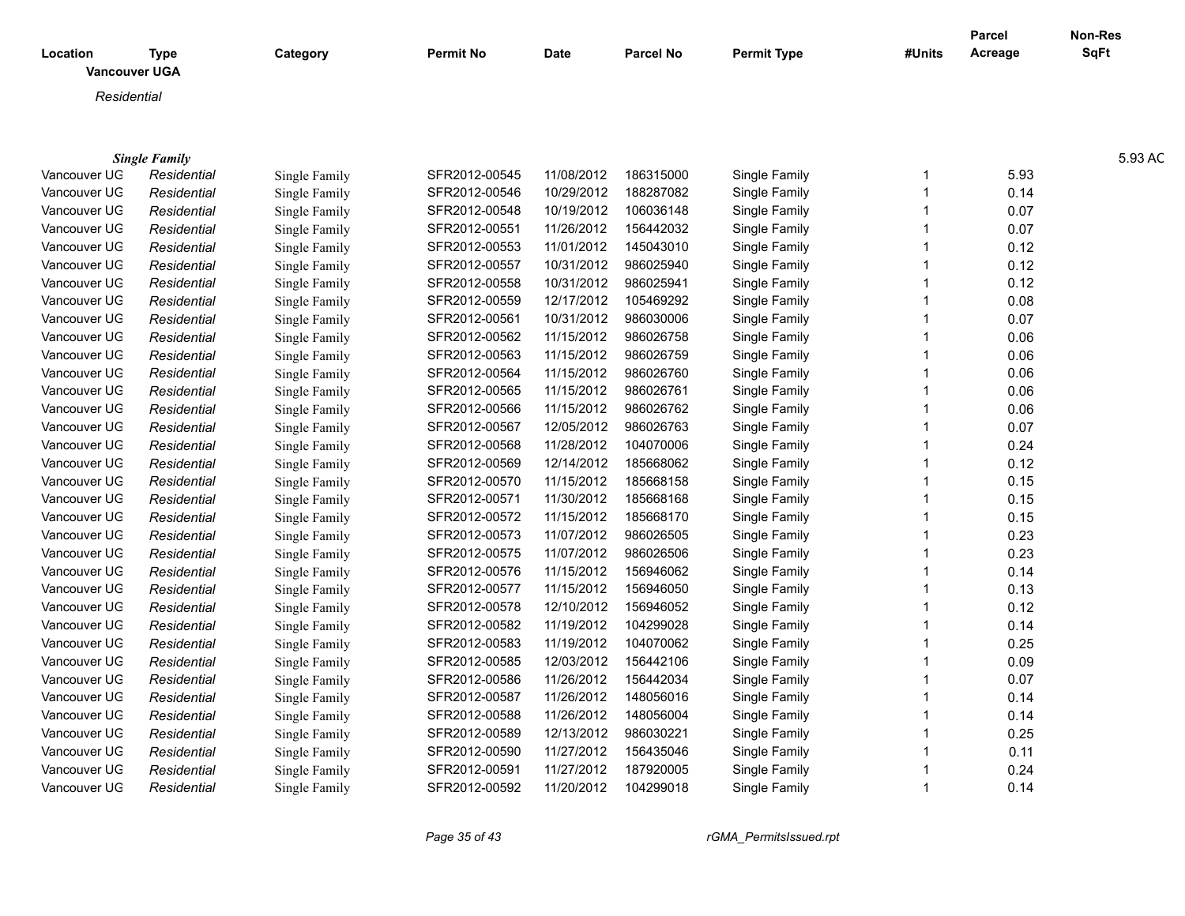| Location | Type | Category | Permit No | Date | Parcel No | Permit Type | #Units | Parcel Acreage | Non-Res SqFt |
|---|---|---|---|---|---|---|---|---|---|
| **Vancouver UGA** | | | | | | | | | |
| *Residential* | | | | | | | | | |
| ***Single Family*** | | | | | | | | | 5.93 AC |
| Vancouver UG | *Residential* | Single Family | SFR2012-00545 | 11/08/2012 | 186315000 | Single Family | 1 | 5.93 | |
| Vancouver UG | *Residential* | Single Family | SFR2012-00546 | 10/29/2012 | 188287082 | Single Family | 1 | 0.14 | |
| Vancouver UG | *Residential* | Single Family | SFR2012-00548 | 10/19/2012 | 106036148 | Single Family | 1 | 0.07 | |
| Vancouver UG | *Residential* | Single Family | SFR2012-00551 | 11/26/2012 | 156442032 | Single Family | 1 | 0.07 | |
| Vancouver UG | *Residential* | Single Family | SFR2012-00553 | 11/01/2012 | 145043010 | Single Family | 1 | 0.12 | |
| Vancouver UG | *Residential* | Single Family | SFR2012-00557 | 10/31/2012 | 986025940 | Single Family | 1 | 0.12 | |
| Vancouver UG | *Residential* | Single Family | SFR2012-00558 | 10/31/2012 | 986025941 | Single Family | 1 | 0.12 | |
| Vancouver UG | *Residential* | Single Family | SFR2012-00559 | 12/17/2012 | 105469292 | Single Family | 1 | 0.08 | |
| Vancouver UG | *Residential* | Single Family | SFR2012-00561 | 10/31/2012 | 986030006 | Single Family | 1 | 0.07 | |
| Vancouver UG | *Residential* | Single Family | SFR2012-00562 | 11/15/2012 | 986026758 | Single Family | 1 | 0.06 | |
| Vancouver UG | *Residential* | Single Family | SFR2012-00563 | 11/15/2012 | 986026759 | Single Family | 1 | 0.06 | |
| Vancouver UG | *Residential* | Single Family | SFR2012-00564 | 11/15/2012 | 986026760 | Single Family | 1 | 0.06 | |
| Vancouver UG | *Residential* | Single Family | SFR2012-00565 | 11/15/2012 | 986026761 | Single Family | 1 | 0.06 | |
| Vancouver UG | *Residential* | Single Family | SFR2012-00566 | 11/15/2012 | 986026762 | Single Family | 1 | 0.06 | |
| Vancouver UG | *Residential* | Single Family | SFR2012-00567 | 12/05/2012 | 986026763 | Single Family | 1 | 0.07 | |
| Vancouver UG | *Residential* | Single Family | SFR2012-00568 | 11/28/2012 | 104070006 | Single Family | 1 | 0.24 | |
| Vancouver UG | *Residential* | Single Family | SFR2012-00569 | 12/14/2012 | 185668062 | Single Family | 1 | 0.12 | |
| Vancouver UG | *Residential* | Single Family | SFR2012-00570 | 11/15/2012 | 185668158 | Single Family | 1 | 0.15 | |
| Vancouver UG | *Residential* | Single Family | SFR2012-00571 | 11/30/2012 | 185668168 | Single Family | 1 | 0.15 | |
| Vancouver UG | *Residential* | Single Family | SFR2012-00572 | 11/15/2012 | 185668170 | Single Family | 1 | 0.15 | |
| Vancouver UG | *Residential* | Single Family | SFR2012-00573 | 11/07/2012 | 986026505 | Single Family | 1 | 0.23 | |
| Vancouver UG | *Residential* | Single Family | SFR2012-00575 | 11/07/2012 | 986026506 | Single Family | 1 | 0.23 | |
| Vancouver UG | *Residential* | Single Family | SFR2012-00576 | 11/15/2012 | 156946062 | Single Family | 1 | 0.14 | |
| Vancouver UG | *Residential* | Single Family | SFR2012-00577 | 11/15/2012 | 156946050 | Single Family | 1 | 0.13 | |
| Vancouver UG | *Residential* | Single Family | SFR2012-00578 | 12/10/2012 | 156946052 | Single Family | 1 | 0.12 | |
| Vancouver UG | *Residential* | Single Family | SFR2012-00582 | 11/19/2012 | 104299028 | Single Family | 1 | 0.14 | |
| Vancouver UG | *Residential* | Single Family | SFR2012-00583 | 11/19/2012 | 104070062 | Single Family | 1 | 0.25 | |
| Vancouver UG | *Residential* | Single Family | SFR2012-00585 | 12/03/2012 | 156442106 | Single Family | 1 | 0.09 | |
| Vancouver UG | *Residential* | Single Family | SFR2012-00586 | 11/26/2012 | 156442034 | Single Family | 1 | 0.07 | |
| Vancouver UG | *Residential* | Single Family | SFR2012-00587 | 11/26/2012 | 148056016 | Single Family | 1 | 0.14 | |
| Vancouver UG | *Residential* | Single Family | SFR2012-00588 | 11/26/2012 | 148056004 | Single Family | 1 | 0.14 | |
| Vancouver UG | *Residential* | Single Family | SFR2012-00589 | 12/13/2012 | 986030221 | Single Family | 1 | 0.25 | |
| Vancouver UG | *Residential* | Single Family | SFR2012-00590 | 11/27/2012 | 156435046 | Single Family | 1 | 0.11 | |
| Vancouver UG | *Residential* | Single Family | SFR2012-00591 | 11/27/2012 | 187920005 | Single Family | 1 | 0.24 | |
| Vancouver UG | *Residential* | Single Family | SFR2012-00592 | 11/20/2012 | 104299018 | Single Family | 1 | 0.14 | |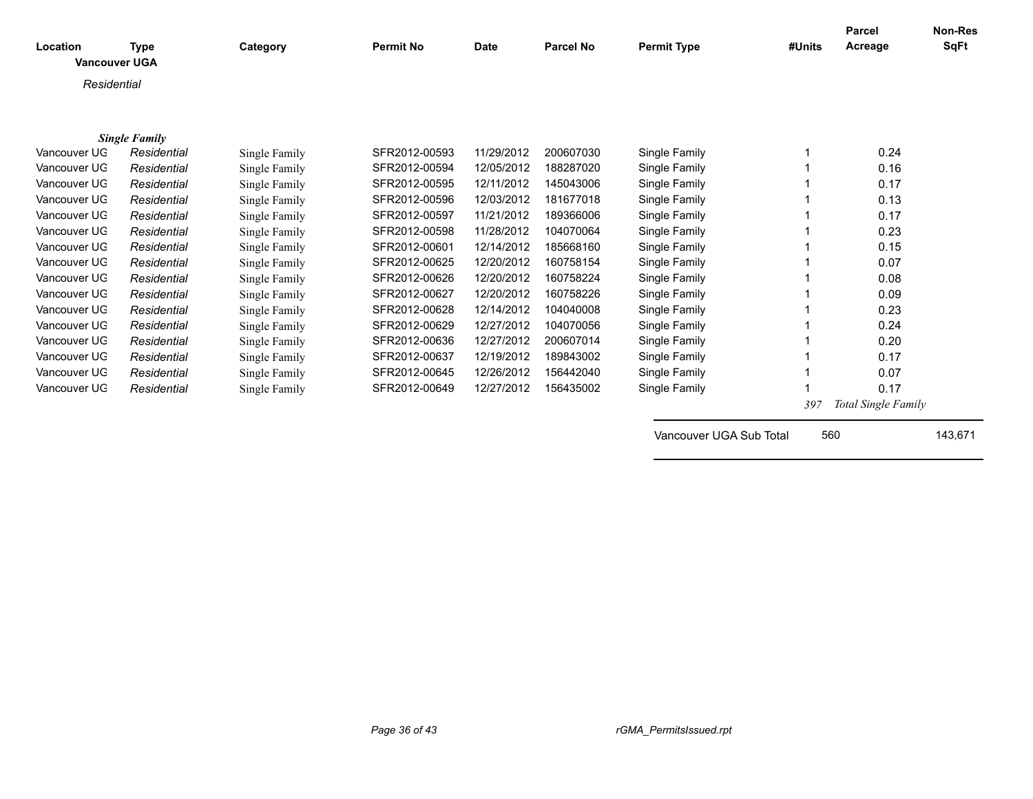| Location | Type | Category | Permit No | Date | Parcel No | Permit Type | #Units | Parcel Acreage | Non-Res SqFt |
|---|---|---|---|---|---|---|---|---|---|
| **Vancouver UGA** | | | | | | | | | |
| *Residential* | | | | | | | | | |
| | ***Single Family*** | | | | | | | | |
| Vancouver UG | *Residential* | Single Family | SFR2012-00593 | 11/29/2012 | 200607030 | Single Family | 1 | 0.24 | |
| Vancouver UG | *Residential* | Single Family | SFR2012-00594 | 12/05/2012 | 188287020 | Single Family | 1 | 0.16 | |
| Vancouver UG | *Residential* | Single Family | SFR2012-00595 | 12/11/2012 | 145043006 | Single Family | 1 | 0.17 | |
| Vancouver UG | *Residential* | Single Family | SFR2012-00596 | 12/03/2012 | 181677018 | Single Family | 1 | 0.13 | |
| Vancouver UG | *Residential* | Single Family | SFR2012-00597 | 11/21/2012 | 189366006 | Single Family | 1 | 0.17 | |
| Vancouver UG | *Residential* | Single Family | SFR2012-00598 | 11/28/2012 | 104070064 | Single Family | 1 | 0.23 | |
| Vancouver UG | *Residential* | Single Family | SFR2012-00601 | 12/14/2012 | 185668160 | Single Family | 1 | 0.15 | |
| Vancouver UG | *Residential* | Single Family | SFR2012-00625 | 12/20/2012 | 160758154 | Single Family | 1 | 0.07 | |
| Vancouver UG | *Residential* | Single Family | SFR2012-00626 | 12/20/2012 | 160758224 | Single Family | 1 | 0.08 | |
| Vancouver UG | *Residential* | Single Family | SFR2012-00627 | 12/20/2012 | 160758226 | Single Family | 1 | 0.09 | |
| Vancouver UG | *Residential* | Single Family | SFR2012-00628 | 12/14/2012 | 104040008 | Single Family | 1 | 0.23 | |
| Vancouver UG | *Residential* | Single Family | SFR2012-00629 | 12/27/2012 | 104070056 | Single Family | 1 | 0.24 | |
| Vancouver UG | *Residential* | Single Family | SFR2012-00636 | 12/27/2012 | 200607014 | Single Family | 1 | 0.20 | |
| Vancouver UG | *Residential* | Single Family | SFR2012-00637 | 12/19/2012 | 189843002 | Single Family | 1 | 0.17 | |
| Vancouver UG | *Residential* | Single Family | SFR2012-00645 | 12/26/2012 | 156442040 | Single Family | 1 | 0.07 | |
| Vancouver UG | *Residential* | Single Family | SFR2012-00649 | 12/27/2012 | 156435002 | Single Family | 1 | 0.17 | |
| | | | | | | | *397* | *Total Single Family* | |
| | | | | | | Vancouver UGA Sub Total | 560 | | 143,671 |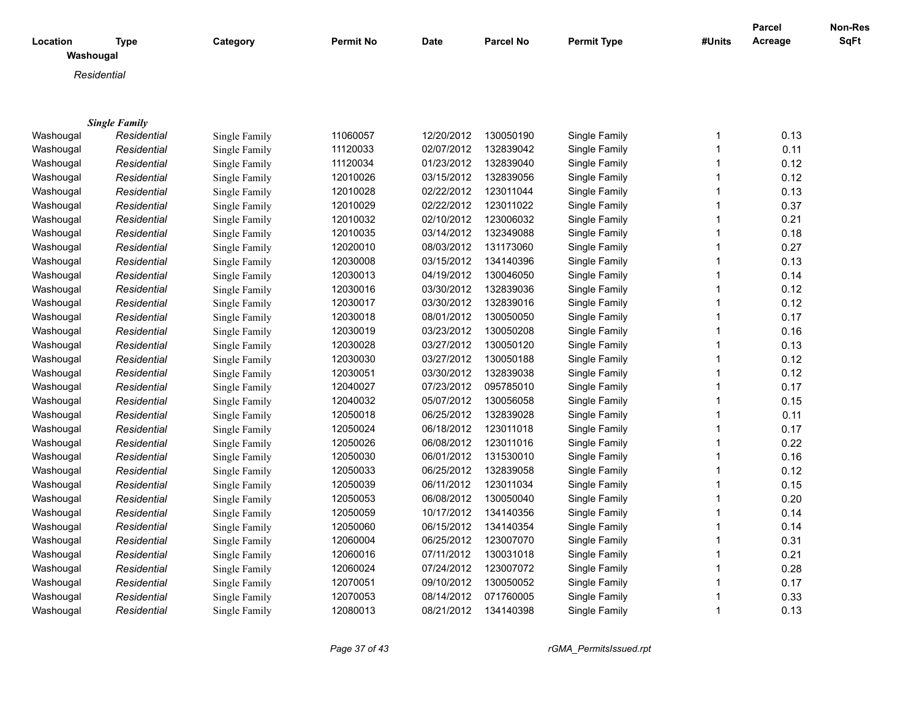| Location | Type | Category | Permit No | Date | Parcel No | Permit Type | #Units | Parcel Acreage | Non-Res SqFt |
|---|---|---|---|---|---|---|---|---|---|
| **Washougal** | | | | | | | | | |
| *Residential* | | | | | | | | | |
| ***Single Family*** | | | | | | | | | |
| Washougal | *Residential* | Single Family | 11060057 | 12/20/2012 | 130050190 | Single Family | 1 | 0.13 | |
| Washougal | *Residential* | Single Family | 11120033 | 02/07/2012 | 132839042 | Single Family | 1 | 0.11 | |
| Washougal | *Residential* | Single Family | 11120034 | 01/23/2012 | 132839040 | Single Family | 1 | 0.12 | |
| Washougal | *Residential* | Single Family | 12010026 | 03/15/2012 | 132839056 | Single Family | 1 | 0.12 | |
| Washougal | *Residential* | Single Family | 12010028 | 02/22/2012 | 123011044 | Single Family | 1 | 0.13 | |
| Washougal | *Residential* | Single Family | 12010029 | 02/22/2012 | 123011022 | Single Family | 1 | 0.37 | |
| Washougal | *Residential* | Single Family | 12010032 | 02/10/2012 | 123006032 | Single Family | 1 | 0.21 | |
| Washougal | *Residential* | Single Family | 12010035 | 03/14/2012 | 132349088 | Single Family | 1 | 0.18 | |
| Washougal | *Residential* | Single Family | 12020010 | 08/03/2012 | 131173060 | Single Family | 1 | 0.27 | |
| Washougal | *Residential* | Single Family | 12030008 | 03/15/2012 | 134140396 | Single Family | 1 | 0.13 | |
| Washougal | *Residential* | Single Family | 12030013 | 04/19/2012 | 130046050 | Single Family | 1 | 0.14 | |
| Washougal | *Residential* | Single Family | 12030016 | 03/30/2012 | 132839036 | Single Family | 1 | 0.12 | |
| Washougal | *Residential* | Single Family | 12030017 | 03/30/2012 | 132839016 | Single Family | 1 | 0.12 | |
| Washougal | *Residential* | Single Family | 12030018 | 08/01/2012 | 130050050 | Single Family | 1 | 0.17 | |
| Washougal | *Residential* | Single Family | 12030019 | 03/23/2012 | 130050208 | Single Family | 1 | 0.16 | |
| Washougal | *Residential* | Single Family | 12030028 | 03/27/2012 | 130050120 | Single Family | 1 | 0.13 | |
| Washougal | *Residential* | Single Family | 12030030 | 03/27/2012 | 130050188 | Single Family | 1 | 0.12 | |
| Washougal | *Residential* | Single Family | 12030051 | 03/30/2012 | 132839038 | Single Family | 1 | 0.12 | |
| Washougal | *Residential* | Single Family | 12040027 | 07/23/2012 | 095785010 | Single Family | 1 | 0.17 | |
| Washougal | *Residential* | Single Family | 12040032 | 05/07/2012 | 130056058 | Single Family | 1 | 0.15 | |
| Washougal | *Residential* | Single Family | 12050018 | 06/25/2012 | 132839028 | Single Family | 1 | 0.11 | |
| Washougal | *Residential* | Single Family | 12050024 | 06/18/2012 | 123011018 | Single Family | 1 | 0.17 | |
| Washougal | *Residential* | Single Family | 12050026 | 06/08/2012 | 123011016 | Single Family | 1 | 0.22 | |
| Washougal | *Residential* | Single Family | 12050030 | 06/01/2012 | 131530010 | Single Family | 1 | 0.16 | |
| Washougal | *Residential* | Single Family | 12050033 | 06/25/2012 | 132839058 | Single Family | 1 | 0.12 | |
| Washougal | *Residential* | Single Family | 12050039 | 06/11/2012 | 123011034 | Single Family | 1 | 0.15 | |
| Washougal | *Residential* | Single Family | 12050053 | 06/08/2012 | 130050040 | Single Family | 1 | 0.20 | |
| Washougal | *Residential* | Single Family | 12050059 | 10/17/2012 | 134140356 | Single Family | 1 | 0.14 | |
| Washougal | *Residential* | Single Family | 12050060 | 06/15/2012 | 134140354 | Single Family | 1 | 0.14 | |
| Washougal | *Residential* | Single Family | 12060004 | 06/25/2012 | 123007070 | Single Family | 1 | 0.31 | |
| Washougal | *Residential* | Single Family | 12060016 | 07/11/2012 | 130031018 | Single Family | 1 | 0.21 | |
| Washougal | *Residential* | Single Family | 12060024 | 07/24/2012 | 123007072 | Single Family | 1 | 0.28 | |
| Washougal | *Residential* | Single Family | 12070051 | 09/10/2012 | 130050052 | Single Family | 1 | 0.17 | |
| Washougal | *Residential* | Single Family | 12070053 | 08/14/2012 | 071760005 | Single Family | 1 | 0.33 | |
| Washougal | *Residential* | Single Family | 12080013 | 08/21/2012 | 134140398 | Single Family | 1 | 0.13 | |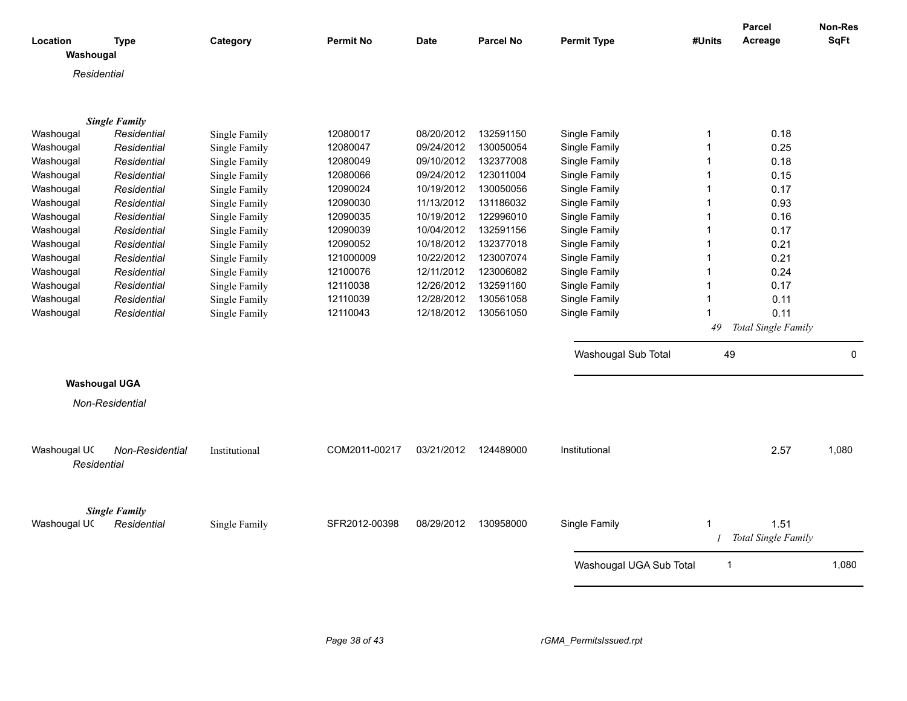| Location | Type | Category | Permit No | Date | Parcel No | Permit Type | #Units | Parcel Acreage | Non-Res SqFt |
|---|---|---|---|---|---|---|---|---|---|
| **Washougal** | | | | | | | | | |
| *Residential* | | | | | | | | | |
| ***Single Family*** | | | | | | | | | |
| Washougal | *Residential* | Single Family | 12080017 | 08/20/2012 | 132591150 | Single Family | 1 | 0.18 | |
| Washougal | *Residential* | Single Family | 12080047 | 09/24/2012 | 130050054 | Single Family | 1 | 0.25 | |
| Washougal | *Residential* | Single Family | 12080049 | 09/10/2012 | 132377008 | Single Family | 1 | 0.18 | |
| Washougal | *Residential* | Single Family | 12080066 | 09/24/2012 | 123011004 | Single Family | 1 | 0.15 | |
| Washougal | *Residential* | Single Family | 12090024 | 10/19/2012 | 130050056 | Single Family | 1 | 0.17 | |
| Washougal | *Residential* | Single Family | 12090030 | 11/13/2012 | 131186032 | Single Family | 1 | 0.93 | |
| Washougal | *Residential* | Single Family | 12090035 | 10/19/2012 | 122996010 | Single Family | 1 | 0.16 | |
| Washougal | *Residential* | Single Family | 12090039 | 10/04/2012 | 132591156 | Single Family | 1 | 0.17 | |
| Washougal | *Residential* | Single Family | 12090052 | 10/18/2012 | 132377018 | Single Family | 1 | 0.21 | |
| Washougal | *Residential* | Single Family | 121000009 | 10/22/2012 | 123007074 | Single Family | 1 | 0.21 | |
| Washougal | *Residential* | Single Family | 12100076 | 12/11/2012 | 123006082 | Single Family | 1 | 0.24 | |
| Washougal | *Residential* | Single Family | 12110038 | 12/26/2012 | 132591160 | Single Family | 1 | 0.17 | |
| Washougal | *Residential* | Single Family | 12110039 | 12/28/2012 | 130561058 | Single Family | 1 | 0.11 | |
| Washougal | *Residential* | Single Family | 12110043 | 12/18/2012 | 130561050 | Single Family | 1 | 0.11 | |
| | | | | | | | *49* | *Total Single Family* | |
| | | | | | | Washougal Sub Total | 49 | | 0 |
| **Washougal UGA** | | | | | | | | | |
| *Non-Residential* | | | | | | | | | |
| Washougal UC | *Non-Residential* | Institutional | COM2011-00217 | 03/21/2012 | 124489000 | Institutional | | 2.57 | 1,080 |
| *Residential* | | | | | | | | | |
| ***Single Family*** | | | | | | | | | |
| Washougal UC | *Residential* | Single Family | SFR2012-00398 | 08/29/2012 | 130958000 | Single Family | 1 | 1.51 | |
| | | | | | | | *1* | *Total Single Family* | |
| | | | | | | Washougal UGA Sub Total | 1 | | 1,080 |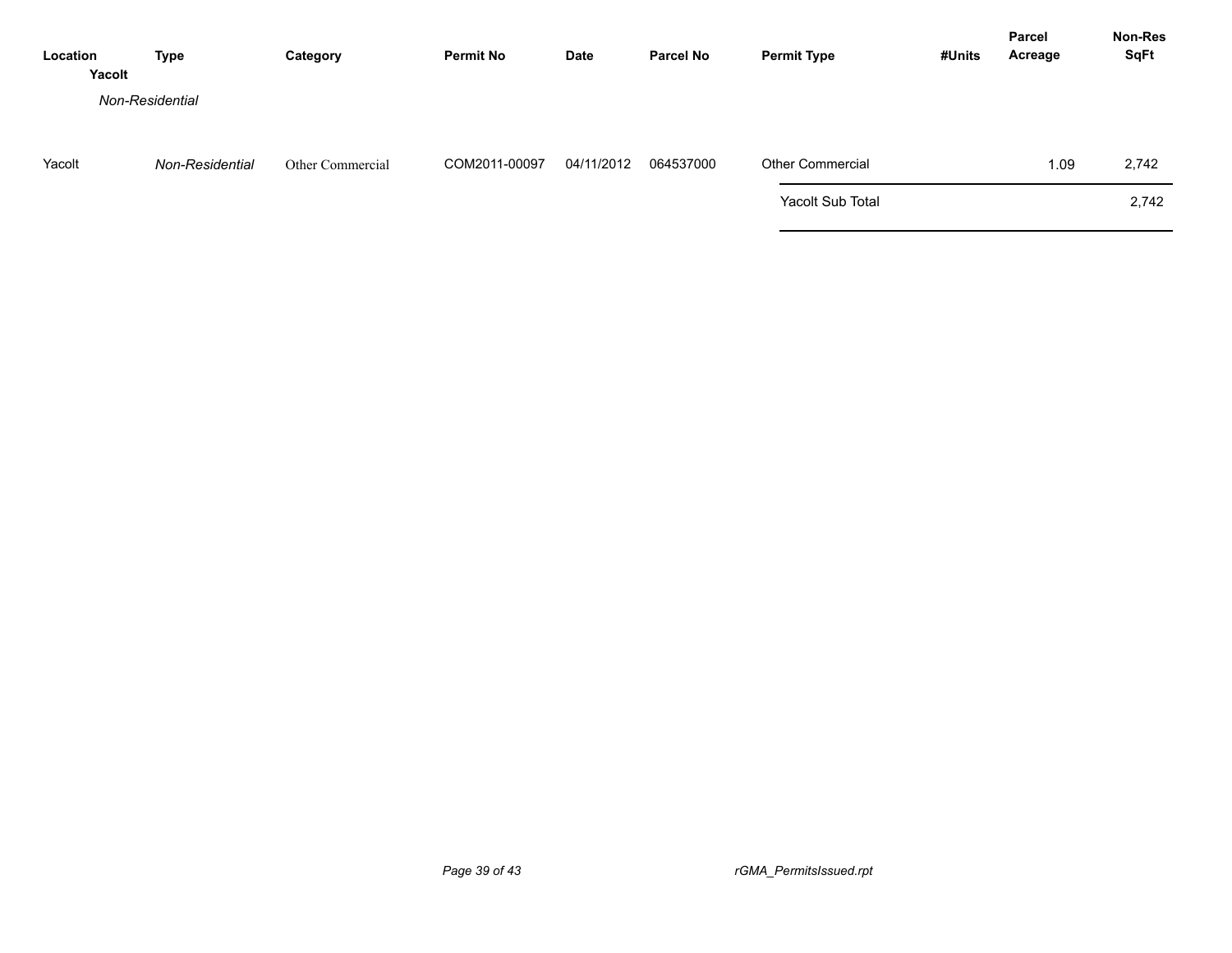| Location | Type | Category | Permit No | Date | Parcel No | Permit Type | #Units | Parcel Acreage | Non-Res SqFt |
|---|---|---|---|---|---|---|---|---|---|
| **Yacolt** | | | | | | | | | |
| *Non-Residential* | | | | | | | | | |
| Yacolt | *Non-Residential* | Other Commercial | COM2011-00097 | 04/11/2012 | 064537000 | Other Commercial | | 1.09 | 2,742 |
| | | | | | | Yacolt Sub Total | | | 2,742 |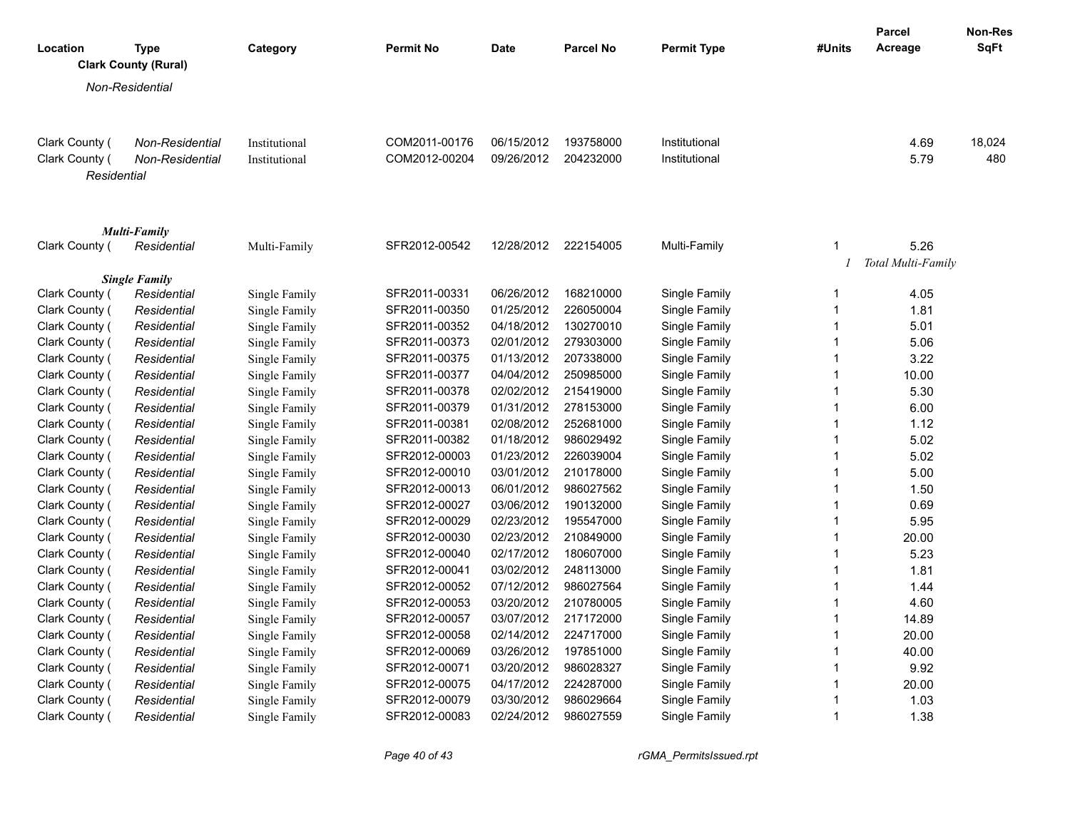| Location | Type | Category | Permit No | Date | Parcel No | Permit Type | #Units | Parcel Acreage | Non-Res SqFt |
|---|---|---|---|---|---|---|---|---|---|
| **Clark County (Rural)** | | | | | | | | | |
| *Non-Residential* | | | | | | | | | |
| Clark County ( | *Non-Residential* | Institutional | COM2011-00176 | 06/15/2012 | 193758000 | Institutional | | 4.69 | 18,024 |
| Clark County ( | *Non-Residential* | Institutional | COM2012-00204 | 09/26/2012 | 204232000 | Institutional | | 5.79 | 480 |
| *Residential* | | | | | | | | | |
| ***Multi-Family*** | | | | | | | | | |
| Clark County ( | *Residential* | Multi-Family | SFR2012-00542 | 12/28/2012 | 222154005 | Multi-Family | 1 | 5.26 | |
| | | | | | | | *1* | *Total Multi-Family* | |
| ***Single Family*** | | | | | | | | | |
| Clark County ( | *Residential* | Single Family | SFR2011-00331 | 06/26/2012 | 168210000 | Single Family | 1 | 4.05 | |
| Clark County ( | *Residential* | Single Family | SFR2011-00350 | 01/25/2012 | 226050004 | Single Family | 1 | 1.81 | |
| Clark County ( | *Residential* | Single Family | SFR2011-00352 | 04/18/2012 | 130270010 | Single Family | 1 | 5.01 | |
| Clark County ( | *Residential* | Single Family | SFR2011-00373 | 02/01/2012 | 279303000 | Single Family | 1 | 5.06 | |
| Clark County ( | *Residential* | Single Family | SFR2011-00375 | 01/13/2012 | 207338000 | Single Family | 1 | 3.22 | |
| Clark County ( | *Residential* | Single Family | SFR2011-00377 | 04/04/2012 | 250985000 | Single Family | 1 | 10.00 | |
| Clark County ( | *Residential* | Single Family | SFR2011-00378 | 02/02/2012 | 215419000 | Single Family | 1 | 5.30 | |
| Clark County ( | *Residential* | Single Family | SFR2011-00379 | 01/31/2012 | 278153000 | Single Family | 1 | 6.00 | |
| Clark County ( | *Residential* | Single Family | SFR2011-00381 | 02/08/2012 | 252681000 | Single Family | 1 | 1.12 | |
| Clark County ( | *Residential* | Single Family | SFR2011-00382 | 01/18/2012 | 986029492 | Single Family | 1 | 5.02 | |
| Clark County ( | *Residential* | Single Family | SFR2012-00003 | 01/23/2012 | 226039004 | Single Family | 1 | 5.02 | |
| Clark County ( | *Residential* | Single Family | SFR2012-00010 | 03/01/2012 | 210178000 | Single Family | 1 | 5.00 | |
| Clark County ( | *Residential* | Single Family | SFR2012-00013 | 06/01/2012 | 986027562 | Single Family | 1 | 1.50 | |
| Clark County ( | *Residential* | Single Family | SFR2012-00027 | 03/06/2012 | 190132000 | Single Family | 1 | 0.69 | |
| Clark County ( | *Residential* | Single Family | SFR2012-00029 | 02/23/2012 | 195547000 | Single Family | 1 | 5.95 | |
| Clark County ( | *Residential* | Single Family | SFR2012-00030 | 02/23/2012 | 210849000 | Single Family | 1 | 20.00 | |
| Clark County ( | *Residential* | Single Family | SFR2012-00040 | 02/17/2012 | 180607000 | Single Family | 1 | 5.23 | |
| Clark County ( | *Residential* | Single Family | SFR2012-00041 | 03/02/2012 | 248113000 | Single Family | 1 | 1.81 | |
| Clark County ( | *Residential* | Single Family | SFR2012-00052 | 07/12/2012 | 986027564 | Single Family | 1 | 1.44 | |
| Clark County ( | *Residential* | Single Family | SFR2012-00053 | 03/20/2012 | 210780005 | Single Family | 1 | 4.60 | |
| Clark County ( | *Residential* | Single Family | SFR2012-00057 | 03/07/2012 | 217172000 | Single Family | 1 | 14.89 | |
| Clark County ( | *Residential* | Single Family | SFR2012-00058 | 02/14/2012 | 224717000 | Single Family | 1 | 20.00 | |
| Clark County ( | *Residential* | Single Family | SFR2012-00069 | 03/26/2012 | 197851000 | Single Family | 1 | 40.00 | |
| Clark County ( | *Residential* | Single Family | SFR2012-00071 | 03/20/2012 | 986028327 | Single Family | 1 | 9.92 | |
| Clark County ( | *Residential* | Single Family | SFR2012-00075 | 04/17/2012 | 224287000 | Single Family | 1 | 20.00 | |
| Clark County ( | *Residential* | Single Family | SFR2012-00079 | 03/30/2012 | 986029664 | Single Family | 1 | 1.03 | |
| Clark County ( | *Residential* | Single Family | SFR2012-00083 | 02/24/2012 | 986027559 | Single Family | 1 | 1.38 | |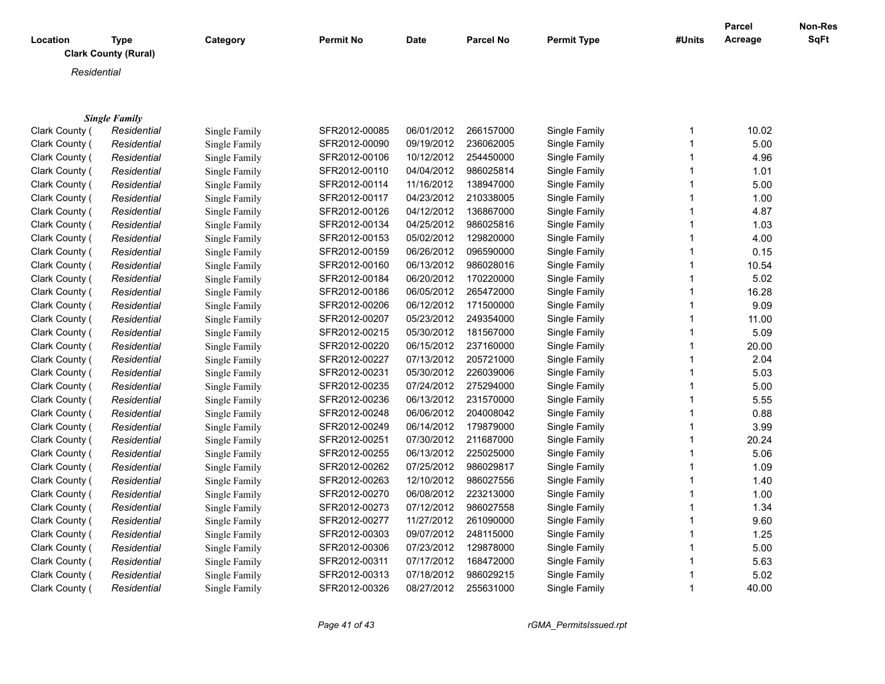| Location | Type | Category | Permit No | Date | Parcel No | Permit Type | #Units | Parcel Acreage | Non-Res SqFt |
|---|---|---|---|---|---|---|---|---|---|

**Clark County (Rural)**

*Residential*

***Single Family***

| Location | Type | Category | Permit No | Date | Parcel No | Permit Type | #Units | Parcel Acreage | Non-Res SqFt |
|---|---|---|---|---|---|---|---|---|---|
| Clark County ( | *Residential* | Single Family | SFR2012-00085 | 06/01/2012 | 266157000 | Single Family | 1 | 10.02 | |
| Clark County ( | *Residential* | Single Family | SFR2012-00090 | 09/19/2012 | 236062005 | Single Family | 1 | 5.00 | |
| Clark County ( | *Residential* | Single Family | SFR2012-00106 | 10/12/2012 | 254450000 | Single Family | 1 | 4.96 | |
| Clark County ( | *Residential* | Single Family | SFR2012-00110 | 04/04/2012 | 986025814 | Single Family | 1 | 1.01 | |
| Clark County ( | *Residential* | Single Family | SFR2012-00114 | 11/16/2012 | 138947000 | Single Family | 1 | 5.00 | |
| Clark County ( | *Residential* | Single Family | SFR2012-00117 | 04/23/2012 | 210338005 | Single Family | 1 | 1.00 | |
| Clark County ( | *Residential* | Single Family | SFR2012-00126 | 04/12/2012 | 136867000 | Single Family | 1 | 4.87 | |
| Clark County ( | *Residential* | Single Family | SFR2012-00134 | 04/25/2012 | 986025816 | Single Family | 1 | 1.03 | |
| Clark County ( | *Residential* | Single Family | SFR2012-00153 | 05/02/2012 | 129820000 | Single Family | 1 | 4.00 | |
| Clark County ( | *Residential* | Single Family | SFR2012-00159 | 06/26/2012 | 096590000 | Single Family | 1 | 0.15 | |
| Clark County ( | *Residential* | Single Family | SFR2012-00160 | 06/13/2012 | 986028016 | Single Family | 1 | 10.54 | |
| Clark County ( | *Residential* | Single Family | SFR2012-00184 | 06/20/2012 | 170220000 | Single Family | 1 | 5.02 | |
| Clark County ( | *Residential* | Single Family | SFR2012-00186 | 06/05/2012 | 265472000 | Single Family | 1 | 16.28 | |
| Clark County ( | *Residential* | Single Family | SFR2012-00206 | 06/12/2012 | 171500000 | Single Family | 1 | 9.09 | |
| Clark County ( | *Residential* | Single Family | SFR2012-00207 | 05/23/2012 | 249354000 | Single Family | 1 | 11.00 | |
| Clark County ( | *Residential* | Single Family | SFR2012-00215 | 05/30/2012 | 181567000 | Single Family | 1 | 5.09 | |
| Clark County ( | *Residential* | Single Family | SFR2012-00220 | 06/15/2012 | 237160000 | Single Family | 1 | 20.00 | |
| Clark County ( | *Residential* | Single Family | SFR2012-00227 | 07/13/2012 | 205721000 | Single Family | 1 | 2.04 | |
| Clark County ( | *Residential* | Single Family | SFR2012-00231 | 05/30/2012 | 226039006 | Single Family | 1 | 5.03 | |
| Clark County ( | *Residential* | Single Family | SFR2012-00235 | 07/24/2012 | 275294000 | Single Family | 1 | 5.00 | |
| Clark County ( | *Residential* | Single Family | SFR2012-00236 | 06/13/2012 | 231570000 | Single Family | 1 | 5.55 | |
| Clark County ( | *Residential* | Single Family | SFR2012-00248 | 06/06/2012 | 204008042 | Single Family | 1 | 0.88 | |
| Clark County ( | *Residential* | Single Family | SFR2012-00249 | 06/14/2012 | 179879000 | Single Family | 1 | 3.99 | |
| Clark County ( | *Residential* | Single Family | SFR2012-00251 | 07/30/2012 | 211687000 | Single Family | 1 | 20.24 | |
| Clark County ( | *Residential* | Single Family | SFR2012-00255 | 06/13/2012 | 225025000 | Single Family | 1 | 5.06 | |
| Clark County ( | *Residential* | Single Family | SFR2012-00262 | 07/25/2012 | 986029817 | Single Family | 1 | 1.09 | |
| Clark County ( | *Residential* | Single Family | SFR2012-00263 | 12/10/2012 | 986027556 | Single Family | 1 | 1.40 | |
| Clark County ( | *Residential* | Single Family | SFR2012-00270 | 06/08/2012 | 223213000 | Single Family | 1 | 1.00 | |
| Clark County ( | *Residential* | Single Family | SFR2012-00273 | 07/12/2012 | 986027558 | Single Family | 1 | 1.34 | |
| Clark County ( | *Residential* | Single Family | SFR2012-00277 | 11/27/2012 | 261090000 | Single Family | 1 | 9.60 | |
| Clark County ( | *Residential* | Single Family | SFR2012-00303 | 09/07/2012 | 248115000 | Single Family | 1 | 1.25 | |
| Clark County ( | *Residential* | Single Family | SFR2012-00306 | 07/23/2012 | 129878000 | Single Family | 1 | 5.00 | |
| Clark County ( | *Residential* | Single Family | SFR2012-00311 | 07/17/2012 | 168472000 | Single Family | 1 | 5.63 | |
| Clark County ( | *Residential* | Single Family | SFR2012-00313 | 07/18/2012 | 986029215 | Single Family | 1 | 5.02 | |
| Clark County ( | *Residential* | Single Family | SFR2012-00326 | 08/27/2012 | 255631000 | Single Family | 1 | 40.00 | |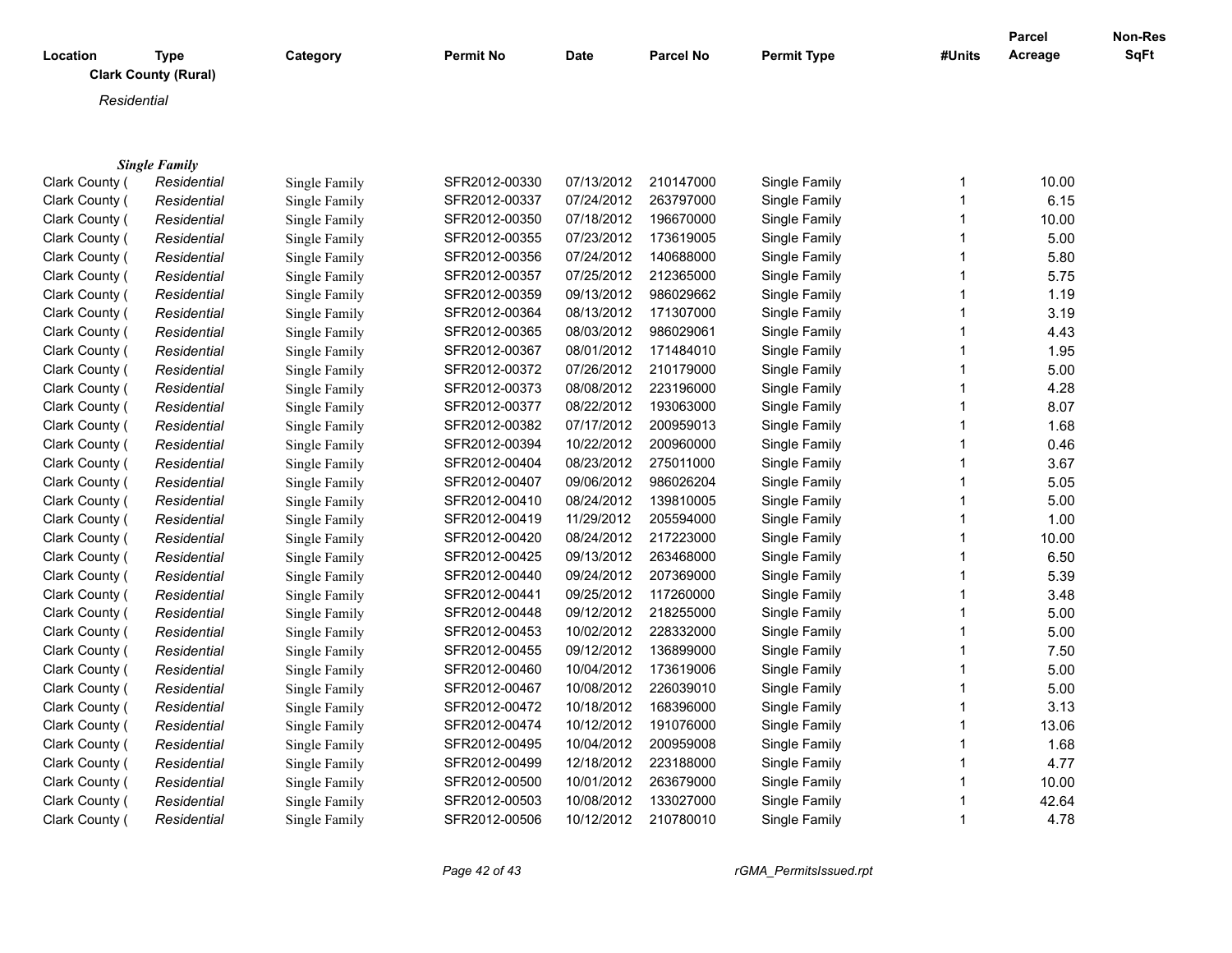**Clark County (Rural)**

*Residential*

***Single Family***

| Location | Type | Category | Permit No | Date | Parcel No | Permit Type | #Units | Parcel Acreage | Non-Res SqFt |
|---|---|---|---|---|---|---|---|---|---|
| Clark County ( | Residential | Single Family | SFR2012-00330 | 07/13/2012 | 210147000 | Single Family | 1 | 10.00 | |
| Clark County ( | Residential | Single Family | SFR2012-00337 | 07/24/2012 | 263797000 | Single Family | 1 | 6.15 | |
| Clark County ( | Residential | Single Family | SFR2012-00350 | 07/18/2012 | 196670000 | Single Family | 1 | 10.00 | |
| Clark County ( | Residential | Single Family | SFR2012-00355 | 07/23/2012 | 173619005 | Single Family | 1 | 5.00 | |
| Clark County ( | Residential | Single Family | SFR2012-00356 | 07/24/2012 | 140688000 | Single Family | 1 | 5.80 | |
| Clark County ( | Residential | Single Family | SFR2012-00357 | 07/25/2012 | 212365000 | Single Family | 1 | 5.75 | |
| Clark County ( | Residential | Single Family | SFR2012-00359 | 09/13/2012 | 986029662 | Single Family | 1 | 1.19 | |
| Clark County ( | Residential | Single Family | SFR2012-00364 | 08/13/2012 | 171307000 | Single Family | 1 | 3.19 | |
| Clark County ( | Residential | Single Family | SFR2012-00365 | 08/03/2012 | 986029061 | Single Family | 1 | 4.43 | |
| Clark County ( | Residential | Single Family | SFR2012-00367 | 08/01/2012 | 171484010 | Single Family | 1 | 1.95 | |
| Clark County ( | Residential | Single Family | SFR2012-00372 | 07/26/2012 | 210179000 | Single Family | 1 | 5.00 | |
| Clark County ( | Residential | Single Family | SFR2012-00373 | 08/08/2012 | 223196000 | Single Family | 1 | 4.28 | |
| Clark County ( | Residential | Single Family | SFR2012-00377 | 08/22/2012 | 193063000 | Single Family | 1 | 8.07 | |
| Clark County ( | Residential | Single Family | SFR2012-00382 | 07/17/2012 | 200959013 | Single Family | 1 | 1.68 | |
| Clark County ( | Residential | Single Family | SFR2012-00394 | 10/22/2012 | 200960000 | Single Family | 1 | 0.46 | |
| Clark County ( | Residential | Single Family | SFR2012-00404 | 08/23/2012 | 275011000 | Single Family | 1 | 3.67 | |
| Clark County ( | Residential | Single Family | SFR2012-00407 | 09/06/2012 | 986026204 | Single Family | 1 | 5.05 | |
| Clark County ( | Residential | Single Family | SFR2012-00410 | 08/24/2012 | 139810005 | Single Family | 1 | 5.00 | |
| Clark County ( | Residential | Single Family | SFR2012-00419 | 11/29/2012 | 205594000 | Single Family | 1 | 1.00 | |
| Clark County ( | Residential | Single Family | SFR2012-00420 | 08/24/2012 | 217223000 | Single Family | 1 | 10.00 | |
| Clark County ( | Residential | Single Family | SFR2012-00425 | 09/13/2012 | 263468000 | Single Family | 1 | 6.50 | |
| Clark County ( | Residential | Single Family | SFR2012-00440 | 09/24/2012 | 207369000 | Single Family | 1 | 5.39 | |
| Clark County ( | Residential | Single Family | SFR2012-00441 | 09/25/2012 | 117260000 | Single Family | 1 | 3.48 | |
| Clark County ( | Residential | Single Family | SFR2012-00448 | 09/12/2012 | 218255000 | Single Family | 1 | 5.00 | |
| Clark County ( | Residential | Single Family | SFR2012-00453 | 10/02/2012 | 228332000 | Single Family | 1 | 5.00 | |
| Clark County ( | Residential | Single Family | SFR2012-00455 | 09/12/2012 | 136899000 | Single Family | 1 | 7.50 | |
| Clark County ( | Residential | Single Family | SFR2012-00460 | 10/04/2012 | 173619006 | Single Family | 1 | 5.00 | |
| Clark County ( | Residential | Single Family | SFR2012-00467 | 10/08/2012 | 226039010 | Single Family | 1 | 5.00 | |
| Clark County ( | Residential | Single Family | SFR2012-00472 | 10/18/2012 | 168396000 | Single Family | 1 | 3.13 | |
| Clark County ( | Residential | Single Family | SFR2012-00474 | 10/12/2012 | 191076000 | Single Family | 1 | 13.06 | |
| Clark County ( | Residential | Single Family | SFR2012-00495 | 10/04/2012 | 200959008 | Single Family | 1 | 1.68 | |
| Clark County ( | Residential | Single Family | SFR2012-00499 | 12/18/2012 | 223188000 | Single Family | 1 | 4.77 | |
| Clark County ( | Residential | Single Family | SFR2012-00500 | 10/01/2012 | 263679000 | Single Family | 1 | 10.00 | |
| Clark County ( | Residential | Single Family | SFR2012-00503 | 10/08/2012 | 133027000 | Single Family | 1 | 42.64 | |
| Clark County ( | Residential | Single Family | SFR2012-00506 | 10/12/2012 | 210780010 | Single Family | 1 | 4.78 | |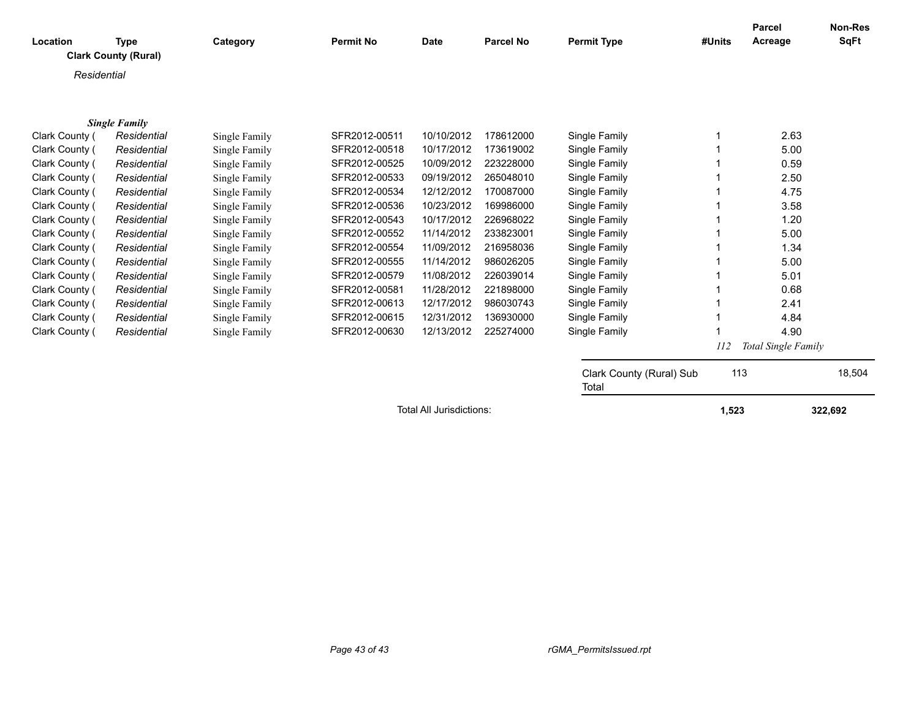| Location | Type | Category | Permit No | Date | Parcel No | Permit Type | #Units | Parcel Acreage | Non-Res SqFt |
|---|---|---|---|---|---|---|---|---|---|

**Clark County (Rural)**

*Residential*

***Single Family***

| Location | Type | Category | Permit No | Date | Parcel No | Permit Type | #Units | Parcel Acreage | Non-Res SqFt |
|---|---|---|---|---|---|---|---|---|---|
| Clark County ( | *Residential* | Single Family | SFR2012-00511 | 10/10/2012 | 178612000 | Single Family | 1 | 2.63 | |
| Clark County ( | *Residential* | Single Family | SFR2012-00518 | 10/17/2012 | 173619002 | Single Family | 1 | 5.00 | |
| Clark County ( | *Residential* | Single Family | SFR2012-00525 | 10/09/2012 | 223228000 | Single Family | 1 | 0.59 | |
| Clark County ( | *Residential* | Single Family | SFR2012-00533 | 09/19/2012 | 265048010 | Single Family | 1 | 2.50 | |
| Clark County ( | *Residential* | Single Family | SFR2012-00534 | 12/12/2012 | 170087000 | Single Family | 1 | 4.75 | |
| Clark County ( | *Residential* | Single Family | SFR2012-00536 | 10/23/2012 | 169986000 | Single Family | 1 | 3.58 | |
| Clark County ( | *Residential* | Single Family | SFR2012-00543 | 10/17/2012 | 226968022 | Single Family | 1 | 1.20 | |
| Clark County ( | *Residential* | Single Family | SFR2012-00552 | 11/14/2012 | 233823001 | Single Family | 1 | 5.00 | |
| Clark County ( | *Residential* | Single Family | SFR2012-00554 | 11/09/2012 | 216958036 | Single Family | 1 | 1.34 | |
| Clark County ( | *Residential* | Single Family | SFR2012-00555 | 11/14/2012 | 986026205 | Single Family | 1 | 5.00 | |
| Clark County ( | *Residential* | Single Family | SFR2012-00579 | 11/08/2012 | 226039014 | Single Family | 1 | 5.01 | |
| Clark County ( | *Residential* | Single Family | SFR2012-00581 | 11/28/2012 | 221898000 | Single Family | 1 | 0.68 | |
| Clark County ( | *Residential* | Single Family | SFR2012-00613 | 12/17/2012 | 986030743 | Single Family | 1 | 2.41 | |
| Clark County ( | *Residential* | Single Family | SFR2012-00615 | 12/31/2012 | 136930000 | Single Family | 1 | 4.84 | |
| Clark County ( | *Residential* | Single Family | SFR2012-00630 | 12/13/2012 | 225274000 | Single Family | 1 | 4.90 | |
| | | | | | | | *112* | *Total Single Family* | |
| | | | | | | Clark County (Rural) Sub Total | 113 | | 18,504 |
| | | | | Total All Jurisdictions: | | | **1,523** | | **322,692** |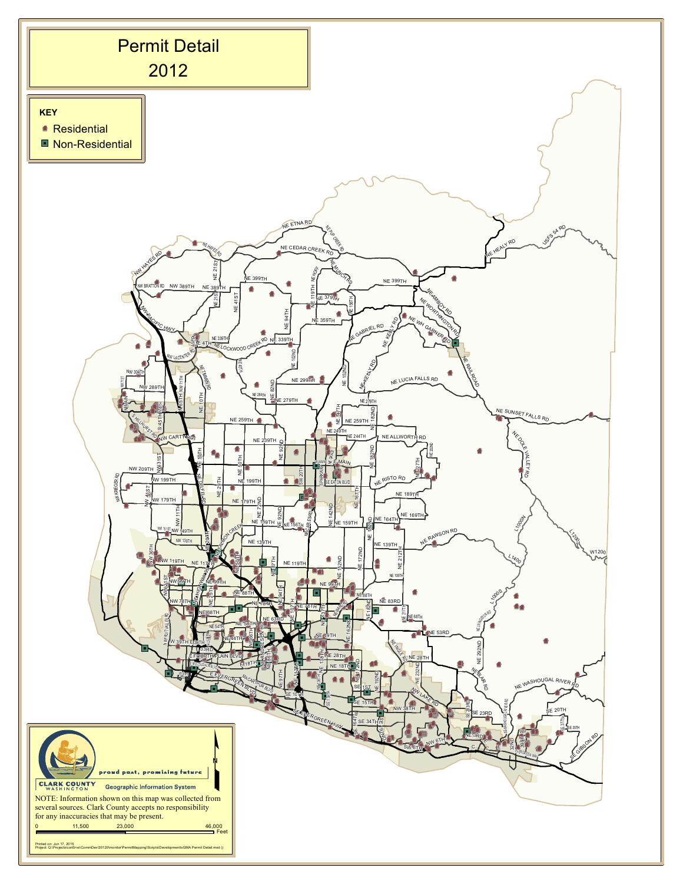# Permit Detail 2012

**KEY**

- Residential
- Non-Residential

CLARK COUNTY WASHINGTON

proud past, promising future

Geographic Information System

NOTE: Information shown on this map was collected from several sources. Clark County accepts no responsibility for any inaccuracies that may be present.

0 11,500 23,000 46,000 Feet

Printed on: Jun 17, 2015
Project: Q:\Projects\conSrw\CommDev\2012\monitor\PermitMapping\Scripts\Developments\GMA Permit Detail.mxd ()